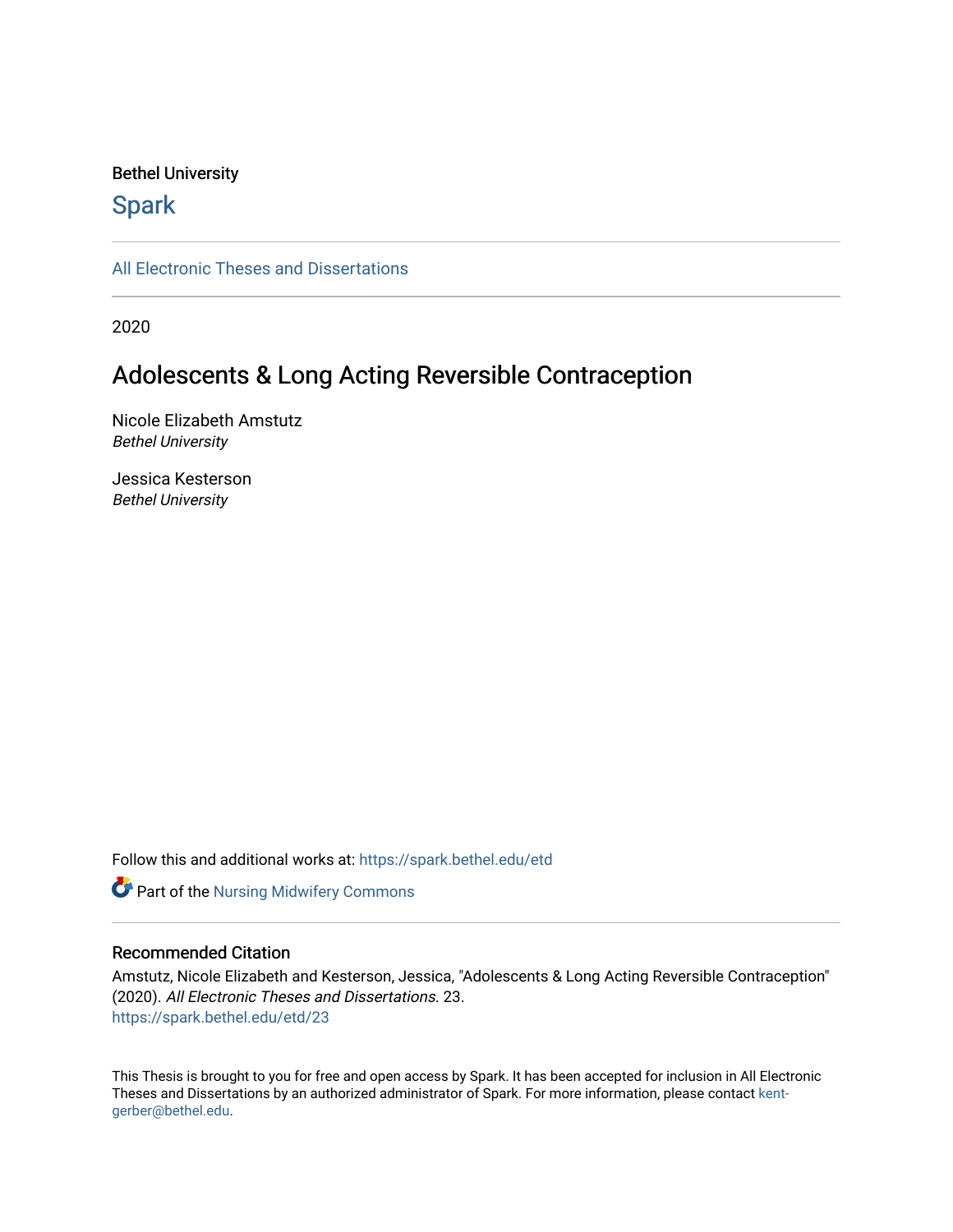Bethel University

## Spark

All Electronic Theses and Dissertations

2020

# Adolescents & Long Acting Reversible Contraception

Nicole Elizabeth Amstutz
*Bethel University*

Jessica Kesterson
*Bethel University*

Follow this and additional works at: https://spark.bethel.edu/etd

Part of the Nursing Midwifery Commons

### Recommended Citation

Amstutz, Nicole Elizabeth and Kesterson, Jessica, "Adolescents & Long Acting Reversible Contraception" (2020). *All Electronic Theses and Dissertations*. 23.
https://spark.bethel.edu/etd/23

This Thesis is brought to you for free and open access by Spark. It has been accepted for inclusion in All Electronic Theses and Dissertations by an authorized administrator of Spark. For more information, please contact kent-gerber@bethel.edu.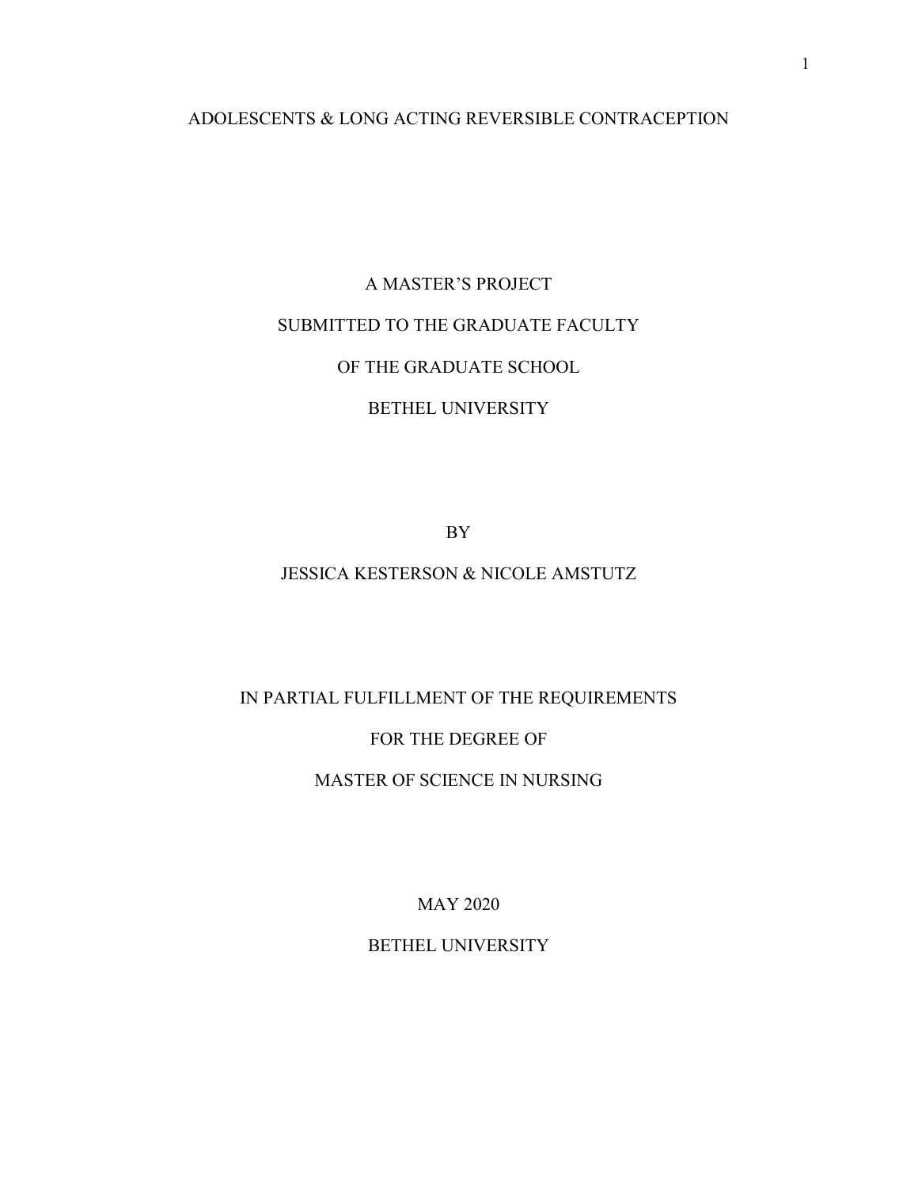# ADOLESCENTS & LONG ACTING REVERSIBLE CONTRACEPTION

A MASTER'S PROJECT

SUBMITTED TO THE GRADUATE FACULTY

OF THE GRADUATE SCHOOL

BETHEL UNIVERSITY

BY

JESSICA KESTERSON & NICOLE AMSTUTZ

IN PARTIAL FULFILLMENT OF THE REQUIREMENTS

FOR THE DEGREE OF

MASTER OF SCIENCE IN NURSING

MAY 2020

BETHEL UNIVERSITY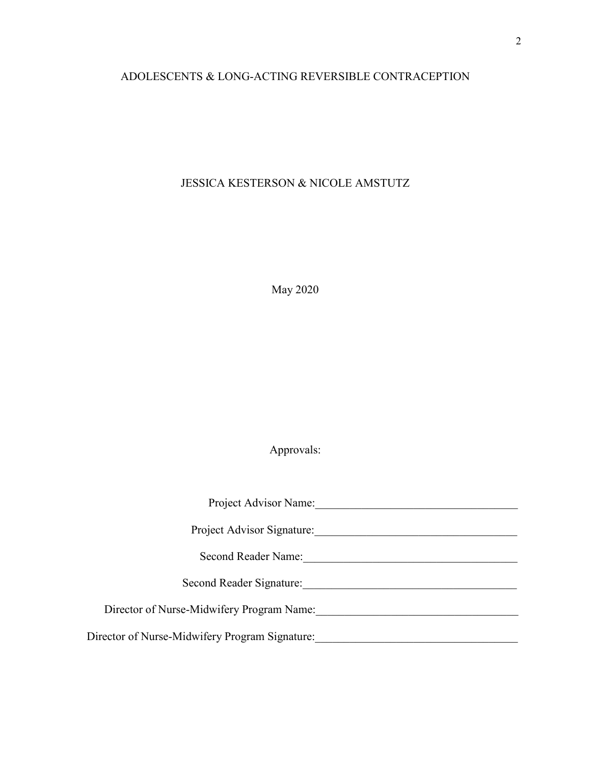ADOLESCENTS & LONG-ACTING REVERSIBLE CONTRACEPTION

JESSICA KESTERSON & NICOLE AMSTUTZ

May 2020

Approvals:

Project Advisor Name:___________________________________

Project Advisor Signature:___________________________________

Second Reader Name:_____________________________________

Second Reader Signature:_____________________________________

Director of Nurse-Midwifery Program Name:___________________________________

Director of Nurse-Midwifery Program Signature:___________________________________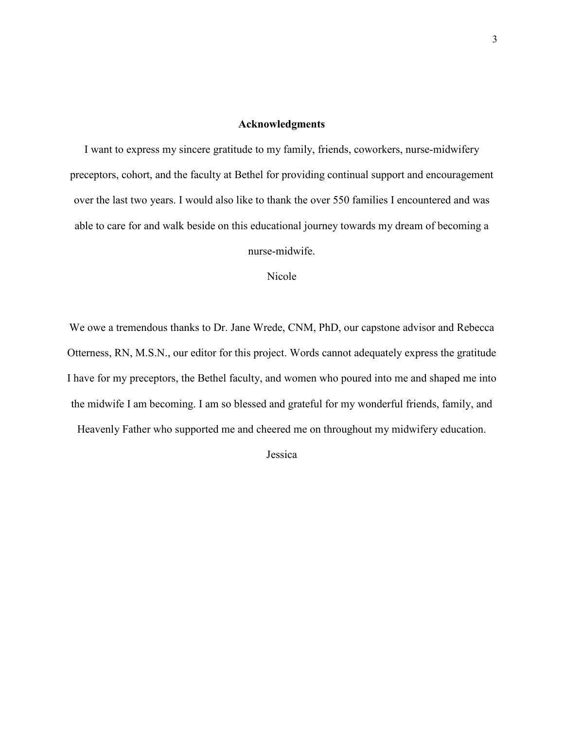## Acknowledgments

I want to express my sincere gratitude to my family, friends, coworkers, nurse-midwifery preceptors, cohort, and the faculty at Bethel for providing continual support and encouragement over the last two years. I would also like to thank the over 550 families I encountered and was able to care for and walk beside on this educational journey towards my dream of becoming a nurse-midwife.

Nicole

We owe a tremendous thanks to Dr. Jane Wrede, CNM, PhD, our capstone advisor and Rebecca Otterness, RN, M.S.N., our editor for this project. Words cannot adequately express the gratitude I have for my preceptors, the Bethel faculty, and women who poured into me and shaped me into the midwife I am becoming. I am so blessed and grateful for my wonderful friends, family, and Heavenly Father who supported me and cheered me on throughout my midwifery education.

Jessica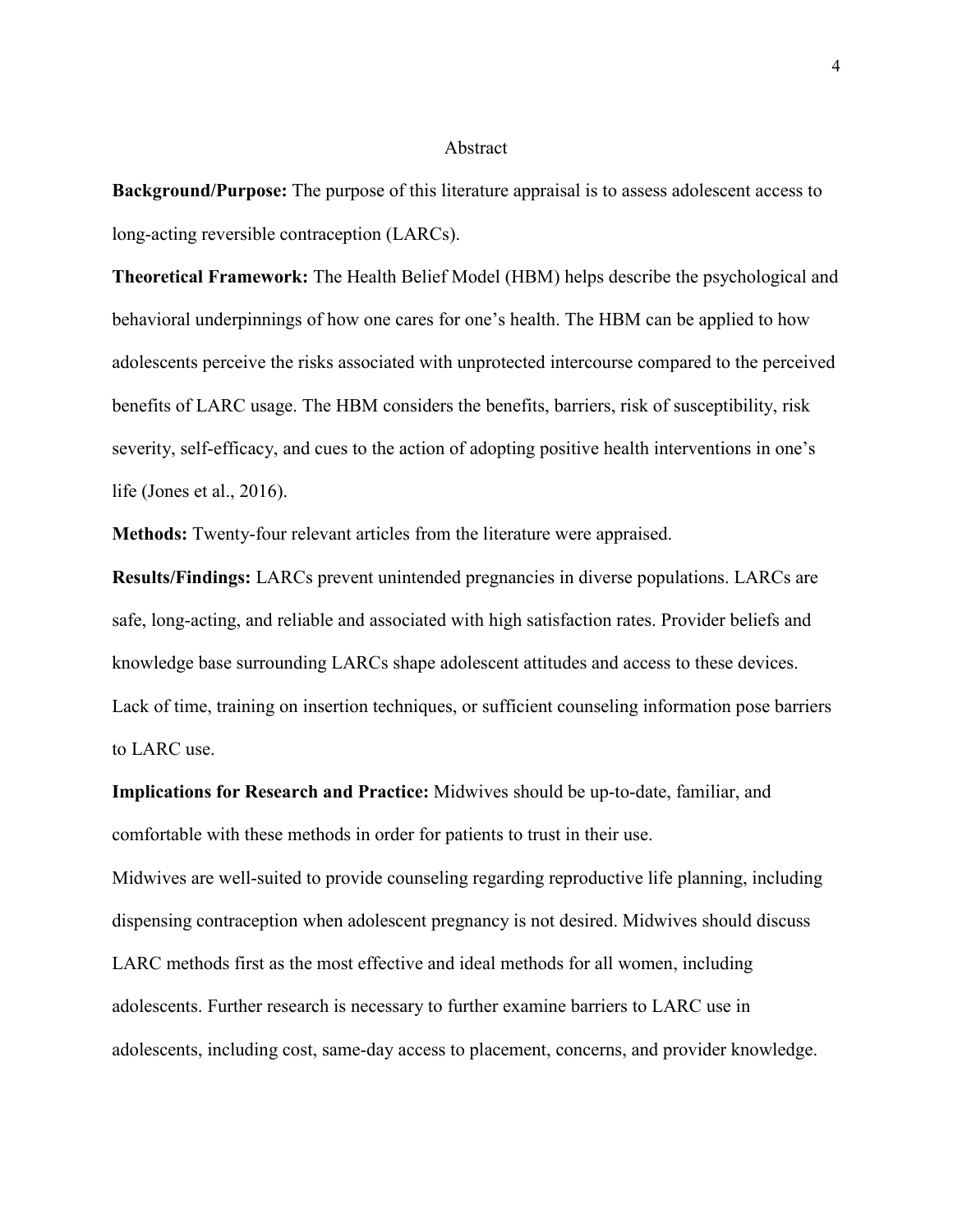# Abstract

**Background/Purpose:** The purpose of this literature appraisal is to assess adolescent access to long-acting reversible contraception (LARCs).

**Theoretical Framework:** The Health Belief Model (HBM) helps describe the psychological and behavioral underpinnings of how one cares for one's health. The HBM can be applied to how adolescents perceive the risks associated with unprotected intercourse compared to the perceived benefits of LARC usage. The HBM considers the benefits, barriers, risk of susceptibility, risk severity, self-efficacy, and cues to the action of adopting positive health interventions in one's life (Jones et al., 2016).

**Methods:** Twenty-four relevant articles from the literature were appraised.

**Results/Findings:** LARCs prevent unintended pregnancies in diverse populations. LARCs are safe, long-acting, and reliable and associated with high satisfaction rates. Provider beliefs and knowledge base surrounding LARCs shape adolescent attitudes and access to these devices. Lack of time, training on insertion techniques, or sufficient counseling information pose barriers to LARC use.

**Implications for Research and Practice:** Midwives should be up-to-date, familiar, and comfortable with these methods in order for patients to trust in their use.

Midwives are well-suited to provide counseling regarding reproductive life planning, including dispensing contraception when adolescent pregnancy is not desired. Midwives should discuss LARC methods first as the most effective and ideal methods for all women, including adolescents. Further research is necessary to further examine barriers to LARC use in adolescents, including cost, same-day access to placement, concerns, and provider knowledge.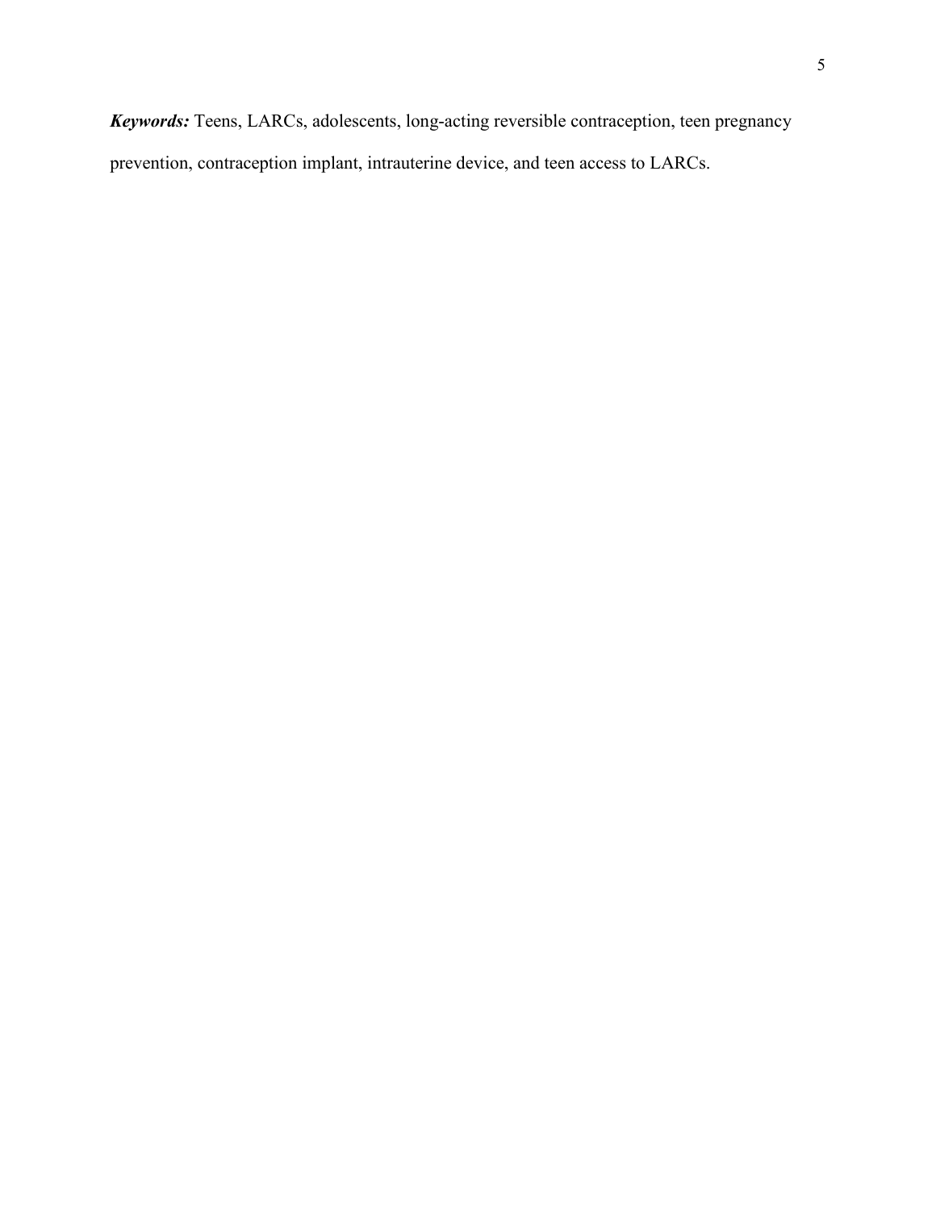***Keywords:*** Teens, LARCs, adolescents, long-acting reversible contraception, teen pregnancy prevention, contraception implant, intrauterine device, and teen access to LARCs.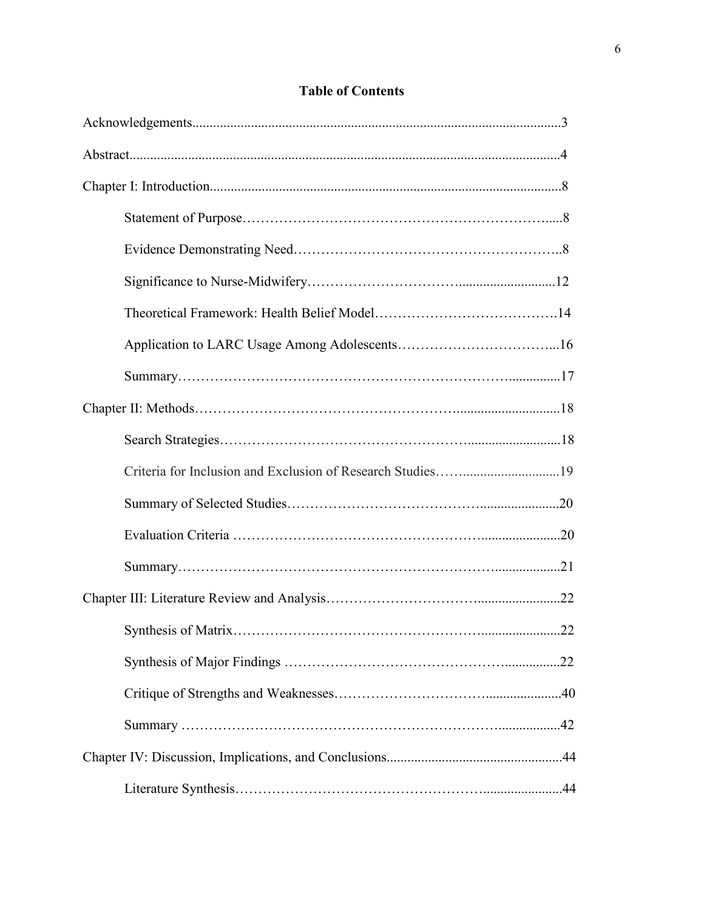## Table of Contents

Acknowledgements....................................................................................................3

Abstract....................................................................................................................4

Chapter I: Introduction..............................................................................................8

  Statement of Purpose……………………………………………………….....8

  Evidence Demonstrating Need………………………………………………..8

  Significance to Nurse-Midwifery…………………………...........................12

  Theoretical Framework: Health Belief Model………………………………..14

  Application to LARC Usage Among Adolescents…………………………...16

  Summary…………………………………………………………….............17

Chapter II: Methods………………………………………….............................18

  Search Strategies…………………………………………..........................18

  Criteria for Inclusion and Exclusion of Research Studies……...........................19

  Summary of Selected Studies…………………………………......................20

  Evaluation Criteria ……………………………………………......................20

  Summary………………………………………………………...................21

Chapter III: Literature Review and Analysis…………………………........................22

  Synthesis of Matrix…………………………………………….......................22

  Synthesis of Major Findings ……………………………………….................22

  Critique of Strengths and Weaknesses…………………………......................40

  Summary ……………………………………………………….................42

Chapter IV: Discussion, Implications, and Conclusions...................................................44

  Literature Synthesis…………………………………………….......................44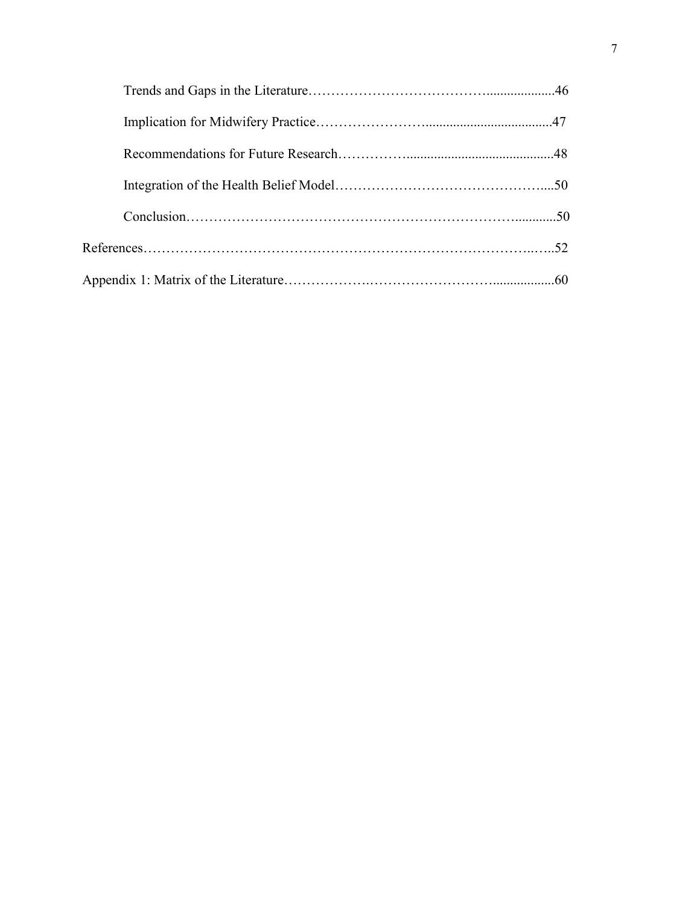Trends and Gaps in the Literature……………………………………....................46

Implication for Midwifery Practice…………………….....................................47

Recommendations for Future Research……………...........................................48

Integration of the Health Belief Model………………………………………....50

Conclusion……………………………………………………………….............50

References…………………………………………………………………………..…..52

Appendix 1: Matrix of the Literature……………….………………………..................60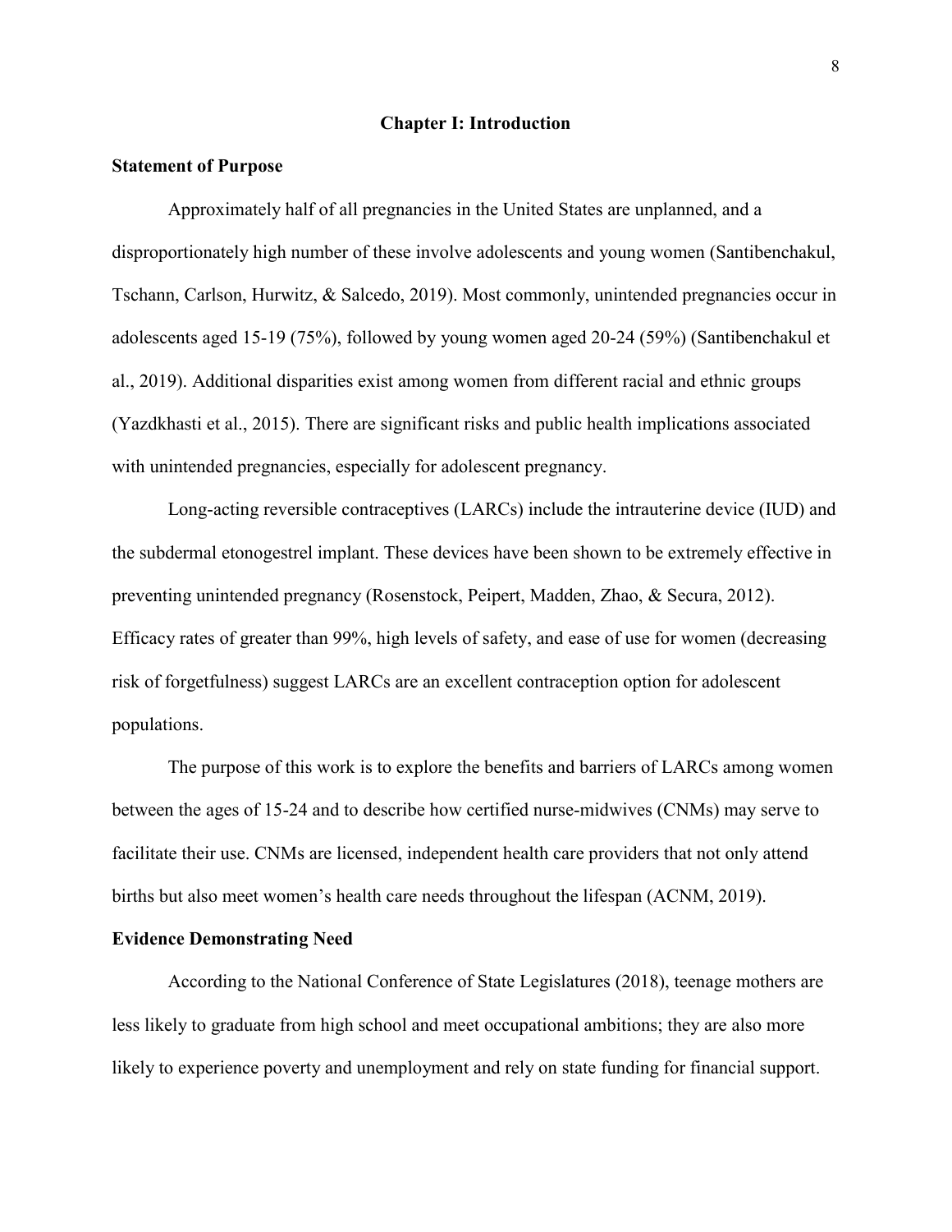# Chapter I: Introduction

## Statement of Purpose

Approximately half of all pregnancies in the United States are unplanned, and a disproportionately high number of these involve adolescents and young women (Santibenchakul, Tschann, Carlson, Hurwitz, & Salcedo, 2019). Most commonly, unintended pregnancies occur in adolescents aged 15-19 (75%), followed by young women aged 20-24 (59%) (Santibenchakul et al., 2019). Additional disparities exist among women from different racial and ethnic groups (Yazdkhasti et al., 2015). There are significant risks and public health implications associated with unintended pregnancies, especially for adolescent pregnancy.

Long-acting reversible contraceptives (LARCs) include the intrauterine device (IUD) and the subdermal etonogestrel implant. These devices have been shown to be extremely effective in preventing unintended pregnancy (Rosenstock, Peipert, Madden, Zhao, & Secura, 2012). Efficacy rates of greater than 99%, high levels of safety, and ease of use for women (decreasing risk of forgetfulness) suggest LARCs are an excellent contraception option for adolescent populations.

The purpose of this work is to explore the benefits and barriers of LARCs among women between the ages of 15-24 and to describe how certified nurse-midwives (CNMs) may serve to facilitate their use. CNMs are licensed, independent health care providers that not only attend births but also meet women's health care needs throughout the lifespan (ACNM, 2019).

## Evidence Demonstrating Need

According to the National Conference of State Legislatures (2018), teenage mothers are less likely to graduate from high school and meet occupational ambitions; they are also more likely to experience poverty and unemployment and rely on state funding for financial support.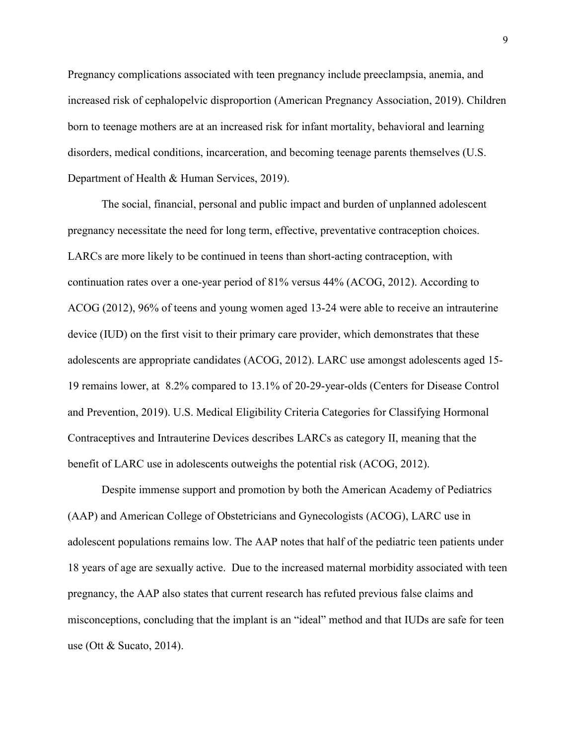Pregnancy complications associated with teen pregnancy include preeclampsia, anemia, and increased risk of cephalopelvic disproportion (American Pregnancy Association, 2019). Children born to teenage mothers are at an increased risk for infant mortality, behavioral and learning disorders, medical conditions, incarceration, and becoming teenage parents themselves (U.S. Department of Health & Human Services, 2019).

The social, financial, personal and public impact and burden of unplanned adolescent pregnancy necessitate the need for long term, effective, preventative contraception choices. LARCs are more likely to be continued in teens than short-acting contraception, with continuation rates over a one-year period of 81% versus 44% (ACOG, 2012). According to ACOG (2012), 96% of teens and young women aged 13-24 were able to receive an intrauterine device (IUD) on the first visit to their primary care provider, which demonstrates that these adolescents are appropriate candidates (ACOG, 2012). LARC use amongst adolescents aged 15-19 remains lower, at 8.2% compared to 13.1% of 20-29-year-olds (Centers for Disease Control and Prevention, 2019). U.S. Medical Eligibility Criteria Categories for Classifying Hormonal Contraceptives and Intrauterine Devices describes LARCs as category II, meaning that the benefit of LARC use in adolescents outweighs the potential risk (ACOG, 2012).

Despite immense support and promotion by both the American Academy of Pediatrics (AAP) and American College of Obstetricians and Gynecologists (ACOG), LARC use in adolescent populations remains low. The AAP notes that half of the pediatric teen patients under 18 years of age are sexually active. Due to the increased maternal morbidity associated with teen pregnancy, the AAP also states that current research has refuted previous false claims and misconceptions, concluding that the implant is an "ideal" method and that IUDs are safe for teen use (Ott & Sucato, 2014).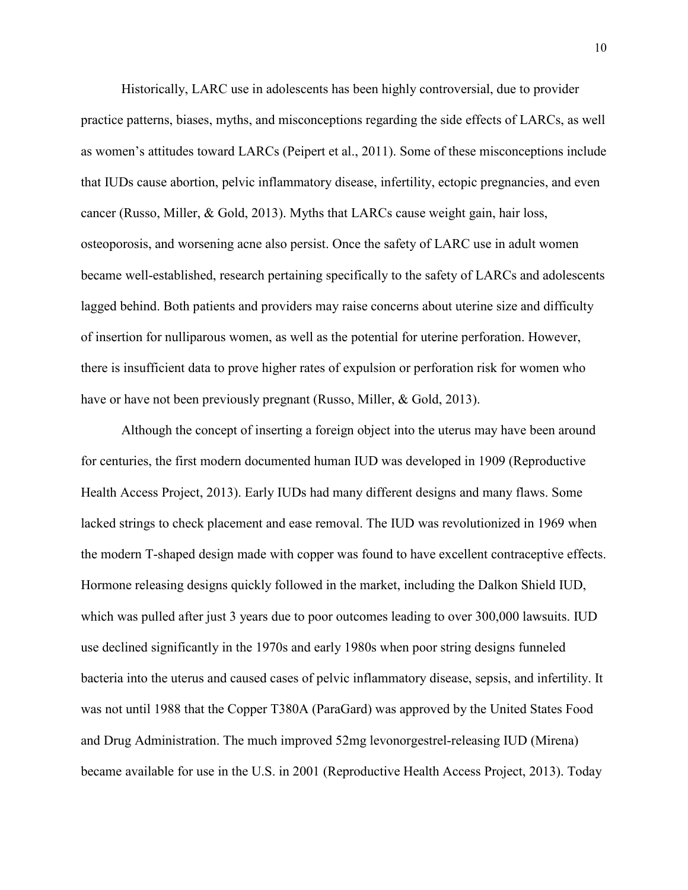Historically, LARC use in adolescents has been highly controversial, due to provider practice patterns, biases, myths, and misconceptions regarding the side effects of LARCs, as well as women's attitudes toward LARCs (Peipert et al., 2011). Some of these misconceptions include that IUDs cause abortion, pelvic inflammatory disease, infertility, ectopic pregnancies, and even cancer (Russo, Miller, & Gold, 2013). Myths that LARCs cause weight gain, hair loss, osteoporosis, and worsening acne also persist. Once the safety of LARC use in adult women became well-established, research pertaining specifically to the safety of LARCs and adolescents lagged behind. Both patients and providers may raise concerns about uterine size and difficulty of insertion for nulliparous women, as well as the potential for uterine perforation. However, there is insufficient data to prove higher rates of expulsion or perforation risk for women who have or have not been previously pregnant (Russo, Miller, & Gold, 2013).

Although the concept of inserting a foreign object into the uterus may have been around for centuries, the first modern documented human IUD was developed in 1909 (Reproductive Health Access Project, 2013). Early IUDs had many different designs and many flaws. Some lacked strings to check placement and ease removal. The IUD was revolutionized in 1969 when the modern T-shaped design made with copper was found to have excellent contraceptive effects. Hormone releasing designs quickly followed in the market, including the Dalkon Shield IUD, which was pulled after just 3 years due to poor outcomes leading to over 300,000 lawsuits. IUD use declined significantly in the 1970s and early 1980s when poor string designs funneled bacteria into the uterus and caused cases of pelvic inflammatory disease, sepsis, and infertility. It was not until 1988 that the Copper T380A (ParaGard) was approved by the United States Food and Drug Administration. The much improved 52mg levonorgestrel-releasing IUD (Mirena) became available for use in the U.S. in 2001 (Reproductive Health Access Project, 2013). Today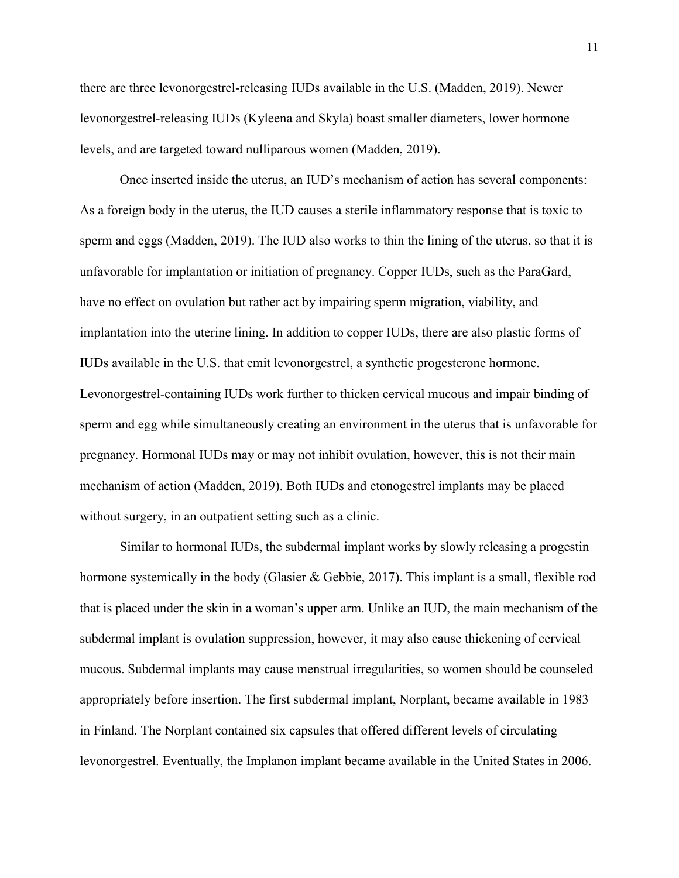there are three levonorgestrel-releasing IUDs available in the U.S. (Madden, 2019). Newer levonorgestrel-releasing IUDs (Kyleena and Skyla) boast smaller diameters, lower hormone levels, and are targeted toward nulliparous women (Madden, 2019).

Once inserted inside the uterus, an IUD's mechanism of action has several components: As a foreign body in the uterus, the IUD causes a sterile inflammatory response that is toxic to sperm and eggs (Madden, 2019). The IUD also works to thin the lining of the uterus, so that it is unfavorable for implantation or initiation of pregnancy. Copper IUDs, such as the ParaGard, have no effect on ovulation but rather act by impairing sperm migration, viability, and implantation into the uterine lining. In addition to copper IUDs, there are also plastic forms of IUDs available in the U.S. that emit levonorgestrel, a synthetic progesterone hormone. Levonorgestrel-containing IUDs work further to thicken cervical mucous and impair binding of sperm and egg while simultaneously creating an environment in the uterus that is unfavorable for pregnancy. Hormonal IUDs may or may not inhibit ovulation, however, this is not their main mechanism of action (Madden, 2019). Both IUDs and etonogestrel implants may be placed without surgery, in an outpatient setting such as a clinic.

Similar to hormonal IUDs, the subdermal implant works by slowly releasing a progestin hormone systemically in the body (Glasier & Gebbie, 2017). This implant is a small, flexible rod that is placed under the skin in a woman's upper arm. Unlike an IUD, the main mechanism of the subdermal implant is ovulation suppression, however, it may also cause thickening of cervical mucous. Subdermal implants may cause menstrual irregularities, so women should be counseled appropriately before insertion. The first subdermal implant, Norplant, became available in 1983 in Finland. The Norplant contained six capsules that offered different levels of circulating levonorgestrel. Eventually, the Implanon implant became available in the United States in 2006.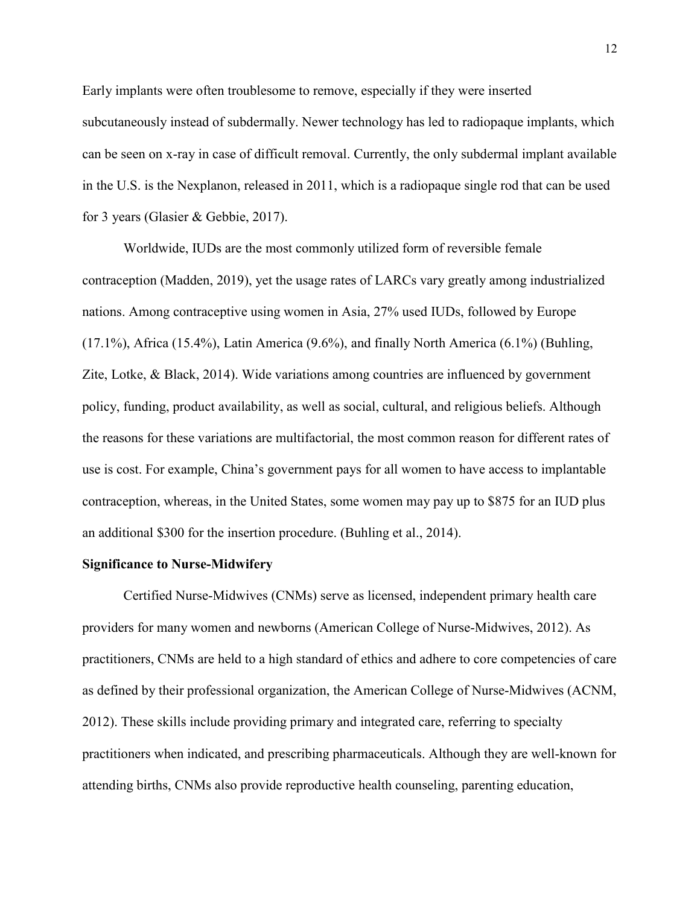Early implants were often troublesome to remove, especially if they were inserted subcutaneously instead of subdermally. Newer technology has led to radiopaque implants, which can be seen on x-ray in case of difficult removal. Currently, the only subdermal implant available in the U.S. is the Nexplanon, released in 2011, which is a radiopaque single rod that can be used for 3 years (Glasier & Gebbie, 2017).

Worldwide, IUDs are the most commonly utilized form of reversible female contraception (Madden, 2019), yet the usage rates of LARCs vary greatly among industrialized nations. Among contraceptive using women in Asia, 27% used IUDs, followed by Europe (17.1%), Africa (15.4%), Latin America (9.6%), and finally North America (6.1%) (Buhling, Zite, Lotke, & Black, 2014). Wide variations among countries are influenced by government policy, funding, product availability, as well as social, cultural, and religious beliefs. Although the reasons for these variations are multifactorial, the most common reason for different rates of use is cost. For example, China's government pays for all women to have access to implantable contraception, whereas, in the United States, some women may pay up to $875 for an IUD plus an additional $300 for the insertion procedure. (Buhling et al., 2014).

**Significance to Nurse-Midwifery**

Certified Nurse-Midwives (CNMs) serve as licensed, independent primary health care providers for many women and newborns (American College of Nurse-Midwives, 2012). As practitioners, CNMs are held to a high standard of ethics and adhere to core competencies of care as defined by their professional organization, the American College of Nurse-Midwives (ACNM, 2012). These skills include providing primary and integrated care, referring to specialty practitioners when indicated, and prescribing pharmaceuticals. Although they are well-known for attending births, CNMs also provide reproductive health counseling, parenting education,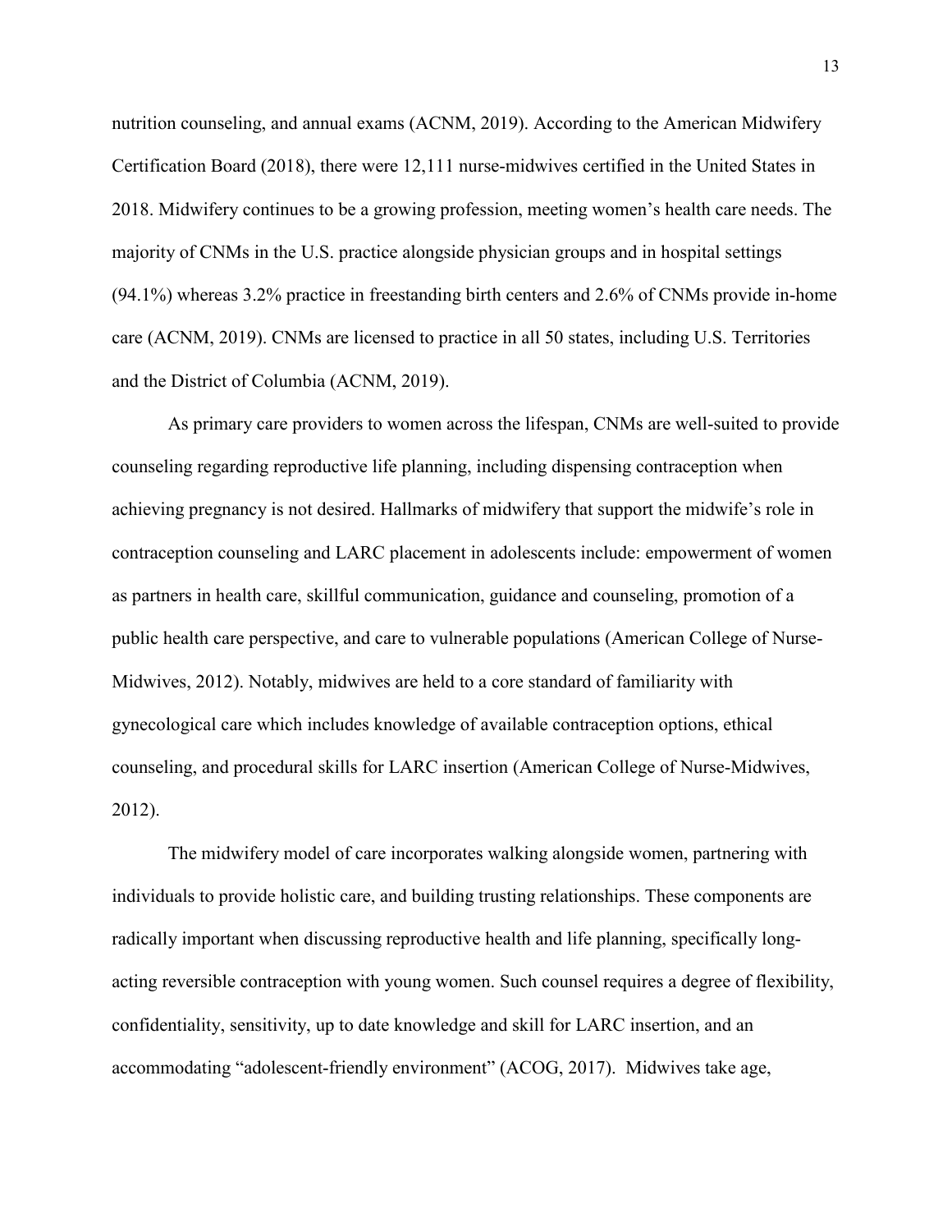nutrition counseling, and annual exams (ACNM, 2019). According to the American Midwifery Certification Board (2018), there were 12,111 nurse-midwives certified in the United States in 2018. Midwifery continues to be a growing profession, meeting women's health care needs. The majority of CNMs in the U.S. practice alongside physician groups and in hospital settings (94.1%) whereas 3.2% practice in freestanding birth centers and 2.6% of CNMs provide in-home care (ACNM, 2019). CNMs are licensed to practice in all 50 states, including U.S. Territories and the District of Columbia (ACNM, 2019).

As primary care providers to women across the lifespan, CNMs are well-suited to provide counseling regarding reproductive life planning, including dispensing contraception when achieving pregnancy is not desired. Hallmarks of midwifery that support the midwife's role in contraception counseling and LARC placement in adolescents include: empowerment of women as partners in health care, skillful communication, guidance and counseling, promotion of a public health care perspective, and care to vulnerable populations (American College of Nurse-Midwives, 2012). Notably, midwives are held to a core standard of familiarity with gynecological care which includes knowledge of available contraception options, ethical counseling, and procedural skills for LARC insertion (American College of Nurse-Midwives, 2012).

The midwifery model of care incorporates walking alongside women, partnering with individuals to provide holistic care, and building trusting relationships. These components are radically important when discussing reproductive health and life planning, specifically long-acting reversible contraception with young women. Such counsel requires a degree of flexibility, confidentiality, sensitivity, up to date knowledge and skill for LARC insertion, and an accommodating "adolescent-friendly environment" (ACOG, 2017). Midwives take age,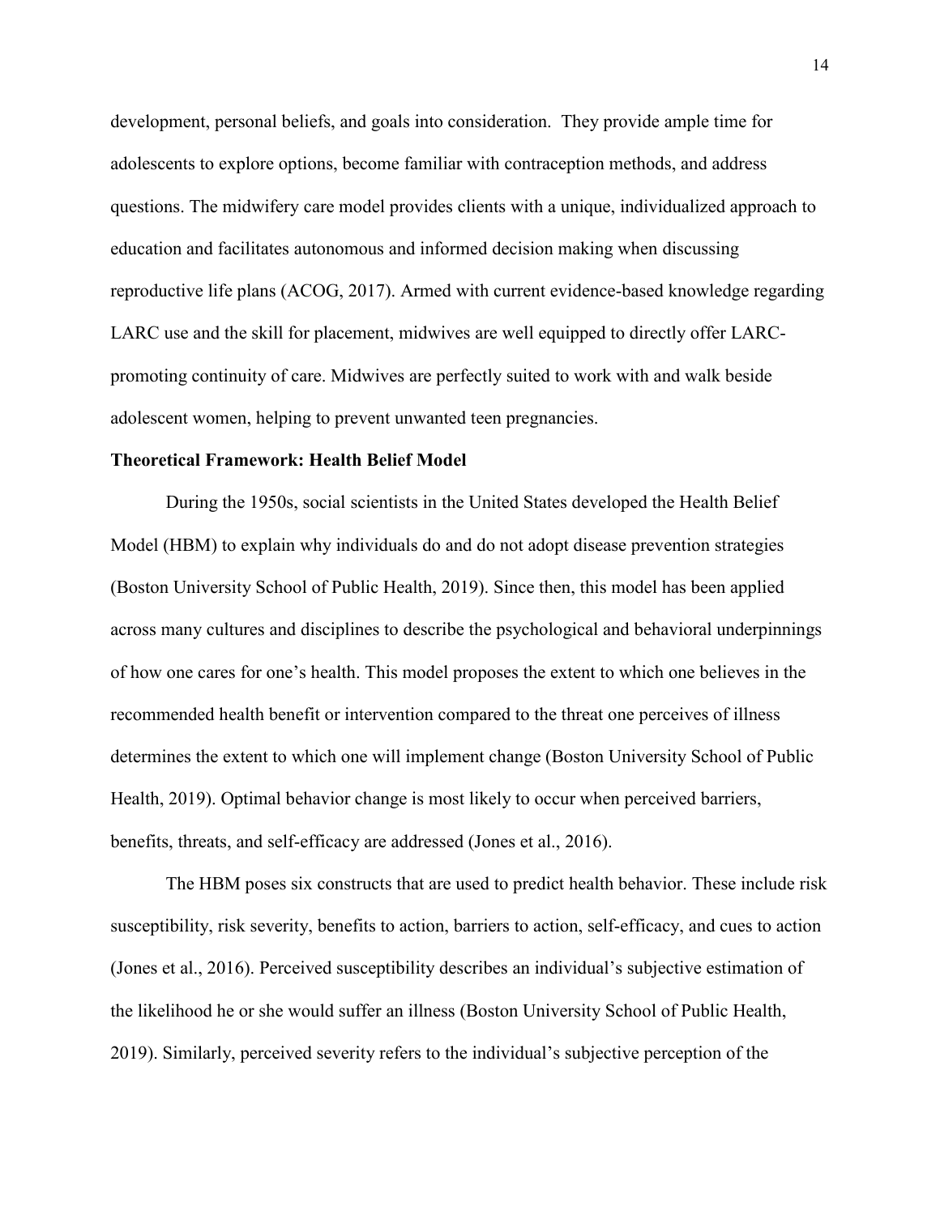development, personal beliefs, and goals into consideration. They provide ample time for adolescents to explore options, become familiar with contraception methods, and address questions. The midwifery care model provides clients with a unique, individualized approach to education and facilitates autonomous and informed decision making when discussing reproductive life plans (ACOG, 2017). Armed with current evidence-based knowledge regarding LARC use and the skill for placement, midwives are well equipped to directly offer LARC-promoting continuity of care. Midwives are perfectly suited to work with and walk beside adolescent women, helping to prevent unwanted teen pregnancies.

**Theoretical Framework: Health Belief Model**

During the 1950s, social scientists in the United States developed the Health Belief Model (HBM) to explain why individuals do and do not adopt disease prevention strategies (Boston University School of Public Health, 2019). Since then, this model has been applied across many cultures and disciplines to describe the psychological and behavioral underpinnings of how one cares for one's health. This model proposes the extent to which one believes in the recommended health benefit or intervention compared to the threat one perceives of illness determines the extent to which one will implement change (Boston University School of Public Health, 2019). Optimal behavior change is most likely to occur when perceived barriers, benefits, threats, and self-efficacy are addressed (Jones et al., 2016).

The HBM poses six constructs that are used to predict health behavior. These include risk susceptibility, risk severity, benefits to action, barriers to action, self-efficacy, and cues to action (Jones et al., 2016). Perceived susceptibility describes an individual's subjective estimation of the likelihood he or she would suffer an illness (Boston University School of Public Health, 2019). Similarly, perceived severity refers to the individual's subjective perception of the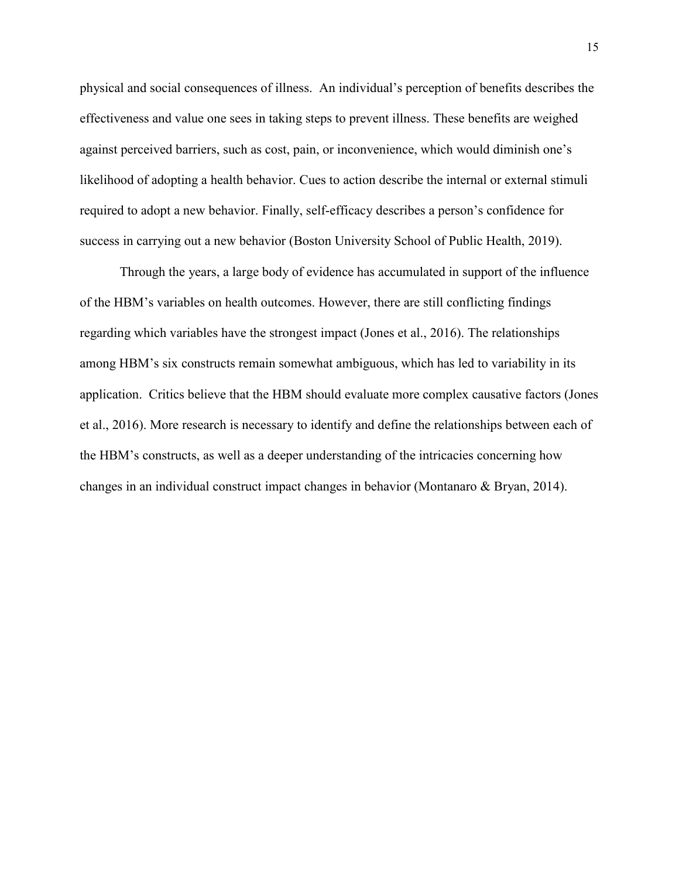physical and social consequences of illness. An individual's perception of benefits describes the effectiveness and value one sees in taking steps to prevent illness. These benefits are weighed against perceived barriers, such as cost, pain, or inconvenience, which would diminish one's likelihood of adopting a health behavior. Cues to action describe the internal or external stimuli required to adopt a new behavior. Finally, self-efficacy describes a person's confidence for success in carrying out a new behavior (Boston University School of Public Health, 2019).

Through the years, a large body of evidence has accumulated in support of the influence of the HBM's variables on health outcomes. However, there are still conflicting findings regarding which variables have the strongest impact (Jones et al., 2016). The relationships among HBM's six constructs remain somewhat ambiguous, which has led to variability in its application. Critics believe that the HBM should evaluate more complex causative factors (Jones et al., 2016). More research is necessary to identify and define the relationships between each of the HBM's constructs, as well as a deeper understanding of the intricacies concerning how changes in an individual construct impact changes in behavior (Montanaro & Bryan, 2014).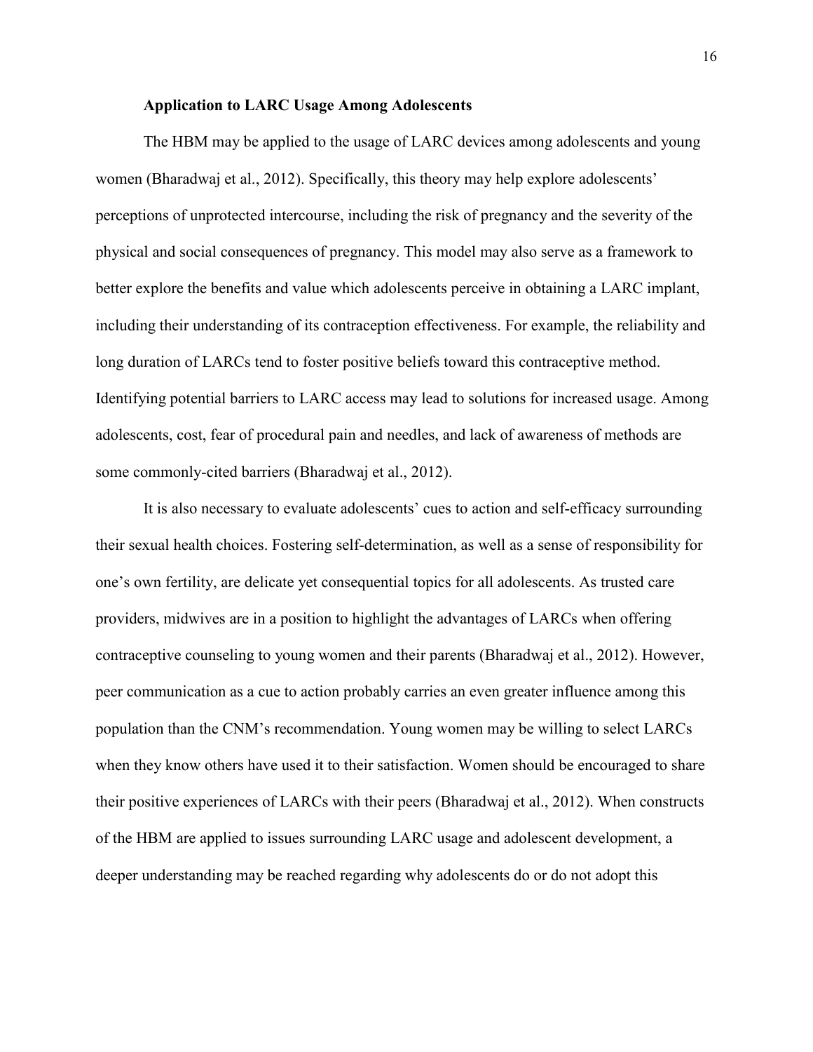### Application to LARC Usage Among Adolescents

The HBM may be applied to the usage of LARC devices among adolescents and young women (Bharadwaj et al., 2012). Specifically, this theory may help explore adolescents' perceptions of unprotected intercourse, including the risk of pregnancy and the severity of the physical and social consequences of pregnancy. This model may also serve as a framework to better explore the benefits and value which adolescents perceive in obtaining a LARC implant, including their understanding of its contraception effectiveness. For example, the reliability and long duration of LARCs tend to foster positive beliefs toward this contraceptive method. Identifying potential barriers to LARC access may lead to solutions for increased usage. Among adolescents, cost, fear of procedural pain and needles, and lack of awareness of methods are some commonly-cited barriers (Bharadwaj et al., 2012).

It is also necessary to evaluate adolescents' cues to action and self-efficacy surrounding their sexual health choices. Fostering self-determination, as well as a sense of responsibility for one's own fertility, are delicate yet consequential topics for all adolescents. As trusted care providers, midwives are in a position to highlight the advantages of LARCs when offering contraceptive counseling to young women and their parents (Bharadwaj et al., 2012). However, peer communication as a cue to action probably carries an even greater influence among this population than the CNM's recommendation. Young women may be willing to select LARCs when they know others have used it to their satisfaction. Women should be encouraged to share their positive experiences of LARCs with their peers (Bharadwaj et al., 2012). When constructs of the HBM are applied to issues surrounding LARC usage and adolescent development, a deeper understanding may be reached regarding why adolescents do or do not adopt this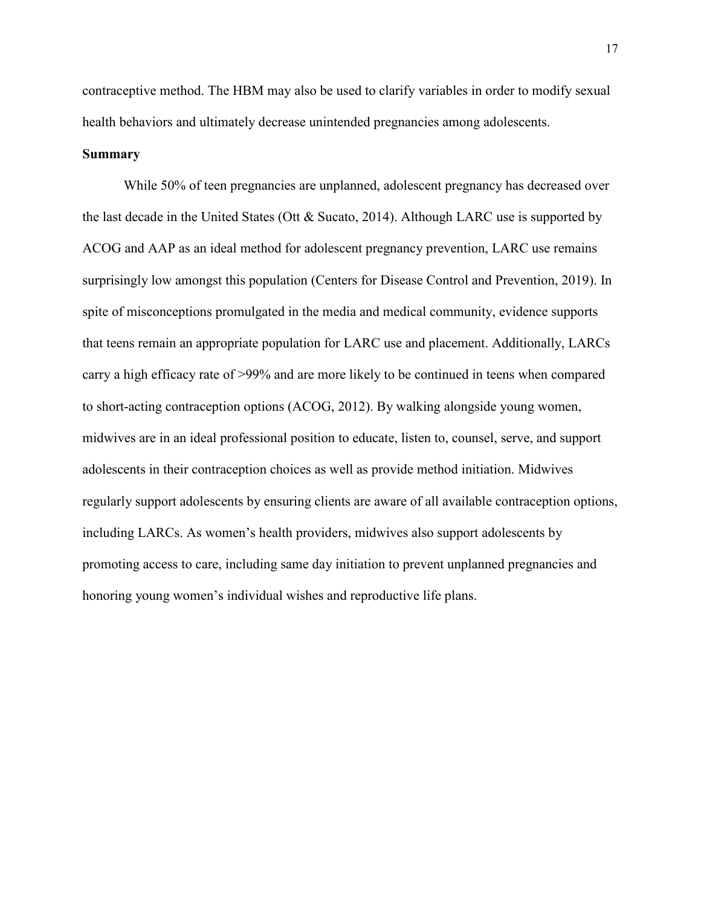contraceptive method. The HBM may also be used to clarify variables in order to modify sexual health behaviors and ultimately decrease unintended pregnancies among adolescents.

**Summary**

While 50% of teen pregnancies are unplanned, adolescent pregnancy has decreased over the last decade in the United States (Ott & Sucato, 2014). Although LARC use is supported by ACOG and AAP as an ideal method for adolescent pregnancy prevention, LARC use remains surprisingly low amongst this population (Centers for Disease Control and Prevention, 2019). In spite of misconceptions promulgated in the media and medical community, evidence supports that teens remain an appropriate population for LARC use and placement. Additionally, LARCs carry a high efficacy rate of >99% and are more likely to be continued in teens when compared to short-acting contraception options (ACOG, 2012). By walking alongside young women, midwives are in an ideal professional position to educate, listen to, counsel, serve, and support adolescents in their contraception choices as well as provide method initiation. Midwives regularly support adolescents by ensuring clients are aware of all available contraception options, including LARCs. As women's health providers, midwives also support adolescents by promoting access to care, including same day initiation to prevent unplanned pregnancies and honoring young women's individual wishes and reproductive life plans.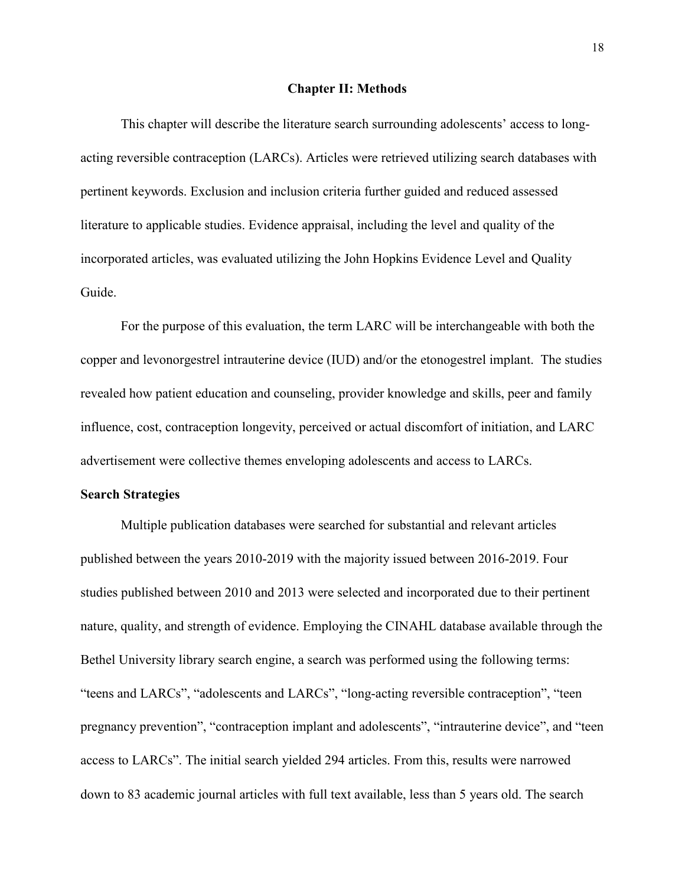## Chapter II: Methods

This chapter will describe the literature search surrounding adolescents' access to long-acting reversible contraception (LARCs). Articles were retrieved utilizing search databases with pertinent keywords. Exclusion and inclusion criteria further guided and reduced assessed literature to applicable studies. Evidence appraisal, including the level and quality of the incorporated articles, was evaluated utilizing the John Hopkins Evidence Level and Quality Guide.

For the purpose of this evaluation, the term LARC will be interchangeable with both the copper and levonorgestrel intrauterine device (IUD) and/or the etonogestrel implant. The studies revealed how patient education and counseling, provider knowledge and skills, peer and family influence, cost, contraception longevity, perceived or actual discomfort of initiation, and LARC advertisement were collective themes enveloping adolescents and access to LARCs.

### Search Strategies

Multiple publication databases were searched for substantial and relevant articles published between the years 2010-2019 with the majority issued between 2016-2019. Four studies published between 2010 and 2013 were selected and incorporated due to their pertinent nature, quality, and strength of evidence. Employing the CINAHL database available through the Bethel University library search engine, a search was performed using the following terms: "teens and LARCs", "adolescents and LARCs", "long-acting reversible contraception", "teen pregnancy prevention", "contraception implant and adolescents", "intrauterine device", and "teen access to LARCs". The initial search yielded 294 articles. From this, results were narrowed down to 83 academic journal articles with full text available, less than 5 years old. The search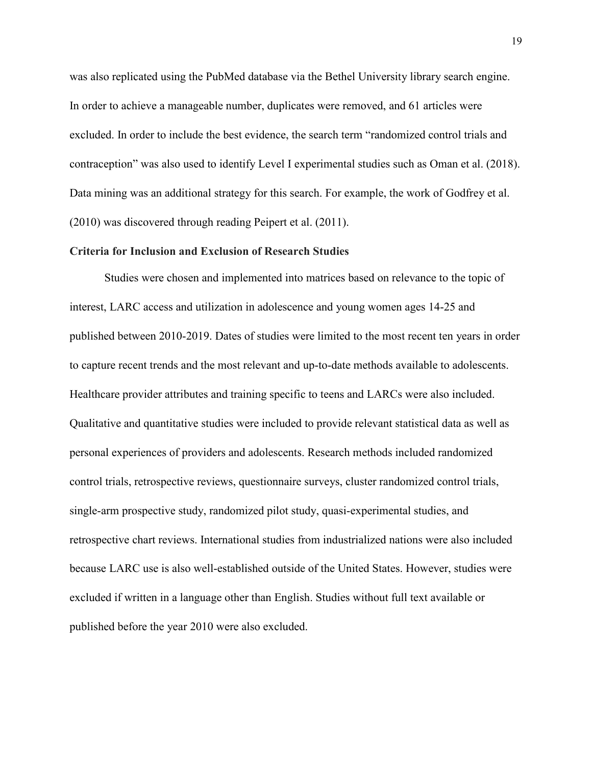was also replicated using the PubMed database via the Bethel University library search engine. In order to achieve a manageable number, duplicates were removed, and 61 articles were excluded. In order to include the best evidence, the search term "randomized control trials and contraception" was also used to identify Level I experimental studies such as Oman et al. (2018). Data mining was an additional strategy for this search. For example, the work of Godfrey et al. (2010) was discovered through reading Peipert et al. (2011).

### Criteria for Inclusion and Exclusion of Research Studies

Studies were chosen and implemented into matrices based on relevance to the topic of interest, LARC access and utilization in adolescence and young women ages 14-25 and published between 2010-2019. Dates of studies were limited to the most recent ten years in order to capture recent trends and the most relevant and up-to-date methods available to adolescents. Healthcare provider attributes and training specific to teens and LARCs were also included. Qualitative and quantitative studies were included to provide relevant statistical data as well as personal experiences of providers and adolescents. Research methods included randomized control trials, retrospective reviews, questionnaire surveys, cluster randomized control trials, single-arm prospective study, randomized pilot study, quasi-experimental studies, and retrospective chart reviews. International studies from industrialized nations were also included because LARC use is also well-established outside of the United States. However, studies were excluded if written in a language other than English. Studies without full text available or published before the year 2010 were also excluded.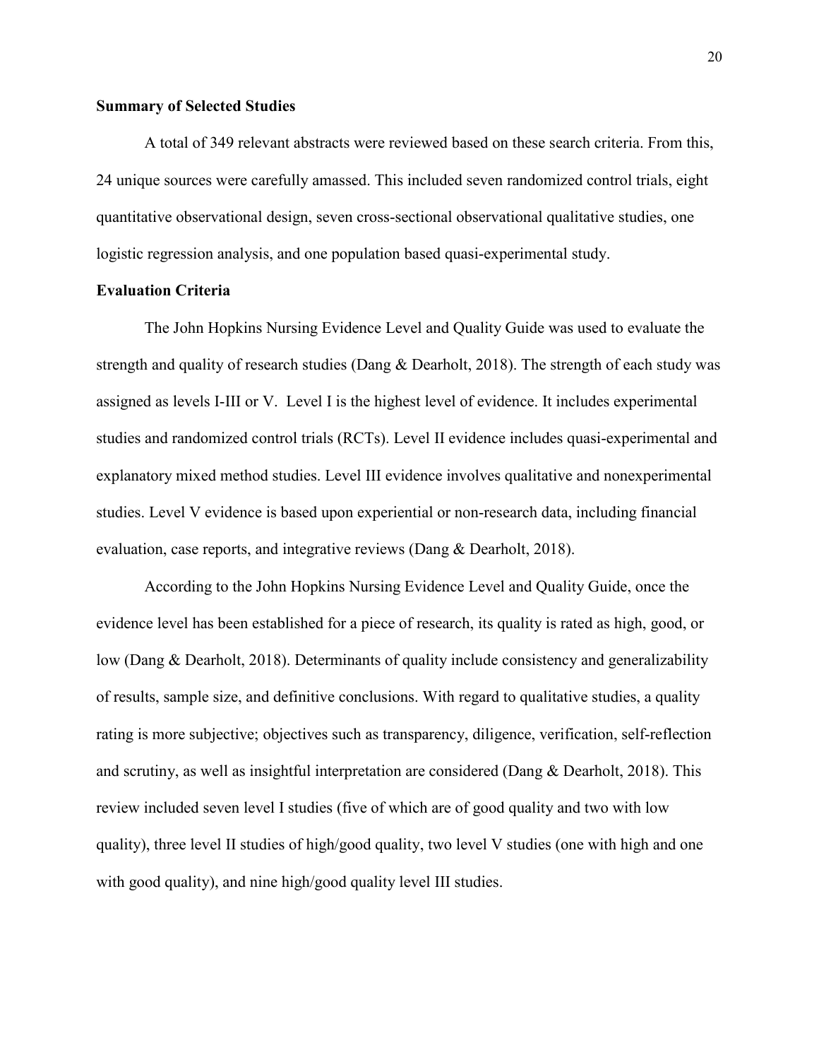## Summary of Selected Studies

A total of 349 relevant abstracts were reviewed based on these search criteria. From this, 24 unique sources were carefully amassed. This included seven randomized control trials, eight quantitative observational design, seven cross-sectional observational qualitative studies, one logistic regression analysis, and one population based quasi-experimental study.

## Evaluation Criteria

The John Hopkins Nursing Evidence Level and Quality Guide was used to evaluate the strength and quality of research studies (Dang & Dearholt, 2018). The strength of each study was assigned as levels I-III or V. Level I is the highest level of evidence. It includes experimental studies and randomized control trials (RCTs). Level II evidence includes quasi-experimental and explanatory mixed method studies. Level III evidence involves qualitative and nonexperimental studies. Level V evidence is based upon experiential or non-research data, including financial evaluation, case reports, and integrative reviews (Dang & Dearholt, 2018).

According to the John Hopkins Nursing Evidence Level and Quality Guide, once the evidence level has been established for a piece of research, its quality is rated as high, good, or low (Dang & Dearholt, 2018). Determinants of quality include consistency and generalizability of results, sample size, and definitive conclusions. With regard to qualitative studies, a quality rating is more subjective; objectives such as transparency, diligence, verification, self-reflection and scrutiny, as well as insightful interpretation are considered (Dang & Dearholt, 2018). This review included seven level I studies (five of which are of good quality and two with low quality), three level II studies of high/good quality, two level V studies (one with high and one with good quality), and nine high/good quality level III studies.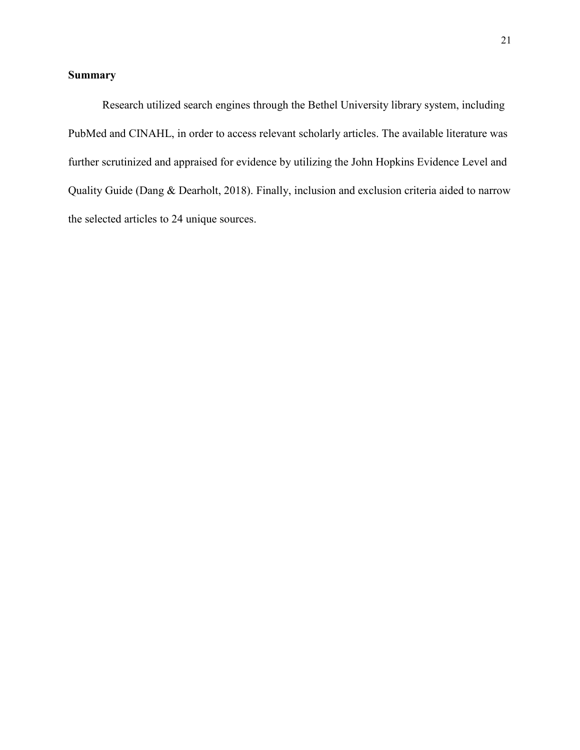**Summary**

Research utilized search engines through the Bethel University library system, including PubMed and CINAHL, in order to access relevant scholarly articles. The available literature was further scrutinized and appraised for evidence by utilizing the John Hopkins Evidence Level and Quality Guide (Dang & Dearholt, 2018). Finally, inclusion and exclusion criteria aided to narrow the selected articles to 24 unique sources.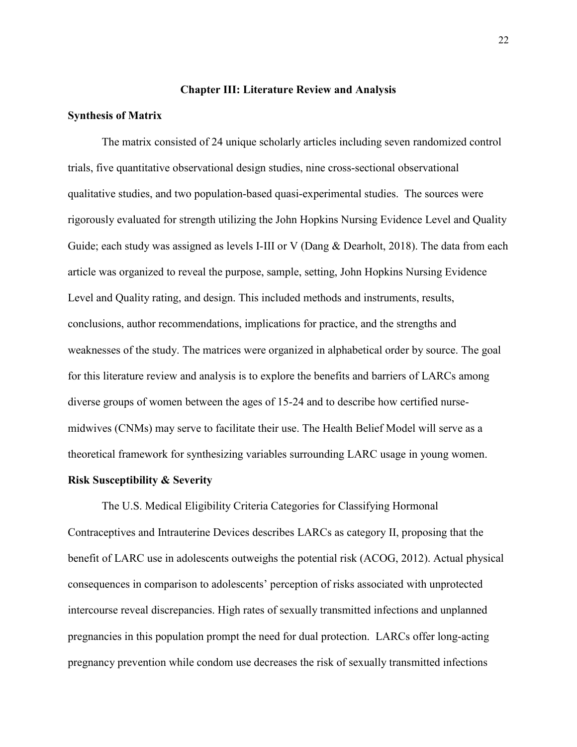# Chapter III: Literature Review and Analysis

## Synthesis of Matrix

The matrix consisted of 24 unique scholarly articles including seven randomized control trials, five quantitative observational design studies, nine cross-sectional observational qualitative studies, and two population-based quasi-experimental studies. The sources were rigorously evaluated for strength utilizing the John Hopkins Nursing Evidence Level and Quality Guide; each study was assigned as levels I-III or V (Dang & Dearholt, 2018). The data from each article was organized to reveal the purpose, sample, setting, John Hopkins Nursing Evidence Level and Quality rating, and design. This included methods and instruments, results, conclusions, author recommendations, implications for practice, and the strengths and weaknesses of the study. The matrices were organized in alphabetical order by source. The goal for this literature review and analysis is to explore the benefits and barriers of LARCs among diverse groups of women between the ages of 15-24 and to describe how certified nurse-midwives (CNMs) may serve to facilitate their use. The Health Belief Model will serve as a theoretical framework for synthesizing variables surrounding LARC usage in young women.

## Risk Susceptibility & Severity

The U.S. Medical Eligibility Criteria Categories for Classifying Hormonal Contraceptives and Intrauterine Devices describes LARCs as category II, proposing that the benefit of LARC use in adolescents outweighs the potential risk (ACOG, 2012). Actual physical consequences in comparison to adolescents' perception of risks associated with unprotected intercourse reveal discrepancies. High rates of sexually transmitted infections and unplanned pregnancies in this population prompt the need for dual protection. LARCs offer long-acting pregnancy prevention while condom use decreases the risk of sexually transmitted infections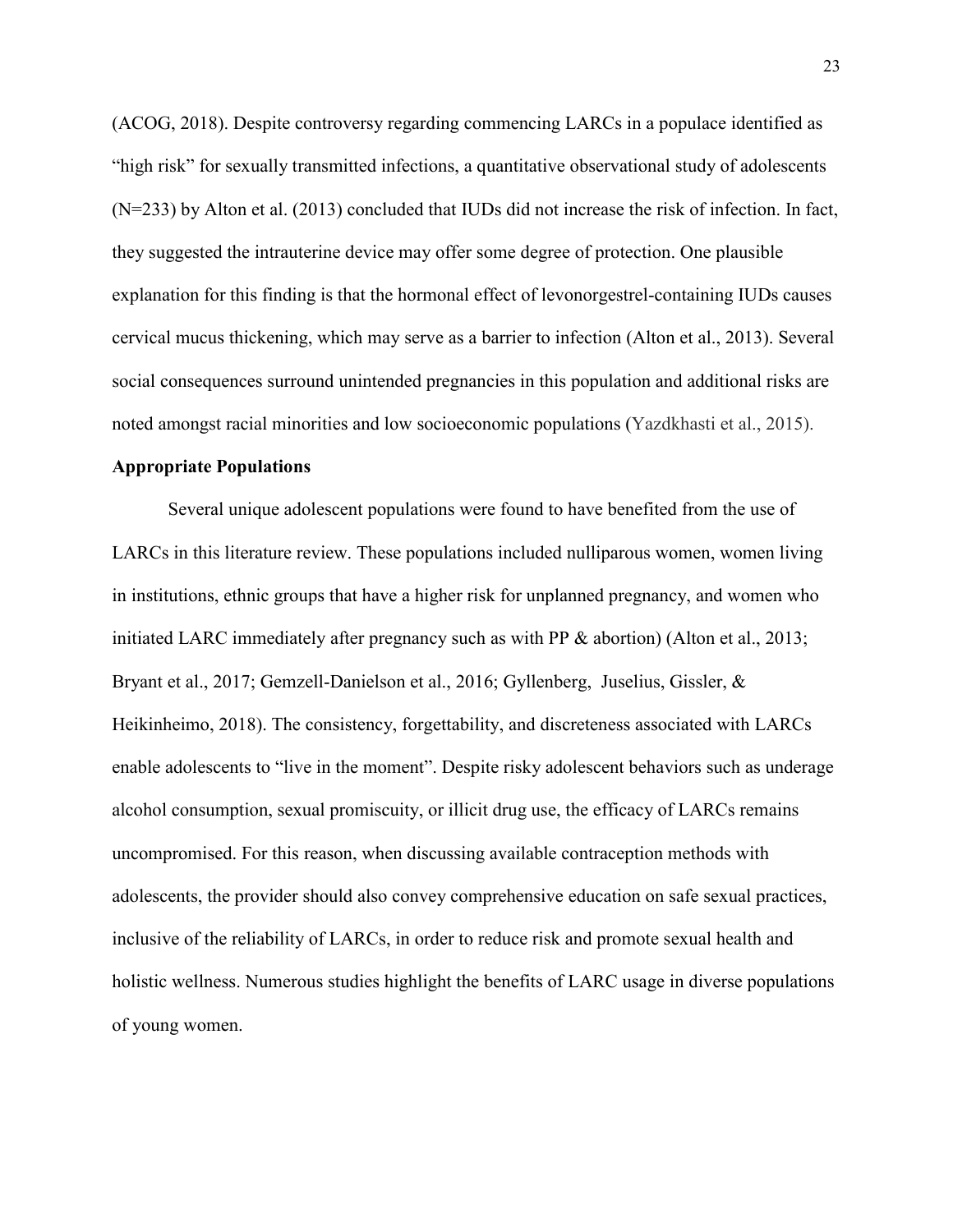(ACOG, 2018). Despite controversy regarding commencing LARCs in a populace identified as "high risk" for sexually transmitted infections, a quantitative observational study of adolescents (N=233) by Alton et al. (2013) concluded that IUDs did not increase the risk of infection. In fact, they suggested the intrauterine device may offer some degree of protection. One plausible explanation for this finding is that the hormonal effect of levonorgestrel-containing IUDs causes cervical mucus thickening, which may serve as a barrier to infection (Alton et al., 2013). Several social consequences surround unintended pregnancies in this population and additional risks are noted amongst racial minorities and low socioeconomic populations (Yazdkhasti et al., 2015).

**Appropriate Populations**

Several unique adolescent populations were found to have benefited from the use of LARCs in this literature review. These populations included nulliparous women, women living in institutions, ethnic groups that have a higher risk for unplanned pregnancy, and women who initiated LARC immediately after pregnancy such as with PP & abortion) (Alton et al., 2013; Bryant et al., 2017; Gemzell-Danielson et al., 2016; Gyllenberg, Juselius, Gissler, & Heikinheimo, 2018). The consistency, forgettability, and discreteness associated with LARCs enable adolescents to "live in the moment". Despite risky adolescent behaviors such as underage alcohol consumption, sexual promiscuity, or illicit drug use, the efficacy of LARCs remains uncompromised. For this reason, when discussing available contraception methods with adolescents, the provider should also convey comprehensive education on safe sexual practices, inclusive of the reliability of LARCs, in order to reduce risk and promote sexual health and holistic wellness. Numerous studies highlight the benefits of LARC usage in diverse populations of young women.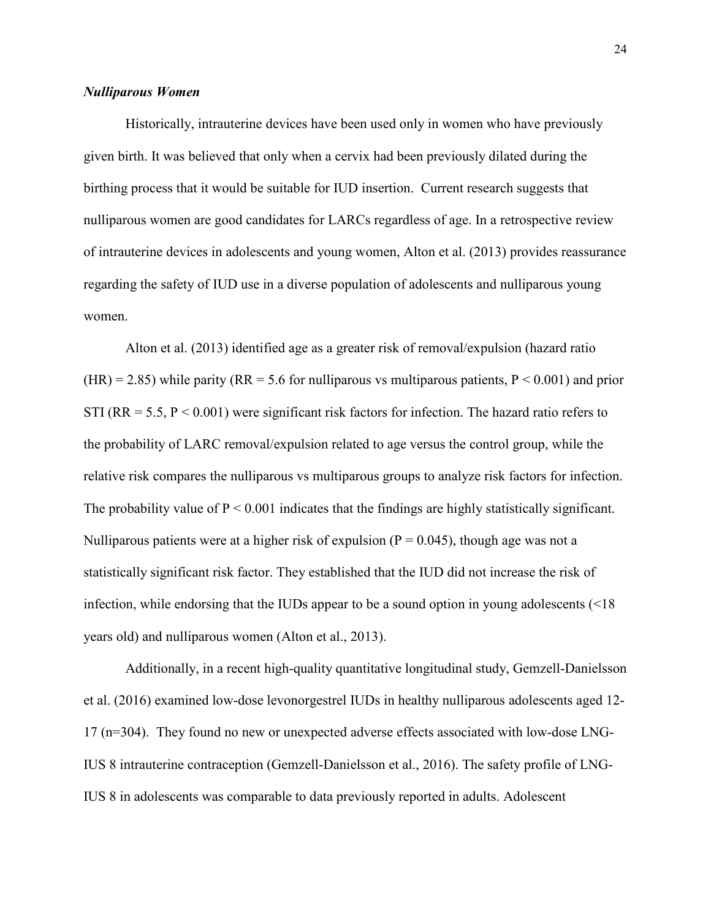### *Nulliparous Women*

Historically, intrauterine devices have been used only in women who have previously given birth. It was believed that only when a cervix had been previously dilated during the birthing process that it would be suitable for IUD insertion. Current research suggests that nulliparous women are good candidates for LARCs regardless of age. In a retrospective review of intrauterine devices in adolescents and young women, Alton et al. (2013) provides reassurance regarding the safety of IUD use in a diverse population of adolescents and nulliparous young women.

Alton et al. (2013) identified age as a greater risk of removal/expulsion (hazard ratio (HR) = 2.85) while parity (RR = 5.6 for nulliparous vs multiparous patients, $P < 0.001$) and prior STI (RR = 5.5, $P < 0.001$) were significant risk factors for infection. The hazard ratio refers to the probability of LARC removal/expulsion related to age versus the control group, while the relative risk compares the nulliparous vs multiparous groups to analyze risk factors for infection. The probability value of $P < 0.001$ indicates that the findings are highly statistically significant. Nulliparous patients were at a higher risk of expulsion ($P = 0.045$), though age was not a statistically significant risk factor. They established that the IUD did not increase the risk of infection, while endorsing that the IUDs appear to be a sound option in young adolescents (<18 years old) and nulliparous women (Alton et al., 2013).

Additionally, in a recent high-quality quantitative longitudinal study, Gemzell-Danielsson et al. (2016) examined low-dose levonorgestrel IUDs in healthy nulliparous adolescents aged 12-17 (n=304). They found no new or unexpected adverse effects associated with low-dose LNG-IUS 8 intrauterine contraception (Gemzell-Danielsson et al., 2016). The safety profile of LNG-IUS 8 in adolescents was comparable to data previously reported in adults. Adolescent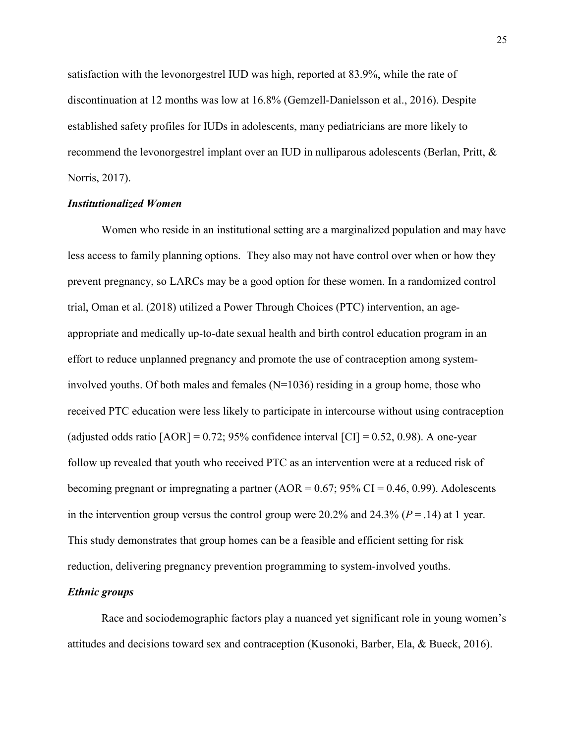satisfaction with the levonorgestrel IUD was high, reported at 83.9%, while the rate of discontinuation at 12 months was low at 16.8% (Gemzell-Danielsson et al., 2016). Despite established safety profiles for IUDs in adolescents, many pediatricians are more likely to recommend the levonorgestrel implant over an IUD in nulliparous adolescents (Berlan, Pritt, & Norris, 2017).

### *Institutionalized Women*

Women who reside in an institutional setting are a marginalized population and may have less access to family planning options. They also may not have control over when or how they prevent pregnancy, so LARCs may be a good option for these women. In a randomized control trial, Oman et al. (2018) utilized a Power Through Choices (PTC) intervention, an age-appropriate and medically up-to-date sexual health and birth control education program in an effort to reduce unplanned pregnancy and promote the use of contraception among system-involved youths. Of both males and females (N=1036) residing in a group home, those who received PTC education were less likely to participate in intercourse without using contraception (adjusted odds ratio [AOR] = 0.72; 95% confidence interval [CI] = 0.52, 0.98). A one-year follow up revealed that youth who received PTC as an intervention were at a reduced risk of becoming pregnant or impregnating a partner (AOR = 0.67; 95% CI = 0.46, 0.99). Adolescents in the intervention group versus the control group were 20.2% and 24.3% (*P* = .14) at 1 year. This study demonstrates that group homes can be a feasible and efficient setting for risk reduction, delivering pregnancy prevention programming to system-involved youths.

### *Ethnic groups*

Race and sociodemographic factors play a nuanced yet significant role in young women's attitudes and decisions toward sex and contraception (Kusonoki, Barber, Ela, & Bueck, 2016).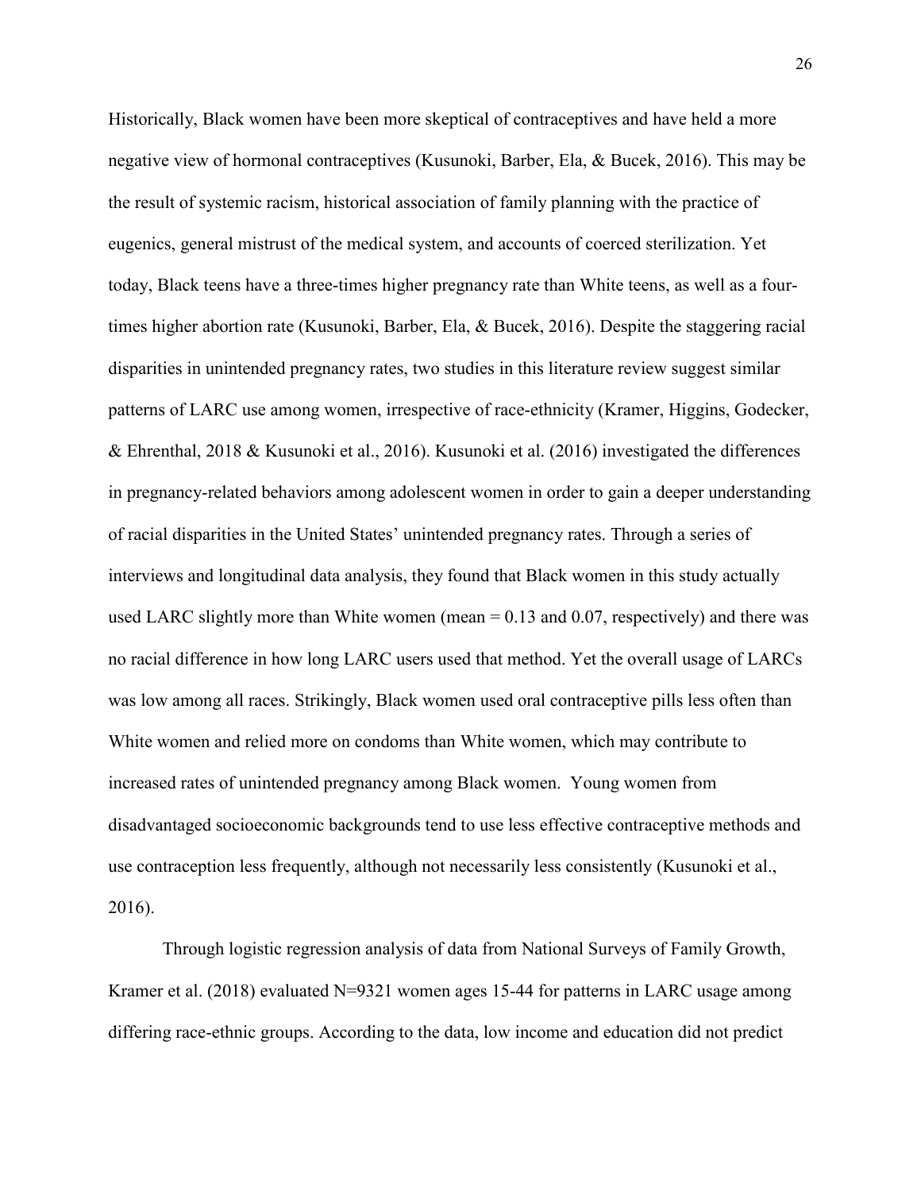Historically, Black women have been more skeptical of contraceptives and have held a more negative view of hormonal contraceptives (Kusunoki, Barber, Ela, & Bucek, 2016). This may be the result of systemic racism, historical association of family planning with the practice of eugenics, general mistrust of the medical system, and accounts of coerced sterilization. Yet today, Black teens have a three-times higher pregnancy rate than White teens, as well as a four-times higher abortion rate (Kusunoki, Barber, Ela, & Bucek, 2016). Despite the staggering racial disparities in unintended pregnancy rates, two studies in this literature review suggest similar patterns of LARC use among women, irrespective of race-ethnicity (Kramer, Higgins, Godecker, & Ehrenthal, 2018 & Kusunoki et al., 2016). Kusunoki et al. (2016) investigated the differences in pregnancy-related behaviors among adolescent women in order to gain a deeper understanding of racial disparities in the United States' unintended pregnancy rates. Through a series of interviews and longitudinal data analysis, they found that Black women in this study actually used LARC slightly more than White women (mean = 0.13 and 0.07, respectively) and there was no racial difference in how long LARC users used that method. Yet the overall usage of LARCs was low among all races. Strikingly, Black women used oral contraceptive pills less often than White women and relied more on condoms than White women, which may contribute to increased rates of unintended pregnancy among Black women. Young women from disadvantaged socioeconomic backgrounds tend to use less effective contraceptive methods and use contraception less frequently, although not necessarily less consistently (Kusunoki et al., 2016).

Through logistic regression analysis of data from National Surveys of Family Growth, Kramer et al. (2018) evaluated N=9321 women ages 15-44 for patterns in LARC usage among differing race-ethnic groups. According to the data, low income and education did not predict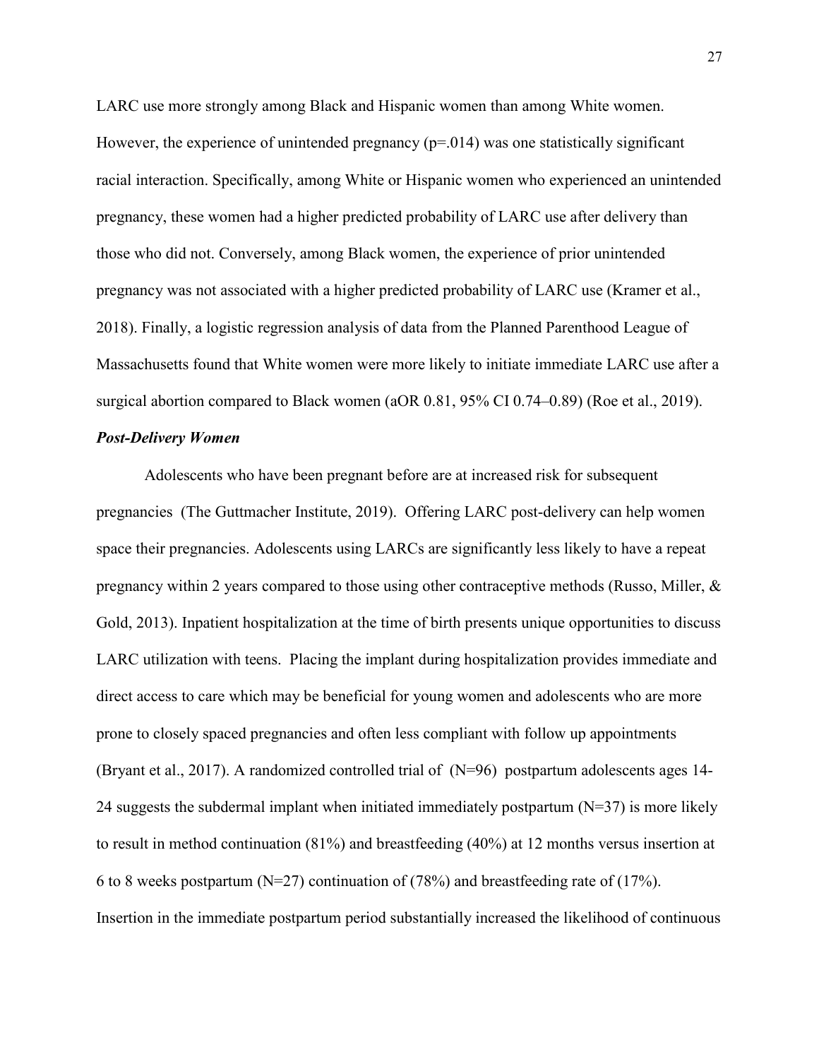LARC use more strongly among Black and Hispanic women than among White women. However, the experience of unintended pregnancy ($p=.014$) was one statistically significant racial interaction. Specifically, among White or Hispanic women who experienced an unintended pregnancy, these women had a higher predicted probability of LARC use after delivery than those who did not. Conversely, among Black women, the experience of prior unintended pregnancy was not associated with a higher predicted probability of LARC use (Kramer et al., 2018). Finally, a logistic regression analysis of data from the Planned Parenthood League of Massachusetts found that White women were more likely to initiate immediate LARC use after a surgical abortion compared to Black women (aOR 0.81, 95% CI 0.74–0.89) (Roe et al., 2019).

### *Post-Delivery Women*

Adolescents who have been pregnant before are at increased risk for subsequent pregnancies (The Guttmacher Institute, 2019). Offering LARC post-delivery can help women space their pregnancies. Adolescents using LARCs are significantly less likely to have a repeat pregnancy within 2 years compared to those using other contraceptive methods (Russo, Miller, & Gold, 2013). Inpatient hospitalization at the time of birth presents unique opportunities to discuss LARC utilization with teens. Placing the implant during hospitalization provides immediate and direct access to care which may be beneficial for young women and adolescents who are more prone to closely spaced pregnancies and often less compliant with follow up appointments (Bryant et al., 2017). A randomized controlled trial of ($N=96$) postpartum adolescents ages 14-24 suggests the subdermal implant when initiated immediately postpartum ($N=37$) is more likely to result in method continuation (81%) and breastfeeding (40%) at 12 months versus insertion at 6 to 8 weeks postpartum ($N=27$) continuation of (78%) and breastfeeding rate of (17%). Insertion in the immediate postpartum period substantially increased the likelihood of continuous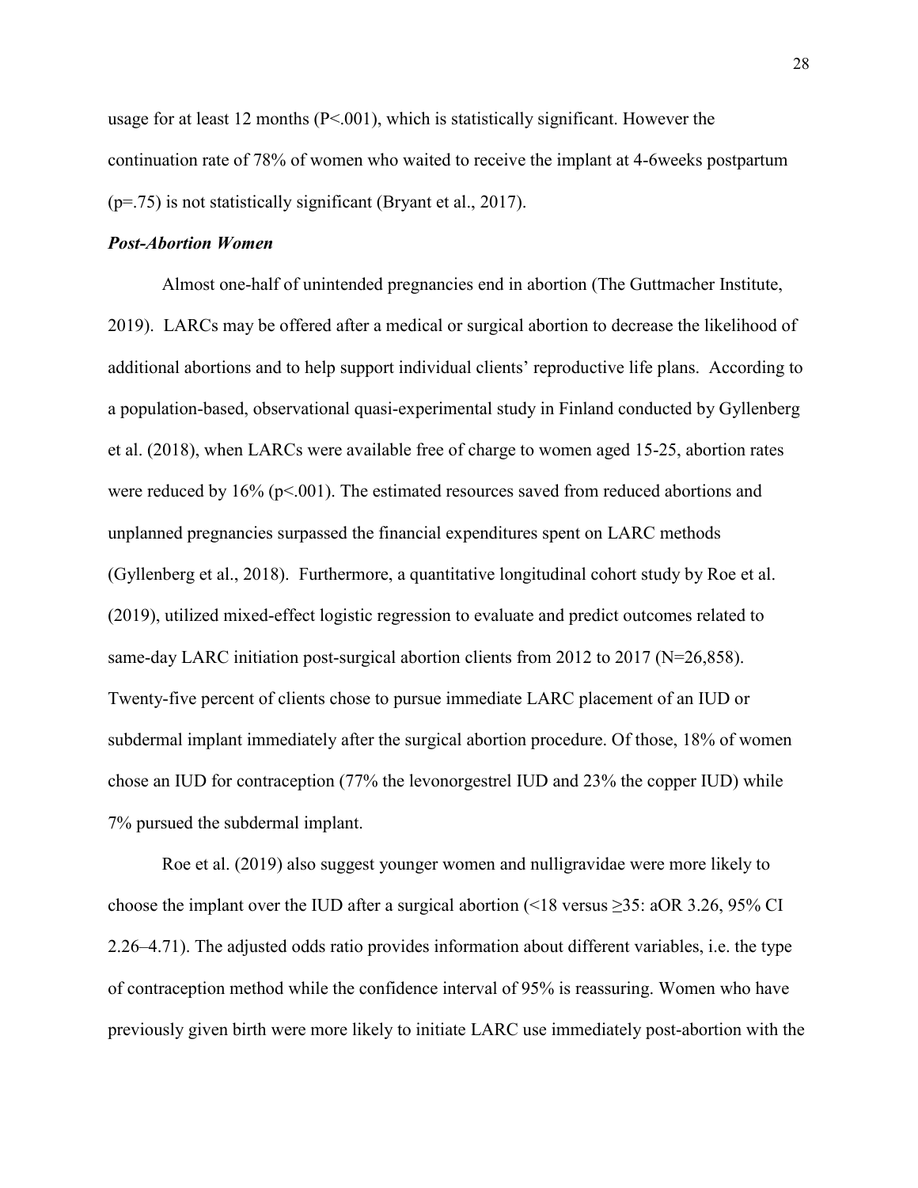usage for at least 12 months (P<.001), which is statistically significant. However the continuation rate of 78% of women who waited to receive the implant at 4-6weeks postpartum (p=.75) is not statistically significant (Bryant et al., 2017).

### ***Post-Abortion Women***

Almost one-half of unintended pregnancies end in abortion (The Guttmacher Institute, 2019). LARCs may be offered after a medical or surgical abortion to decrease the likelihood of additional abortions and to help support individual clients' reproductive life plans. According to a population-based, observational quasi-experimental study in Finland conducted by Gyllenberg et al. (2018), when LARCs were available free of charge to women aged 15-25, abortion rates were reduced by 16% (p<.001). The estimated resources saved from reduced abortions and unplanned pregnancies surpassed the financial expenditures spent on LARC methods (Gyllenberg et al., 2018). Furthermore, a quantitative longitudinal cohort study by Roe et al. (2019), utilized mixed-effect logistic regression to evaluate and predict outcomes related to same-day LARC initiation post-surgical abortion clients from 2012 to 2017 (N=26,858). Twenty-five percent of clients chose to pursue immediate LARC placement of an IUD or subdermal implant immediately after the surgical abortion procedure. Of those, 18% of women chose an IUD for contraception (77% the levonorgestrel IUD and 23% the copper IUD) while 7% pursued the subdermal implant.

Roe et al. (2019) also suggest younger women and nulligravidae were more likely to choose the implant over the IUD after a surgical abortion (<18 versus ≥35: aOR 3.26, 95% CI 2.26–4.71). The adjusted odds ratio provides information about different variables, i.e. the type of contraception method while the confidence interval of 95% is reassuring. Women who have previously given birth were more likely to initiate LARC use immediately post-abortion with the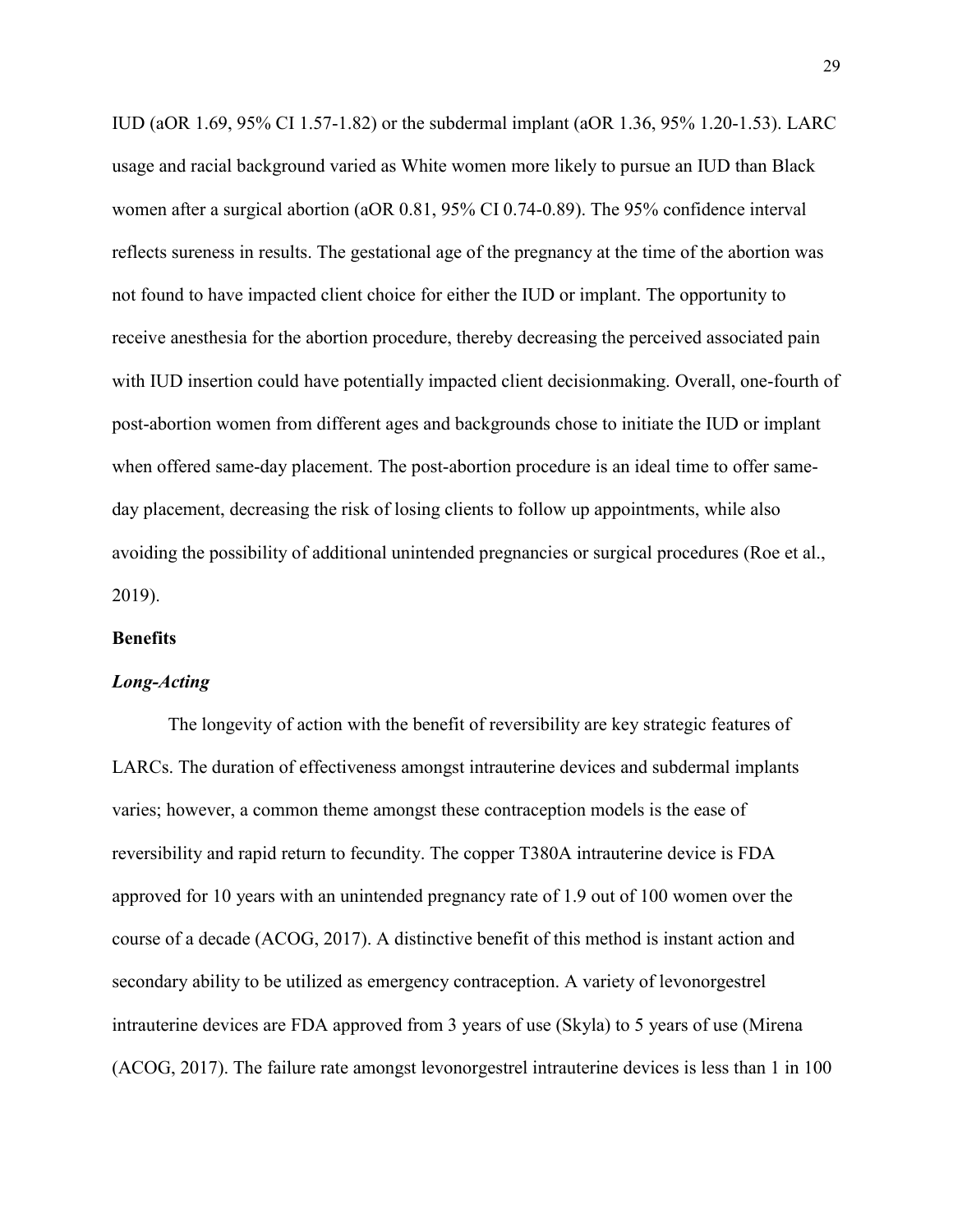IUD (aOR 1.69, 95% CI 1.57-1.82) or the subdermal implant (aOR 1.36, 95% 1.20-1.53). LARC usage and racial background varied as White women more likely to pursue an IUD than Black women after a surgical abortion (aOR 0.81, 95% CI 0.74-0.89). The 95% confidence interval reflects sureness in results. The gestational age of the pregnancy at the time of the abortion was not found to have impacted client choice for either the IUD or implant. The opportunity to receive anesthesia for the abortion procedure, thereby decreasing the perceived associated pain with IUD insertion could have potentially impacted client decisionmaking. Overall, one-fourth of post-abortion women from different ages and backgrounds chose to initiate the IUD or implant when offered same-day placement. The post-abortion procedure is an ideal time to offer same-day placement, decreasing the risk of losing clients to follow up appointments, while also avoiding the possibility of additional unintended pregnancies or surgical procedures (Roe et al., 2019).

## Benefits

### *Long-Acting*

The longevity of action with the benefit of reversibility are key strategic features of LARCs. The duration of effectiveness amongst intrauterine devices and subdermal implants varies; however, a common theme amongst these contraception models is the ease of reversibility and rapid return to fecundity. The copper T380A intrauterine device is FDA approved for 10 years with an unintended pregnancy rate of 1.9 out of 100 women over the course of a decade (ACOG, 2017). A distinctive benefit of this method is instant action and secondary ability to be utilized as emergency contraception. A variety of levonorgestrel intrauterine devices are FDA approved from 3 years of use (Skyla) to 5 years of use (Mirena (ACOG, 2017). The failure rate amongst levonorgestrel intrauterine devices is less than 1 in 100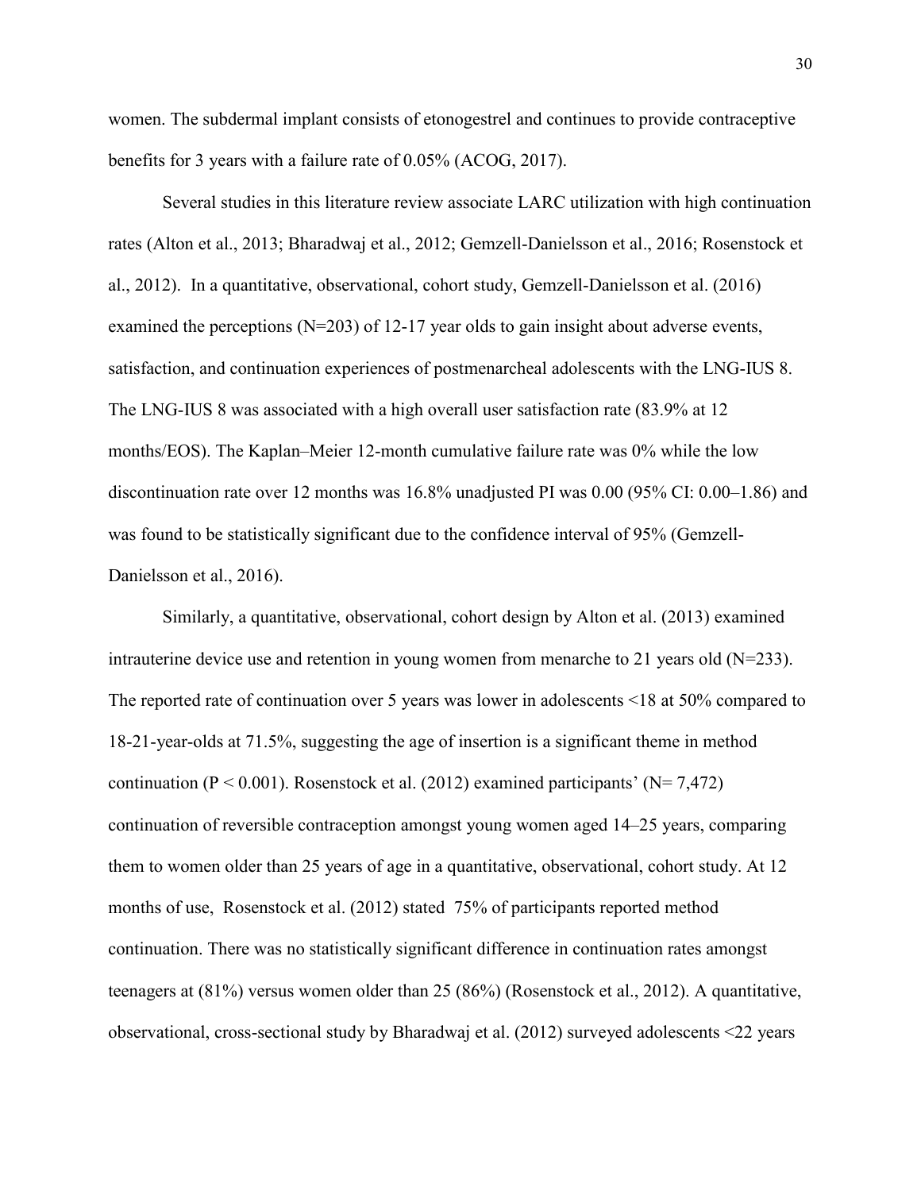women. The subdermal implant consists of etonogestrel and continues to provide contraceptive benefits for 3 years with a failure rate of 0.05% (ACOG, 2017).

Several studies in this literature review associate LARC utilization with high continuation rates (Alton et al., 2013; Bharadwaj et al., 2012; Gemzell-Danielsson et al., 2016; Rosenstock et al., 2012). In a quantitative, observational, cohort study, Gemzell-Danielsson et al. (2016) examined the perceptions (N=203) of 12-17 year olds to gain insight about adverse events, satisfaction, and continuation experiences of postmenarcheal adolescents with the LNG-IUS 8. The LNG-IUS 8 was associated with a high overall user satisfaction rate (83.9% at 12 months/EOS). The Kaplan–Meier 12-month cumulative failure rate was 0% while the low discontinuation rate over 12 months was 16.8% unadjusted PI was 0.00 (95% CI: 0.00–1.86) and was found to be statistically significant due to the confidence interval of 95% (Gemzell-Danielsson et al., 2016).

Similarly, a quantitative, observational, cohort design by Alton et al. (2013) examined intrauterine device use and retention in young women from menarche to 21 years old (N=233). The reported rate of continuation over 5 years was lower in adolescents <18 at 50% compared to 18-21-year-olds at 71.5%, suggesting the age of insertion is a significant theme in method continuation ($P < 0.001$). Rosenstock et al. (2012) examined participants' (N= 7,472) continuation of reversible contraception amongst young women aged 14–25 years, comparing them to women older than 25 years of age in a quantitative, observational, cohort study. At 12 months of use, Rosenstock et al. (2012) stated 75% of participants reported method continuation. There was no statistically significant difference in continuation rates amongst teenagers at (81%) versus women older than 25 (86%) (Rosenstock et al., 2012). A quantitative, observational, cross-sectional study by Bharadwaj et al. (2012) surveyed adolescents <22 years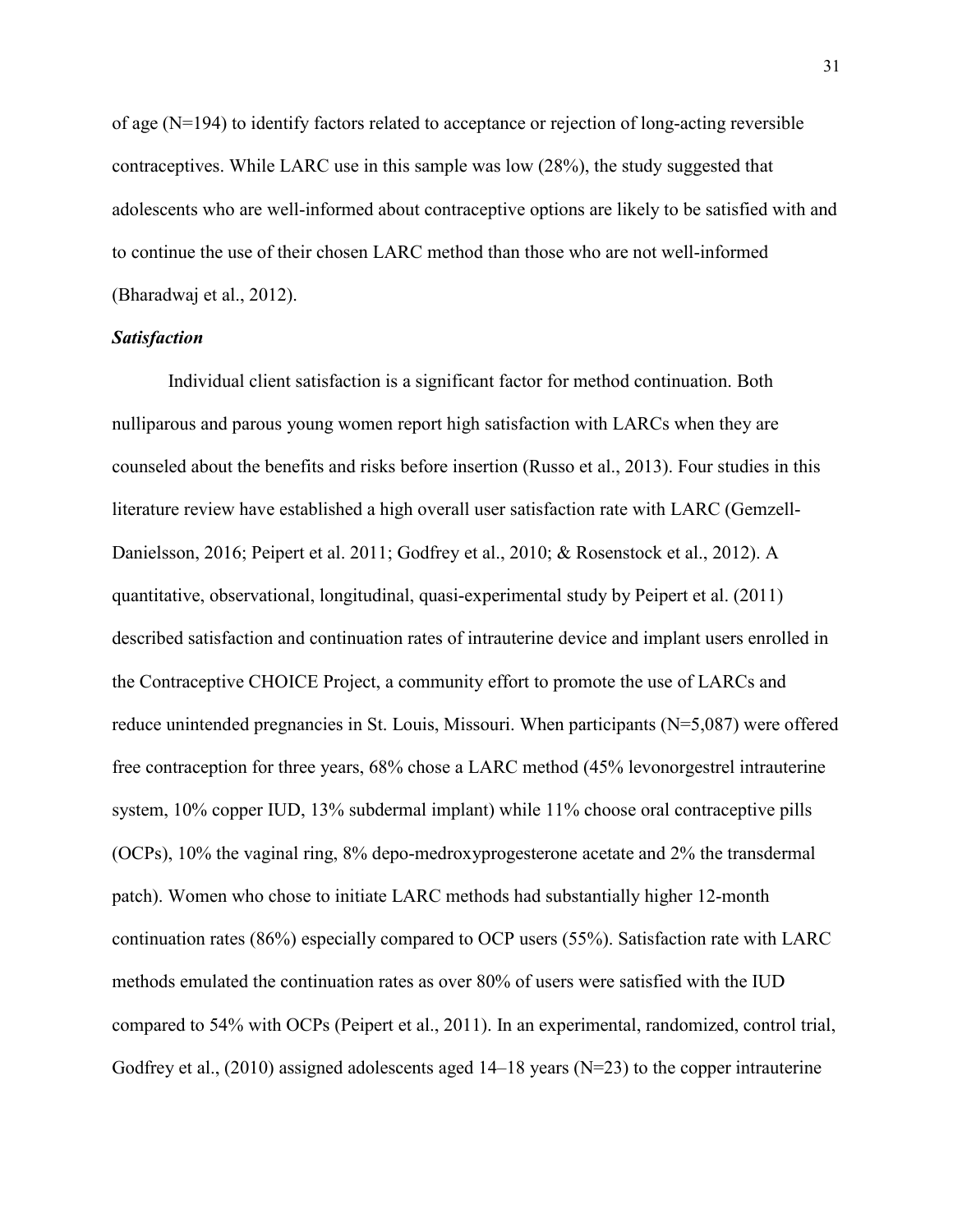of age (N=194) to identify factors related to acceptance or rejection of long-acting reversible contraceptives. While LARC use in this sample was low (28%), the study suggested that adolescents who are well-informed about contraceptive options are likely to be satisfied with and to continue the use of their chosen LARC method than those who are not well-informed (Bharadwaj et al., 2012).

### *Satisfaction*

Individual client satisfaction is a significant factor for method continuation. Both nulliparous and parous young women report high satisfaction with LARCs when they are counseled about the benefits and risks before insertion (Russo et al., 2013). Four studies in this literature review have established a high overall user satisfaction rate with LARC (Gemzell-Danielsson, 2016; Peipert et al. 2011; Godfrey et al., 2010; & Rosenstock et al., 2012). A quantitative, observational, longitudinal, quasi-experimental study by Peipert et al. (2011) described satisfaction and continuation rates of intrauterine device and implant users enrolled in the Contraceptive CHOICE Project, a community effort to promote the use of LARCs and reduce unintended pregnancies in St. Louis, Missouri. When participants (N=5,087) were offered free contraception for three years, 68% chose a LARC method (45% levonorgestrel intrauterine system, 10% copper IUD, 13% subdermal implant) while 11% choose oral contraceptive pills (OCPs), 10% the vaginal ring, 8% depo-medroxyprogesterone acetate and 2% the transdermal patch). Women who chose to initiate LARC methods had substantially higher 12-month continuation rates (86%) especially compared to OCP users (55%). Satisfaction rate with LARC methods emulated the continuation rates as over 80% of users were satisfied with the IUD compared to 54% with OCPs (Peipert et al., 2011). In an experimental, randomized, control trial, Godfrey et al., (2010) assigned adolescents aged 14–18 years (N=23) to the copper intrauterine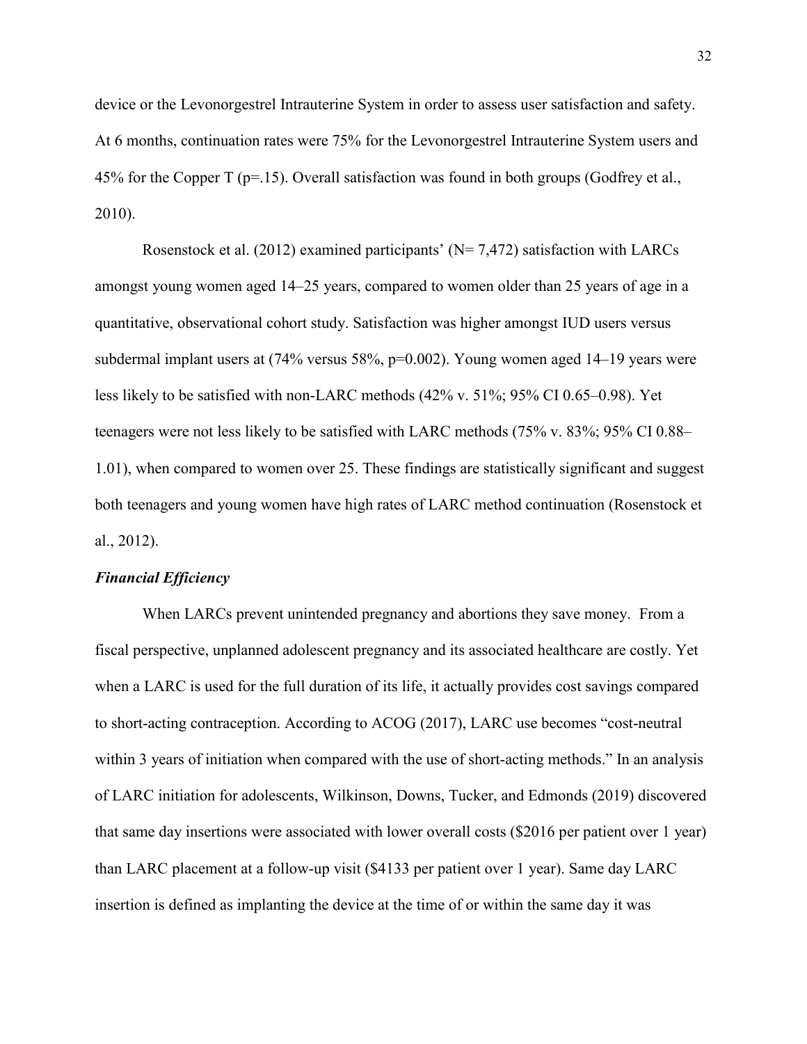device or the Levonorgestrel Intrauterine System in order to assess user satisfaction and safety. At 6 months, continuation rates were 75% for the Levonorgestrel Intrauterine System users and 45% for the Copper T ($p=.15$). Overall satisfaction was found in both groups (Godfrey et al., 2010).

Rosenstock et al. (2012) examined participants' ($N= 7,472$) satisfaction with LARCs amongst young women aged 14–25 years, compared to women older than 25 years of age in a quantitative, observational cohort study. Satisfaction was higher amongst IUD users versus subdermal implant users at (74% versus 58%, $p=0.002$). Young women aged 14–19 years were less likely to be satisfied with non-LARC methods (42% v. 51%; 95% CI 0.65–0.98). Yet teenagers were not less likely to be satisfied with LARC methods (75% v. 83%; 95% CI 0.88–1.01), when compared to women over 25. These findings are statistically significant and suggest both teenagers and young women have high rates of LARC method continuation (Rosenstock et al., 2012).

### *Financial Efficiency*

When LARCs prevent unintended pregnancy and abortions they save money. From a fiscal perspective, unplanned adolescent pregnancy and its associated healthcare are costly. Yet when a LARC is used for the full duration of its life, it actually provides cost savings compared to short-acting contraception. According to ACOG (2017), LARC use becomes "cost-neutral within 3 years of initiation when compared with the use of short-acting methods." In an analysis of LARC initiation for adolescents, Wilkinson, Downs, Tucker, and Edmonds (2019) discovered that same day insertions were associated with lower overall costs ($2016 per patient over 1 year) than LARC placement at a follow-up visit ($4133 per patient over 1 year). Same day LARC insertion is defined as implanting the device at the time of or within the same day it was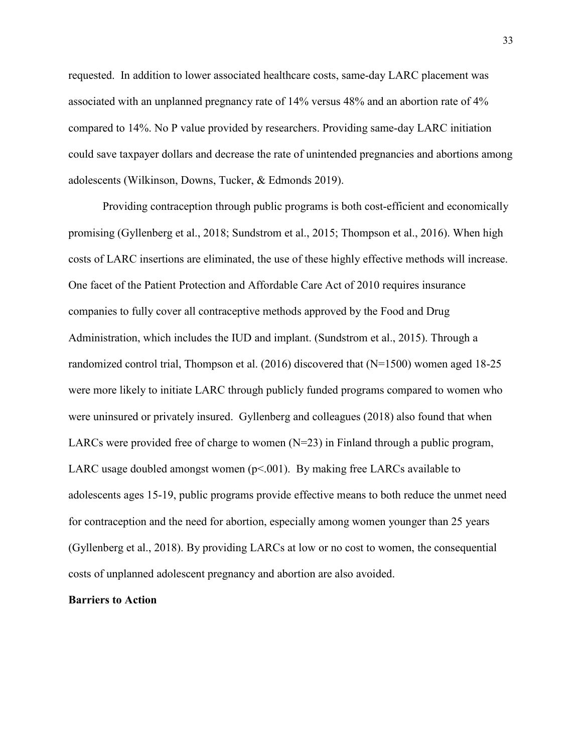requested. In addition to lower associated healthcare costs, same-day LARC placement was associated with an unplanned pregnancy rate of 14% versus 48% and an abortion rate of 4% compared to 14%. No P value provided by researchers. Providing same-day LARC initiation could save taxpayer dollars and decrease the rate of unintended pregnancies and abortions among adolescents (Wilkinson, Downs, Tucker, & Edmonds 2019).

Providing contraception through public programs is both cost-efficient and economically promising (Gyllenberg et al., 2018; Sundstrom et al., 2015; Thompson et al., 2016). When high costs of LARC insertions are eliminated, the use of these highly effective methods will increase. One facet of the Patient Protection and Affordable Care Act of 2010 requires insurance companies to fully cover all contraceptive methods approved by the Food and Drug Administration, which includes the IUD and implant. (Sundstrom et al., 2015). Through a randomized control trial, Thompson et al. (2016) discovered that ($N$=1500) women aged 18-25 were more likely to initiate LARC through publicly funded programs compared to women who were uninsured or privately insured. Gyllenberg and colleagues (2018) also found that when LARCs were provided free of charge to women ($N$=23) in Finland through a public program, LARC usage doubled amongst women ($p<.001$). By making free LARCs available to adolescents ages 15-19, public programs provide effective means to both reduce the unmet need for contraception and the need for abortion, especially among women younger than 25 years (Gyllenberg et al., 2018). By providing LARCs at low or no cost to women, the consequential costs of unplanned adolescent pregnancy and abortion are also avoided.

**Barriers to Action**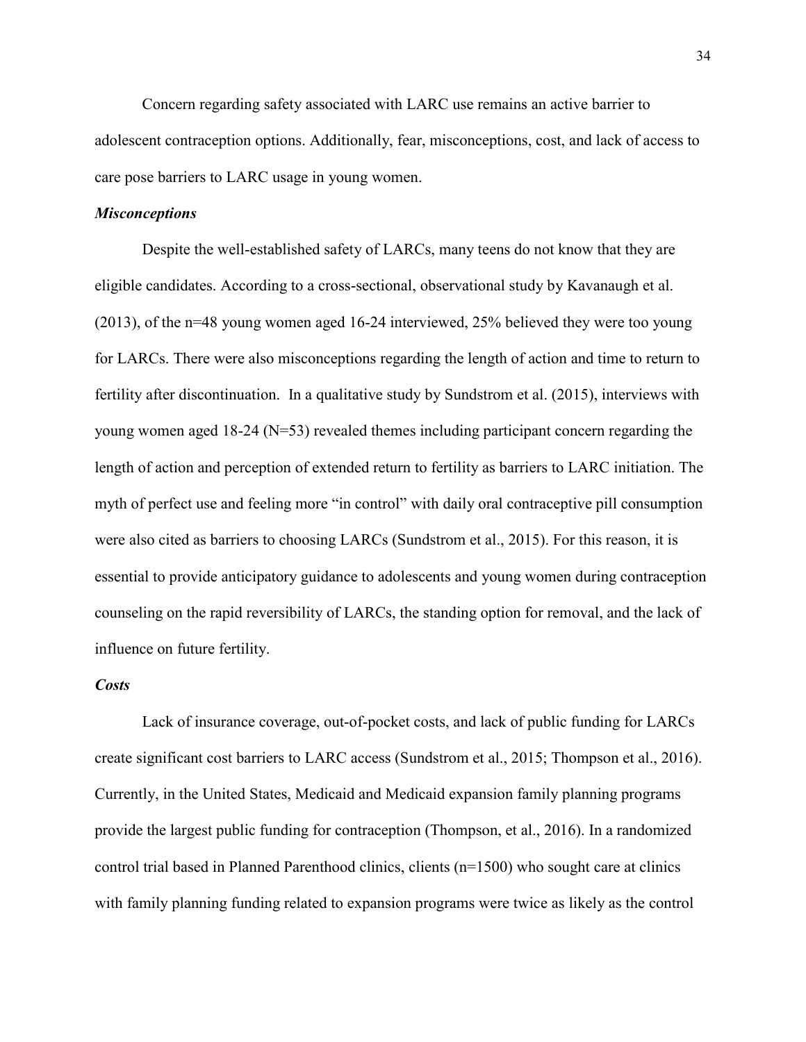Concern regarding safety associated with LARC use remains an active barrier to adolescent contraception options. Additionally, fear, misconceptions, cost, and lack of access to care pose barriers to LARC usage in young women.

### ***Misconceptions***

Despite the well-established safety of LARCs, many teens do not know that they are eligible candidates. According to a cross-sectional, observational study by Kavanaugh et al. (2013), of the n=48 young women aged 16-24 interviewed, 25% believed they were too young for LARCs. There were also misconceptions regarding the length of action and time to return to fertility after discontinuation. In a qualitative study by Sundstrom et al. (2015), interviews with young women aged 18-24 (N=53) revealed themes including participant concern regarding the length of action and perception of extended return to fertility as barriers to LARC initiation. The myth of perfect use and feeling more "in control" with daily oral contraceptive pill consumption were also cited as barriers to choosing LARCs (Sundstrom et al., 2015). For this reason, it is essential to provide anticipatory guidance to adolescents and young women during contraception counseling on the rapid reversibility of LARCs, the standing option for removal, and the lack of influence on future fertility.

### ***Costs***

Lack of insurance coverage, out-of-pocket costs, and lack of public funding for LARCs create significant cost barriers to LARC access (Sundstrom et al., 2015; Thompson et al., 2016). Currently, in the United States, Medicaid and Medicaid expansion family planning programs provide the largest public funding for contraception (Thompson, et al., 2016). In a randomized control trial based in Planned Parenthood clinics, clients (n=1500) who sought care at clinics with family planning funding related to expansion programs were twice as likely as the control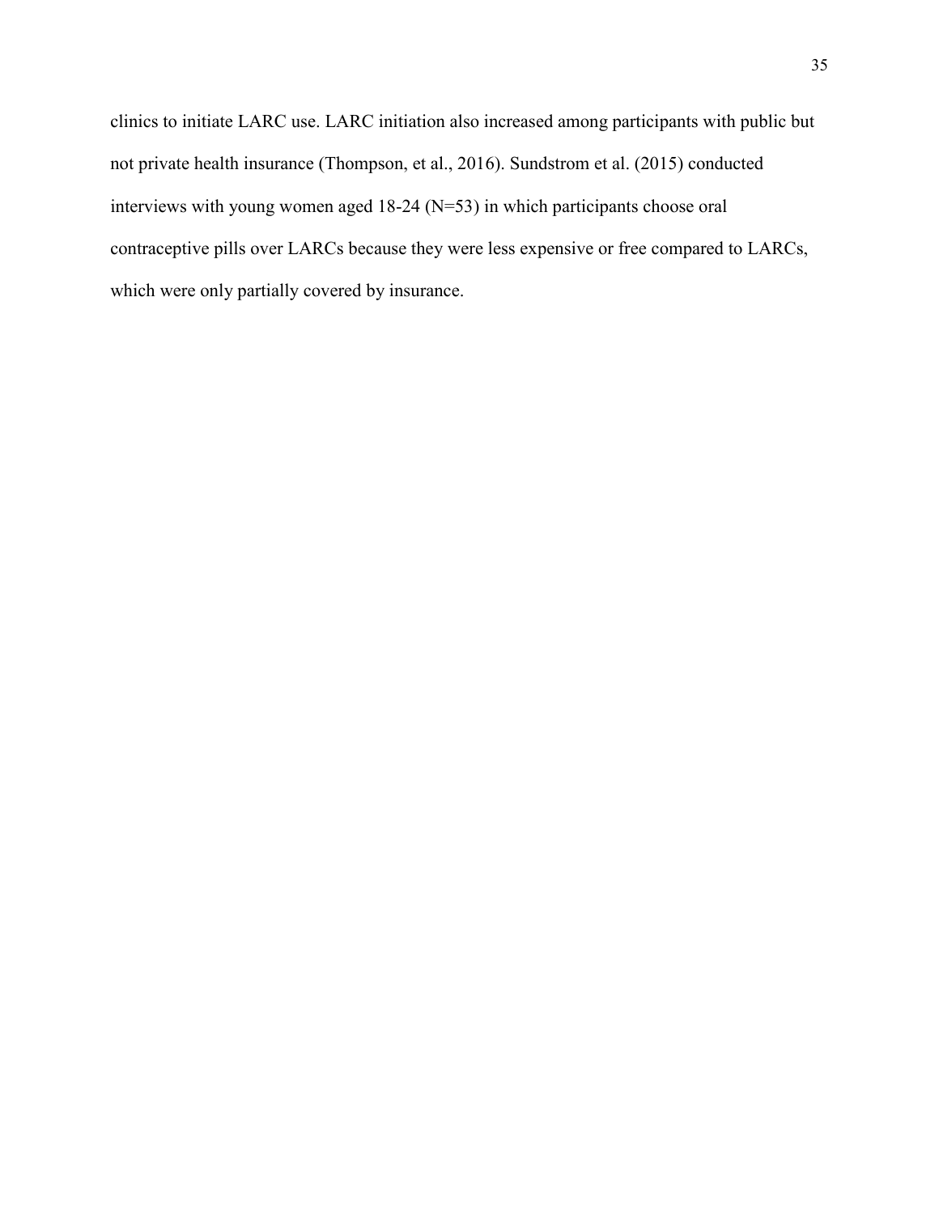clinics to initiate LARC use. LARC initiation also increased among participants with public but not private health insurance (Thompson, et al., 2016). Sundstrom et al. (2015) conducted interviews with young women aged 18-24 (N=53) in which participants choose oral contraceptive pills over LARCs because they were less expensive or free compared to LARCs, which were only partially covered by insurance.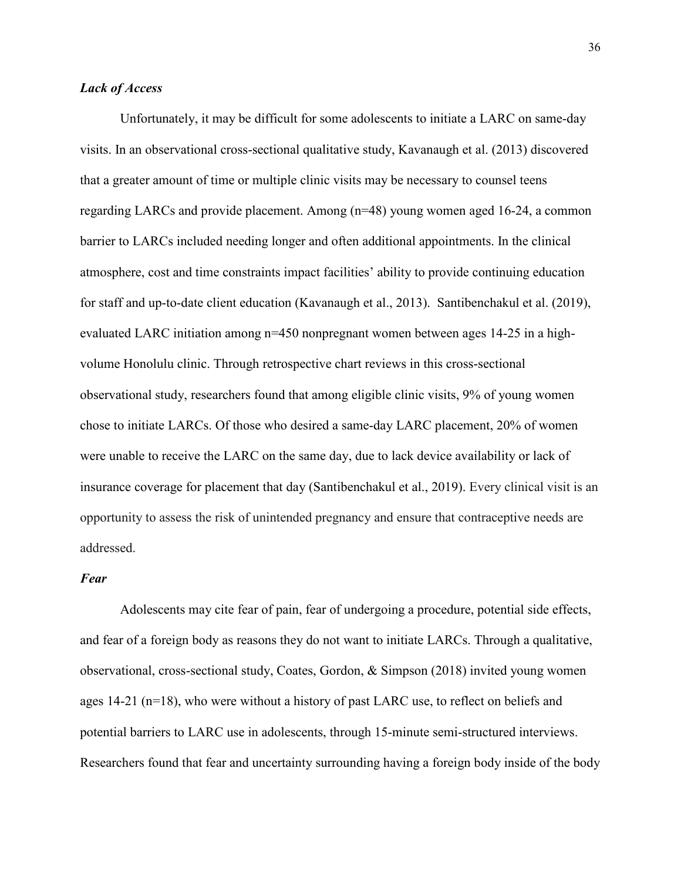### *Lack of Access*

Unfortunately, it may be difficult for some adolescents to initiate a LARC on same-day visits. In an observational cross-sectional qualitative study, Kavanaugh et al. (2013) discovered that a greater amount of time or multiple clinic visits may be necessary to counsel teens regarding LARCs and provide placement. Among (n=48) young women aged 16-24, a common barrier to LARCs included needing longer and often additional appointments. In the clinical atmosphere, cost and time constraints impact facilities' ability to provide continuing education for staff and up-to-date client education (Kavanaugh et al., 2013). Santibenchakul et al. (2019), evaluated LARC initiation among n=450 nonpregnant women between ages 14-25 in a high-volume Honolulu clinic. Through retrospective chart reviews in this cross-sectional observational study, researchers found that among eligible clinic visits, 9% of young women chose to initiate LARCs. Of those who desired a same-day LARC placement, 20% of women were unable to receive the LARC on the same day, due to lack device availability or lack of insurance coverage for placement that day (Santibenchakul et al., 2019). Every clinical visit is an opportunity to assess the risk of unintended pregnancy and ensure that contraceptive needs are addressed.

### *Fear*

Adolescents may cite fear of pain, fear of undergoing a procedure, potential side effects, and fear of a foreign body as reasons they do not want to initiate LARCs. Through a qualitative, observational, cross-sectional study, Coates, Gordon, & Simpson (2018) invited young women ages 14-21 (n=18), who were without a history of past LARC use, to reflect on beliefs and potential barriers to LARC use in adolescents, through 15-minute semi-structured interviews. Researchers found that fear and uncertainty surrounding having a foreign body inside of the body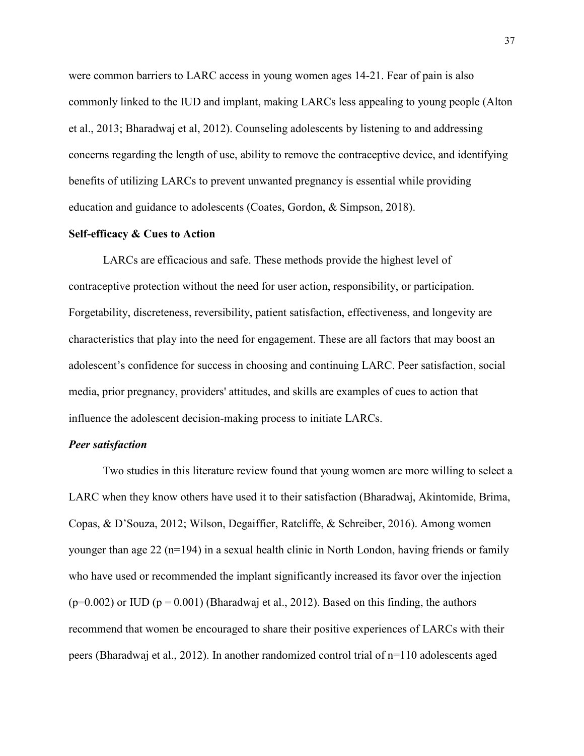were common barriers to LARC access in young women ages 14-21. Fear of pain is also commonly linked to the IUD and implant, making LARCs less appealing to young people (Alton et al., 2013; Bharadwaj et al, 2012). Counseling adolescents by listening to and addressing concerns regarding the length of use, ability to remove the contraceptive device, and identifying benefits of utilizing LARCs to prevent unwanted pregnancy is essential while providing education and guidance to adolescents (Coates, Gordon, & Simpson, 2018).

**Self-efficacy & Cues to Action**

LARCs are efficacious and safe. These methods provide the highest level of contraceptive protection without the need for user action, responsibility, or participation. Forgetability, discreteness, reversibility, patient satisfaction, effectiveness, and longevity are characteristics that play into the need for engagement. These are all factors that may boost an adolescent's confidence for success in choosing and continuing LARC. Peer satisfaction, social media, prior pregnancy, providers' attitudes, and skills are examples of cues to action that influence the adolescent decision-making process to initiate LARCs.

***Peer satisfaction***

Two studies in this literature review found that young women are more willing to select a LARC when they know others have used it to their satisfaction (Bharadwaj, Akintomide, Brima, Copas, & D'Souza, 2012; Wilson, Degaiffier, Ratcliffe, & Schreiber, 2016). Among women younger than age 22 (n=194) in a sexual health clinic in North London, having friends or family who have used or recommended the implant significantly increased its favor over the injection (p=0.002) or IUD (p = 0.001) (Bharadwaj et al., 2012). Based on this finding, the authors recommend that women be encouraged to share their positive experiences of LARCs with their peers (Bharadwaj et al., 2012). In another randomized control trial of n=110 adolescents aged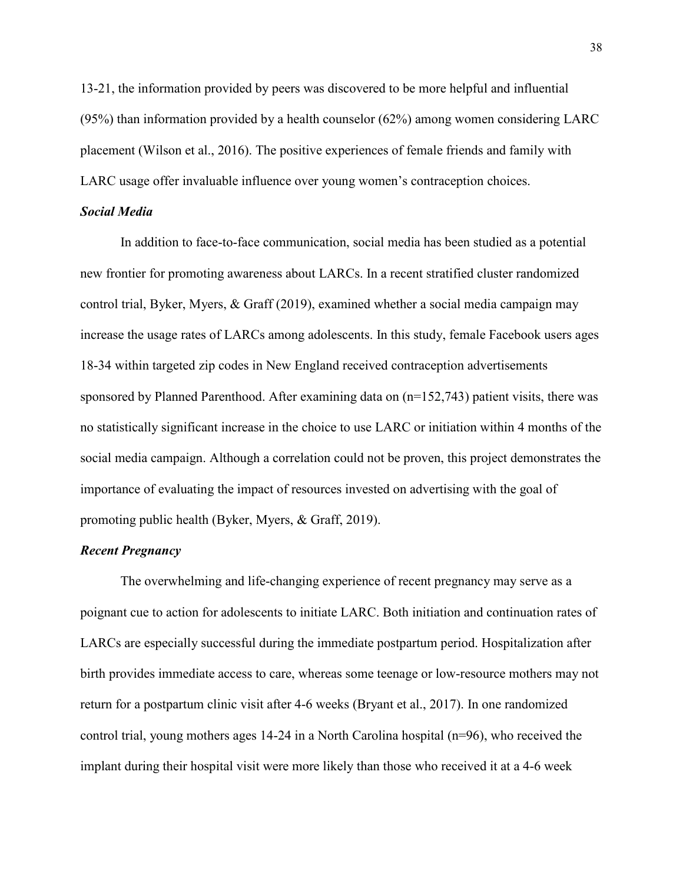13-21, the information provided by peers was discovered to be more helpful and influential (95%) than information provided by a health counselor (62%) among women considering LARC placement (Wilson et al., 2016). The positive experiences of female friends and family with LARC usage offer invaluable influence over young women's contraception choices.

### *Social Media*

In addition to face-to-face communication, social media has been studied as a potential new frontier for promoting awareness about LARCs. In a recent stratified cluster randomized control trial, Byker, Myers, & Graff (2019), examined whether a social media campaign may increase the usage rates of LARCs among adolescents. In this study, female Facebook users ages 18-34 within targeted zip codes in New England received contraception advertisements sponsored by Planned Parenthood. After examining data on (n=152,743) patient visits, there was no statistically significant increase in the choice to use LARC or initiation within 4 months of the social media campaign. Although a correlation could not be proven, this project demonstrates the importance of evaluating the impact of resources invested on advertising with the goal of promoting public health (Byker, Myers, & Graff, 2019).

### *Recent Pregnancy*

The overwhelming and life-changing experience of recent pregnancy may serve as a poignant cue to action for adolescents to initiate LARC. Both initiation and continuation rates of LARCs are especially successful during the immediate postpartum period. Hospitalization after birth provides immediate access to care, whereas some teenage or low-resource mothers may not return for a postpartum clinic visit after 4-6 weeks (Bryant et al., 2017). In one randomized control trial, young mothers ages 14-24 in a North Carolina hospital (n=96), who received the implant during their hospital visit were more likely than those who received it at a 4-6 week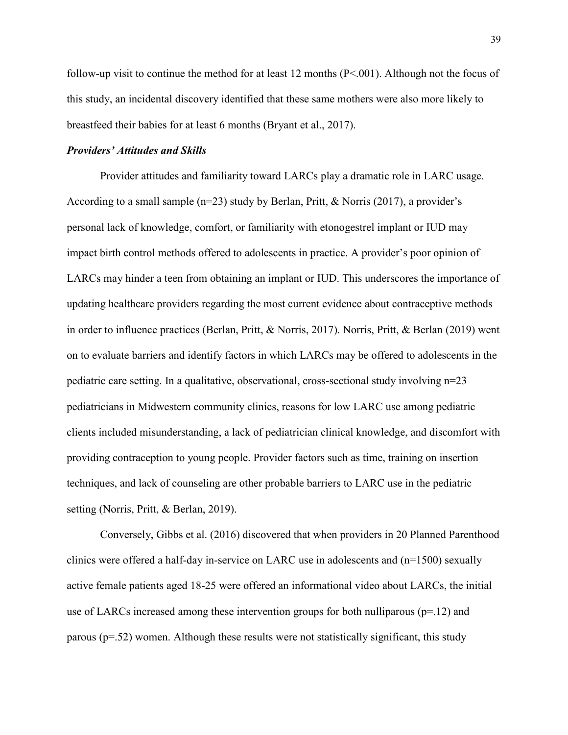follow-up visit to continue the method for at least 12 months ($P<.001$). Although not the focus of this study, an incidental discovery identified that these same mothers were also more likely to breastfeed their babies for at least 6 months (Bryant et al., 2017).

### ***Providers' Attitudes and Skills***

Provider attitudes and familiarity toward LARCs play a dramatic role in LARC usage. According to a small sample ($n=23$) study by Berlan, Pritt, & Norris (2017), a provider's personal lack of knowledge, comfort, or familiarity with etonogestrel implant or IUD may impact birth control methods offered to adolescents in practice. A provider's poor opinion of LARCs may hinder a teen from obtaining an implant or IUD. This underscores the importance of updating healthcare providers regarding the most current evidence about contraceptive methods in order to influence practices (Berlan, Pritt, & Norris, 2017). Norris, Pritt, & Berlan (2019) went on to evaluate barriers and identify factors in which LARCs may be offered to adolescents in the pediatric care setting. In a qualitative, observational, cross-sectional study involving $n=23$ pediatricians in Midwestern community clinics, reasons for low LARC use among pediatric clients included misunderstanding, a lack of pediatrician clinical knowledge, and discomfort with providing contraception to young people. Provider factors such as time, training on insertion techniques, and lack of counseling are other probable barriers to LARC use in the pediatric setting (Norris, Pritt, & Berlan, 2019).

Conversely, Gibbs et al. (2016) discovered that when providers in 20 Planned Parenthood clinics were offered a half-day in-service on LARC use in adolescents and ($n=1500$) sexually active female patients aged 18-25 were offered an informational video about LARCs, the initial use of LARCs increased among these intervention groups for both nulliparous ($p=.12$) and parous ($p=.52$) women. Although these results were not statistically significant, this study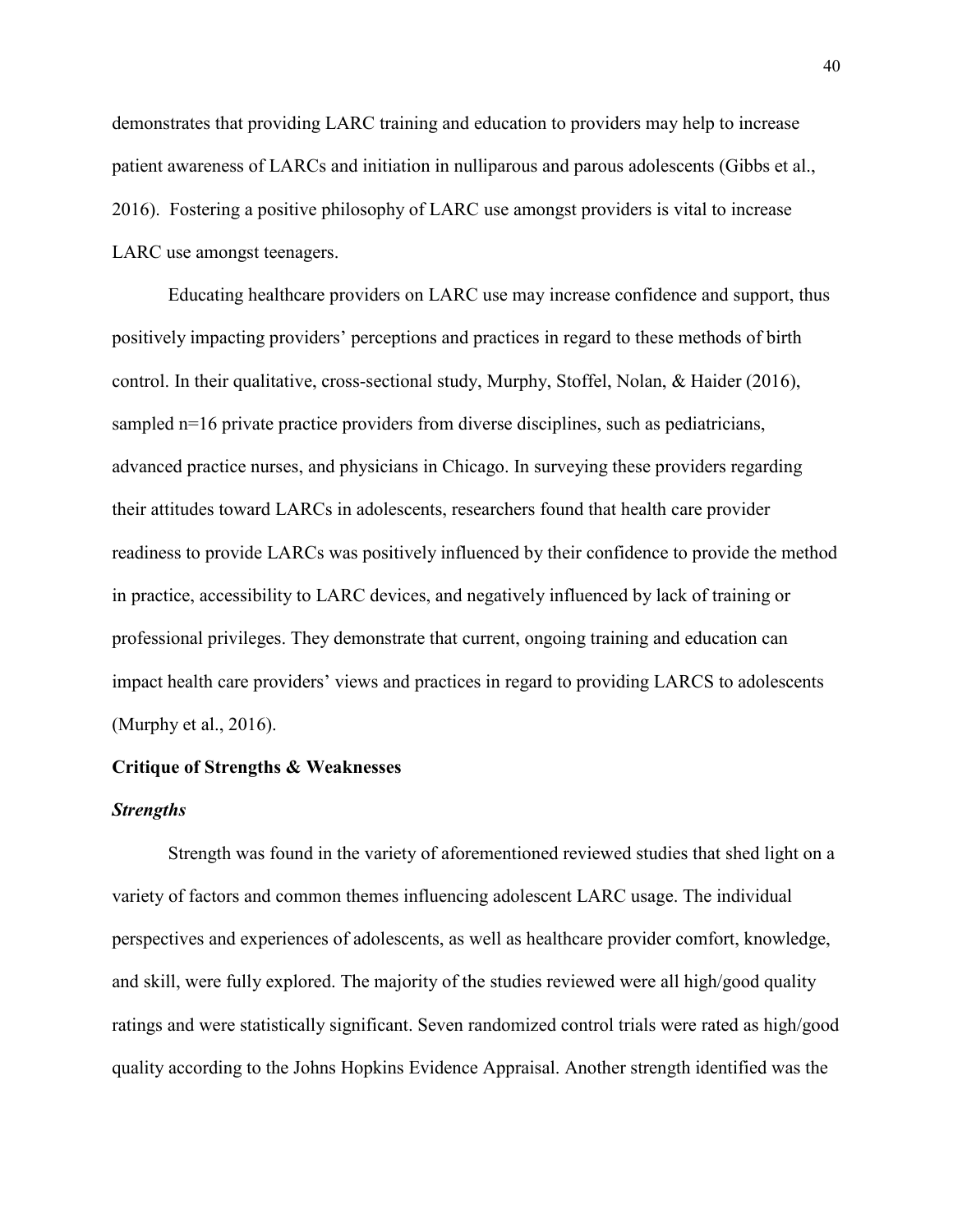demonstrates that providing LARC training and education to providers may help to increase patient awareness of LARCs and initiation in nulliparous and parous adolescents (Gibbs et al., 2016). Fostering a positive philosophy of LARC use amongst providers is vital to increase LARC use amongst teenagers.

Educating healthcare providers on LARC use may increase confidence and support, thus positively impacting providers' perceptions and practices in regard to these methods of birth control. In their qualitative, cross-sectional study, Murphy, Stoffel, Nolan, & Haider (2016), sampled n=16 private practice providers from diverse disciplines, such as pediatricians, advanced practice nurses, and physicians in Chicago. In surveying these providers regarding their attitudes toward LARCs in adolescents, researchers found that health care provider readiness to provide LARCs was positively influenced by their confidence to provide the method in practice, accessibility to LARC devices, and negatively influenced by lack of training or professional privileges. They demonstrate that current, ongoing training and education can impact health care providers' views and practices in regard to providing LARCS to adolescents (Murphy et al., 2016).

## Critique of Strengths & Weaknesses

### *Strengths*

Strength was found in the variety of aforementioned reviewed studies that shed light on a variety of factors and common themes influencing adolescent LARC usage. The individual perspectives and experiences of adolescents, as well as healthcare provider comfort, knowledge, and skill, were fully explored. The majority of the studies reviewed were all high/good quality ratings and were statistically significant. Seven randomized control trials were rated as high/good quality according to the Johns Hopkins Evidence Appraisal. Another strength identified was the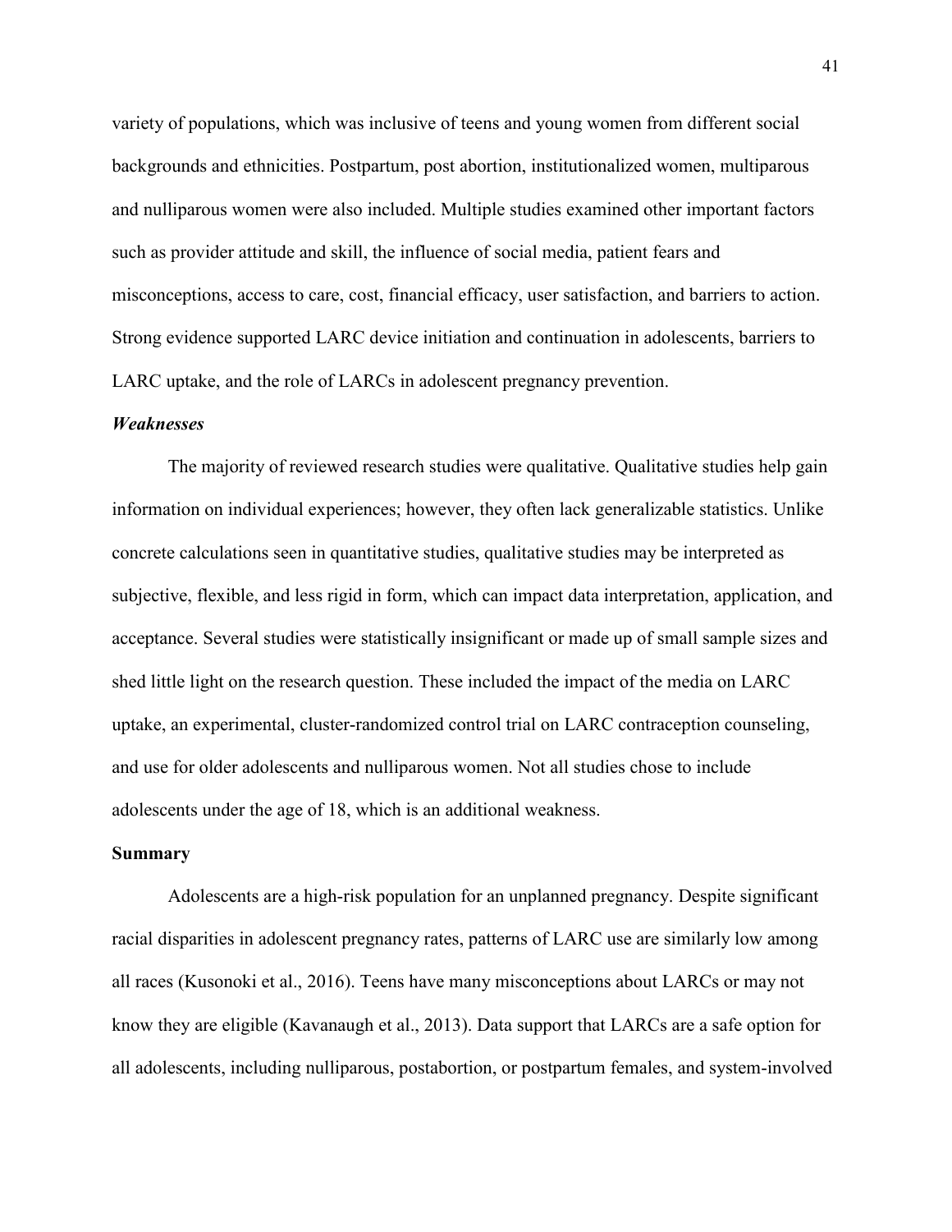variety of populations, which was inclusive of teens and young women from different social backgrounds and ethnicities. Postpartum, post abortion, institutionalized women, multiparous and nulliparous women were also included. Multiple studies examined other important factors such as provider attitude and skill, the influence of social media, patient fears and misconceptions, access to care, cost, financial efficacy, user satisfaction, and barriers to action. Strong evidence supported LARC device initiation and continuation in adolescents, barriers to LARC uptake, and the role of LARCs in adolescent pregnancy prevention.

### *Weaknesses*

The majority of reviewed research studies were qualitative. Qualitative studies help gain information on individual experiences; however, they often lack generalizable statistics. Unlike concrete calculations seen in quantitative studies, qualitative studies may be interpreted as subjective, flexible, and less rigid in form, which can impact data interpretation, application, and acceptance. Several studies were statistically insignificant or made up of small sample sizes and shed little light on the research question. These included the impact of the media on LARC uptake, an experimental, cluster-randomized control trial on LARC contraception counseling, and use for older adolescents and nulliparous women. Not all studies chose to include adolescents under the age of 18, which is an additional weakness.

## Summary

Adolescents are a high-risk population for an unplanned pregnancy. Despite significant racial disparities in adolescent pregnancy rates, patterns of LARC use are similarly low among all races (Kusonoki et al., 2016). Teens have many misconceptions about LARCs or may not know they are eligible (Kavanaugh et al., 2013). Data support that LARCs are a safe option for all adolescents, including nulliparous, postabortion, or postpartum females, and system-involved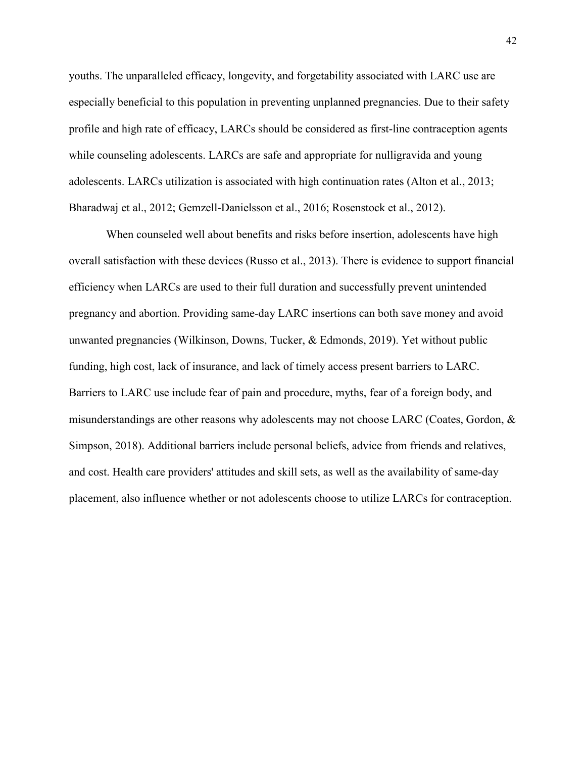youths. The unparalleled efficacy, longevity, and forgetability associated with LARC use are especially beneficial to this population in preventing unplanned pregnancies. Due to their safety profile and high rate of efficacy, LARCs should be considered as first-line contraception agents while counseling adolescents. LARCs are safe and appropriate for nulligravida and young adolescents. LARCs utilization is associated with high continuation rates (Alton et al., 2013; Bharadwaj et al., 2012; Gemzell-Danielsson et al., 2016; Rosenstock et al., 2012).

When counseled well about benefits and risks before insertion, adolescents have high overall satisfaction with these devices (Russo et al., 2013). There is evidence to support financial efficiency when LARCs are used to their full duration and successfully prevent unintended pregnancy and abortion. Providing same-day LARC insertions can both save money and avoid unwanted pregnancies (Wilkinson, Downs, Tucker, & Edmonds, 2019). Yet without public funding, high cost, lack of insurance, and lack of timely access present barriers to LARC. Barriers to LARC use include fear of pain and procedure, myths, fear of a foreign body, and misunderstandings are other reasons why adolescents may not choose LARC (Coates, Gordon, & Simpson, 2018). Additional barriers include personal beliefs, advice from friends and relatives, and cost. Health care providers' attitudes and skill sets, as well as the availability of same-day placement, also influence whether or not adolescents choose to utilize LARCs for contraception.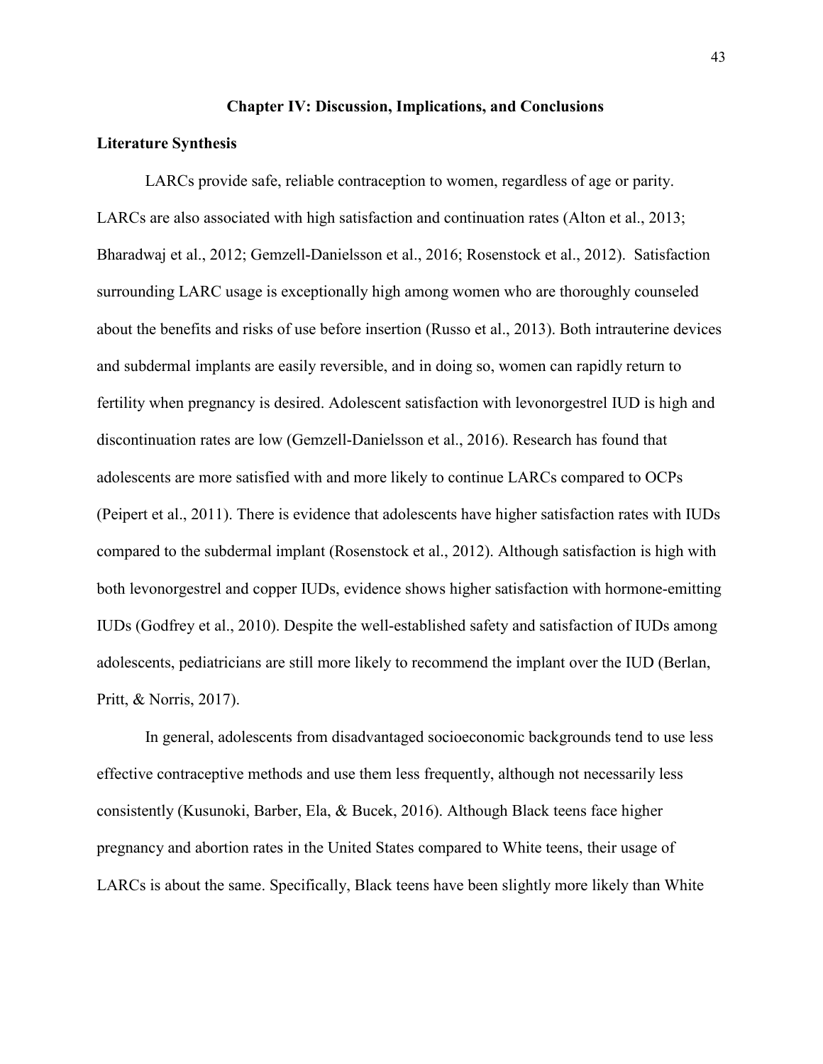# Chapter IV: Discussion, Implications, and Conclusions

## Literature Synthesis

LARCs provide safe, reliable contraception to women, regardless of age or parity. LARCs are also associated with high satisfaction and continuation rates (Alton et al., 2013; Bharadwaj et al., 2012; Gemzell-Danielsson et al., 2016; Rosenstock et al., 2012). Satisfaction surrounding LARC usage is exceptionally high among women who are thoroughly counseled about the benefits and risks of use before insertion (Russo et al., 2013). Both intrauterine devices and subdermal implants are easily reversible, and in doing so, women can rapidly return to fertility when pregnancy is desired. Adolescent satisfaction with levonorgestrel IUD is high and discontinuation rates are low (Gemzell-Danielsson et al., 2016). Research has found that adolescents are more satisfied with and more likely to continue LARCs compared to OCPs (Peipert et al., 2011). There is evidence that adolescents have higher satisfaction rates with IUDs compared to the subdermal implant (Rosenstock et al., 2012). Although satisfaction is high with both levonorgestrel and copper IUDs, evidence shows higher satisfaction with hormone-emitting IUDs (Godfrey et al., 2010). Despite the well-established safety and satisfaction of IUDs among adolescents, pediatricians are still more likely to recommend the implant over the IUD (Berlan, Pritt, & Norris, 2017).

In general, adolescents from disadvantaged socioeconomic backgrounds tend to use less effective contraceptive methods and use them less frequently, although not necessarily less consistently (Kusunoki, Barber, Ela, & Bucek, 2016). Although Black teens face higher pregnancy and abortion rates in the United States compared to White teens, their usage of LARCs is about the same. Specifically, Black teens have been slightly more likely than White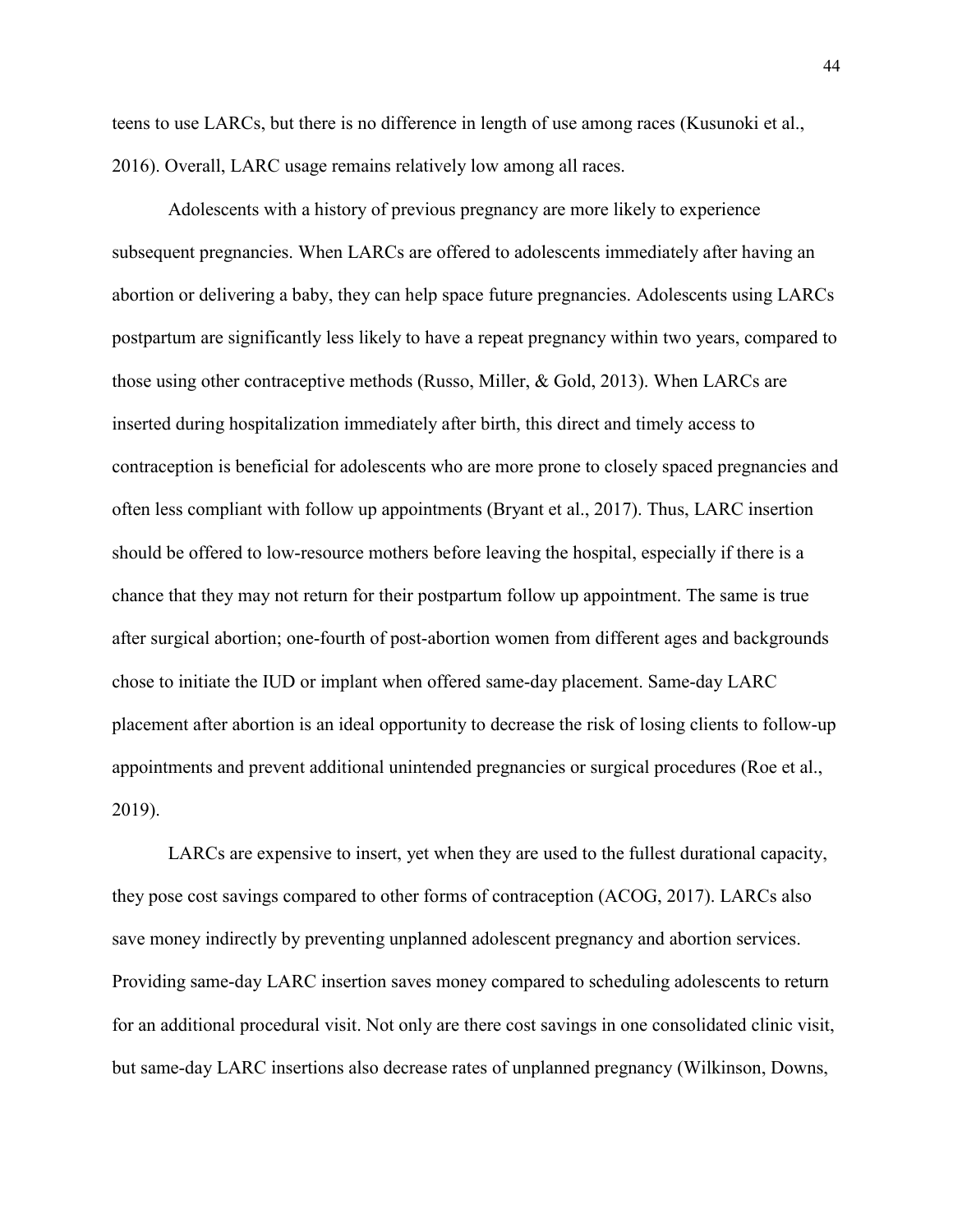teens to use LARCs, but there is no difference in length of use among races (Kusunoki et al., 2016). Overall, LARC usage remains relatively low among all races.

Adolescents with a history of previous pregnancy are more likely to experience subsequent pregnancies. When LARCs are offered to adolescents immediately after having an abortion or delivering a baby, they can help space future pregnancies. Adolescents using LARCs postpartum are significantly less likely to have a repeat pregnancy within two years, compared to those using other contraceptive methods (Russo, Miller, & Gold, 2013). When LARCs are inserted during hospitalization immediately after birth, this direct and timely access to contraception is beneficial for adolescents who are more prone to closely spaced pregnancies and often less compliant with follow up appointments (Bryant et al., 2017). Thus, LARC insertion should be offered to low-resource mothers before leaving the hospital, especially if there is a chance that they may not return for their postpartum follow up appointment. The same is true after surgical abortion; one-fourth of post-abortion women from different ages and backgrounds chose to initiate the IUD or implant when offered same-day placement. Same-day LARC placement after abortion is an ideal opportunity to decrease the risk of losing clients to follow-up appointments and prevent additional unintended pregnancies or surgical procedures (Roe et al., 2019).

LARCs are expensive to insert, yet when they are used to the fullest durational capacity, they pose cost savings compared to other forms of contraception (ACOG, 2017). LARCs also save money indirectly by preventing unplanned adolescent pregnancy and abortion services. Providing same-day LARC insertion saves money compared to scheduling adolescents to return for an additional procedural visit. Not only are there cost savings in one consolidated clinic visit, but same-day LARC insertions also decrease rates of unplanned pregnancy (Wilkinson, Downs,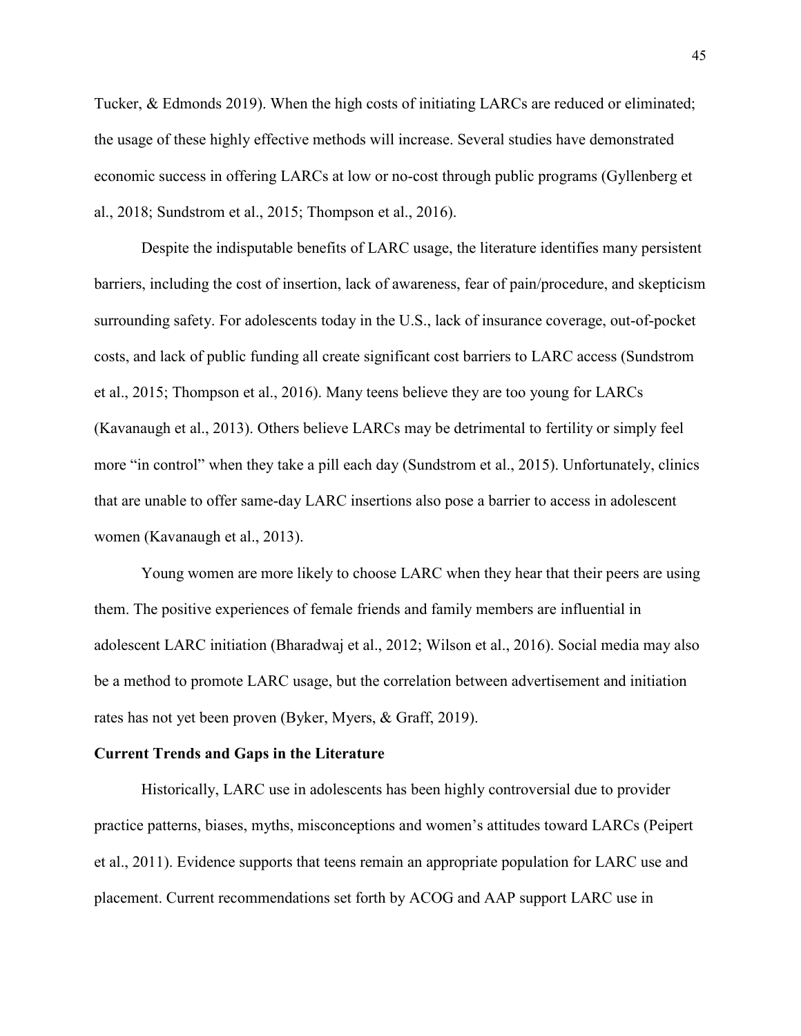Tucker, & Edmonds 2019). When the high costs of initiating LARCs are reduced or eliminated; the usage of these highly effective methods will increase. Several studies have demonstrated economic success in offering LARCs at low or no-cost through public programs (Gyllenberg et al., 2018; Sundstrom et al., 2015; Thompson et al., 2016).

Despite the indisputable benefits of LARC usage, the literature identifies many persistent barriers, including the cost of insertion, lack of awareness, fear of pain/procedure, and skepticism surrounding safety. For adolescents today in the U.S., lack of insurance coverage, out-of-pocket costs, and lack of public funding all create significant cost barriers to LARC access (Sundstrom et al., 2015; Thompson et al., 2016). Many teens believe they are too young for LARCs (Kavanaugh et al., 2013). Others believe LARCs may be detrimental to fertility or simply feel more "in control" when they take a pill each day (Sundstrom et al., 2015). Unfortunately, clinics that are unable to offer same-day LARC insertions also pose a barrier to access in adolescent women (Kavanaugh et al., 2013).

Young women are more likely to choose LARC when they hear that their peers are using them. The positive experiences of female friends and family members are influential in adolescent LARC initiation (Bharadwaj et al., 2012; Wilson et al., 2016). Social media may also be a method to promote LARC usage, but the correlation between advertisement and initiation rates has not yet been proven (Byker, Myers, & Graff, 2019).

**Current Trends and Gaps in the Literature**

Historically, LARC use in adolescents has been highly controversial due to provider practice patterns, biases, myths, misconceptions and women's attitudes toward LARCs (Peipert et al., 2011). Evidence supports that teens remain an appropriate population for LARC use and placement. Current recommendations set forth by ACOG and AAP support LARC use in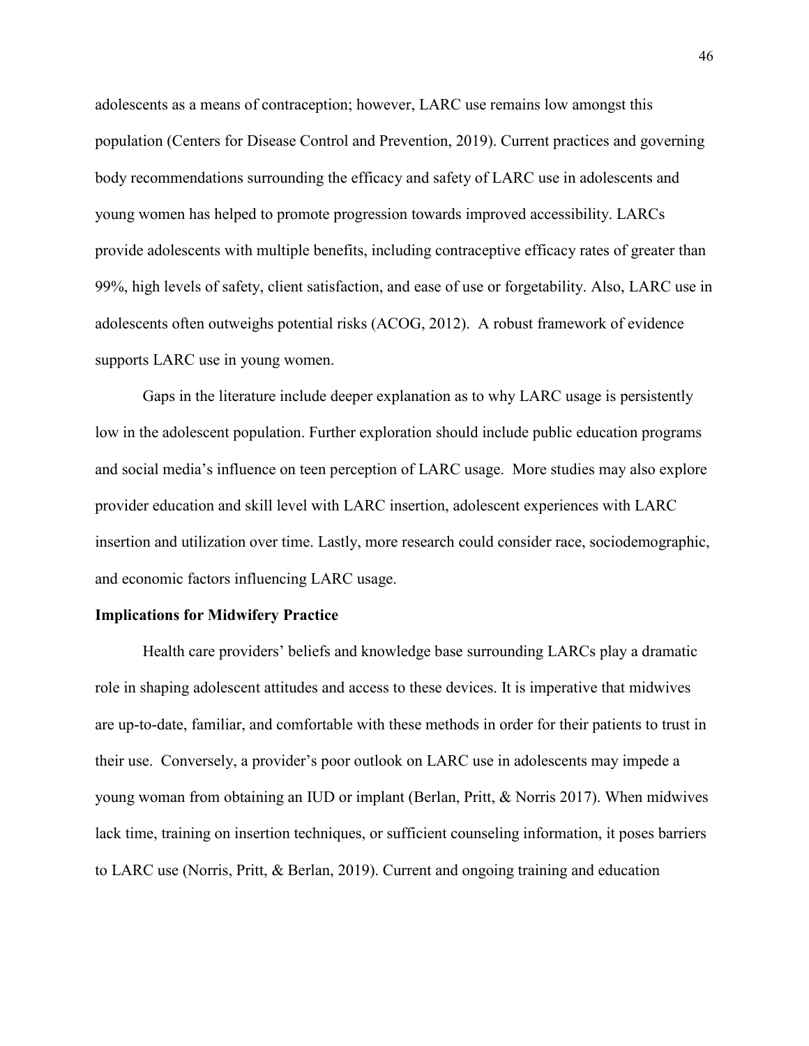adolescents as a means of contraception; however, LARC use remains low amongst this population (Centers for Disease Control and Prevention, 2019). Current practices and governing body recommendations surrounding the efficacy and safety of LARC use in adolescents and young women has helped to promote progression towards improved accessibility. LARCs provide adolescents with multiple benefits, including contraceptive efficacy rates of greater than 99%, high levels of safety, client satisfaction, and ease of use or forgetability. Also, LARC use in adolescents often outweighs potential risks (ACOG, 2012). A robust framework of evidence supports LARC use in young women.

Gaps in the literature include deeper explanation as to why LARC usage is persistently low in the adolescent population. Further exploration should include public education programs and social media's influence on teen perception of LARC usage. More studies may also explore provider education and skill level with LARC insertion, adolescent experiences with LARC insertion and utilization over time. Lastly, more research could consider race, sociodemographic, and economic factors influencing LARC usage.

**Implications for Midwifery Practice**

Health care providers' beliefs and knowledge base surrounding LARCs play a dramatic role in shaping adolescent attitudes and access to these devices. It is imperative that midwives are up-to-date, familiar, and comfortable with these methods in order for their patients to trust in their use. Conversely, a provider's poor outlook on LARC use in adolescents may impede a young woman from obtaining an IUD or implant (Berlan, Pritt, & Norris 2017). When midwives lack time, training on insertion techniques, or sufficient counseling information, it poses barriers to LARC use (Norris, Pritt, & Berlan, 2019). Current and ongoing training and education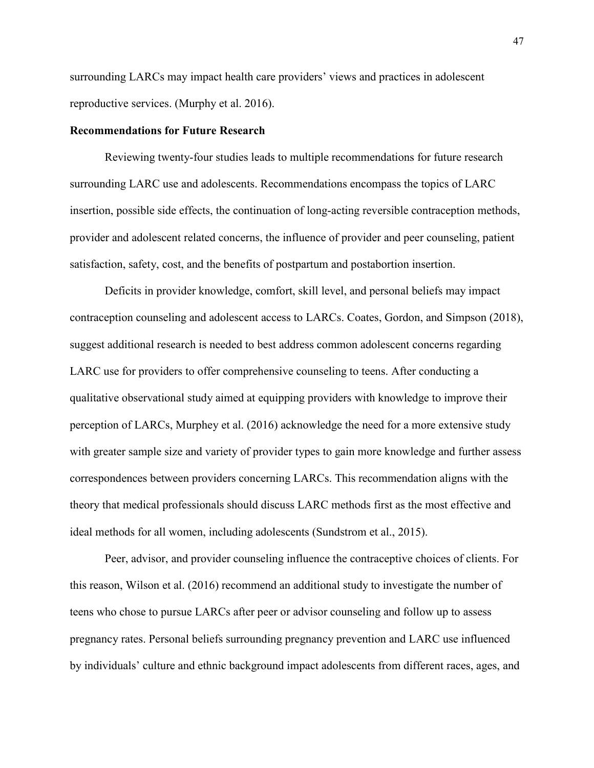surrounding LARCs may impact health care providers' views and practices in adolescent reproductive services. (Murphy et al. 2016).

**Recommendations for Future Research**

Reviewing twenty-four studies leads to multiple recommendations for future research surrounding LARC use and adolescents. Recommendations encompass the topics of LARC insertion, possible side effects, the continuation of long-acting reversible contraception methods, provider and adolescent related concerns, the influence of provider and peer counseling, patient satisfaction, safety, cost, and the benefits of postpartum and postabortion insertion.

Deficits in provider knowledge, comfort, skill level, and personal beliefs may impact contraception counseling and adolescent access to LARCs. Coates, Gordon, and Simpson (2018), suggest additional research is needed to best address common adolescent concerns regarding LARC use for providers to offer comprehensive counseling to teens. After conducting a qualitative observational study aimed at equipping providers with knowledge to improve their perception of LARCs, Murphey et al. (2016) acknowledge the need for a more extensive study with greater sample size and variety of provider types to gain more knowledge and further assess correspondences between providers concerning LARCs. This recommendation aligns with the theory that medical professionals should discuss LARC methods first as the most effective and ideal methods for all women, including adolescents (Sundstrom et al., 2015).

Peer, advisor, and provider counseling influence the contraceptive choices of clients. For this reason, Wilson et al. (2016) recommend an additional study to investigate the number of teens who chose to pursue LARCs after peer or advisor counseling and follow up to assess pregnancy rates. Personal beliefs surrounding pregnancy prevention and LARC use influenced by individuals' culture and ethnic background impact adolescents from different races, ages, and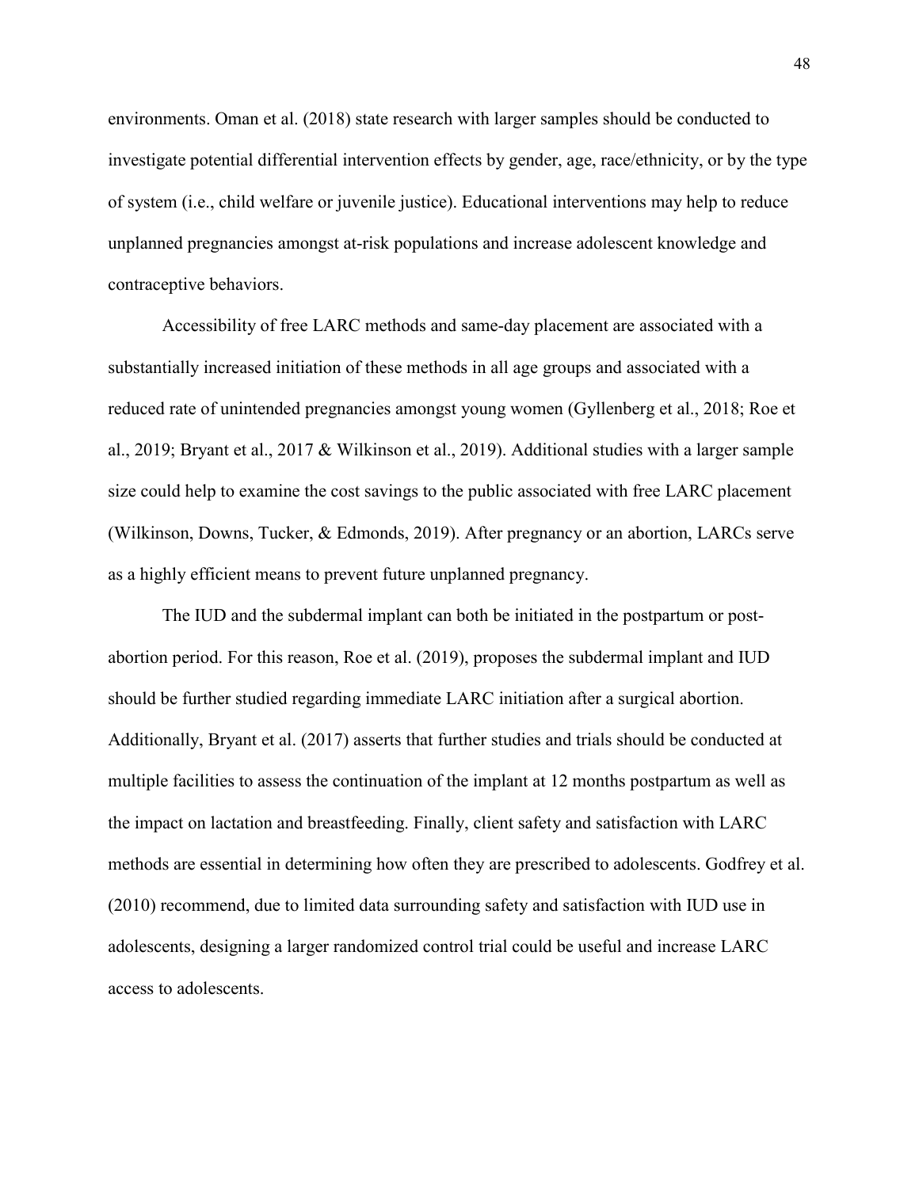environments. Oman et al. (2018) state research with larger samples should be conducted to investigate potential differential intervention effects by gender, age, race/ethnicity, or by the type of system (i.e., child welfare or juvenile justice). Educational interventions may help to reduce unplanned pregnancies amongst at-risk populations and increase adolescent knowledge and contraceptive behaviors.

Accessibility of free LARC methods and same-day placement are associated with a substantially increased initiation of these methods in all age groups and associated with a reduced rate of unintended pregnancies amongst young women (Gyllenberg et al., 2018; Roe et al., 2019; Bryant et al., 2017 & Wilkinson et al., 2019). Additional studies with a larger sample size could help to examine the cost savings to the public associated with free LARC placement (Wilkinson, Downs, Tucker, & Edmonds, 2019). After pregnancy or an abortion, LARCs serve as a highly efficient means to prevent future unplanned pregnancy.

The IUD and the subdermal implant can both be initiated in the postpartum or post-abortion period. For this reason, Roe et al. (2019), proposes the subdermal implant and IUD should be further studied regarding immediate LARC initiation after a surgical abortion. Additionally, Bryant et al. (2017) asserts that further studies and trials should be conducted at multiple facilities to assess the continuation of the implant at 12 months postpartum as well as the impact on lactation and breastfeeding. Finally, client safety and satisfaction with LARC methods are essential in determining how often they are prescribed to adolescents. Godfrey et al. (2010) recommend, due to limited data surrounding safety and satisfaction with IUD use in adolescents, designing a larger randomized control trial could be useful and increase LARC access to adolescents.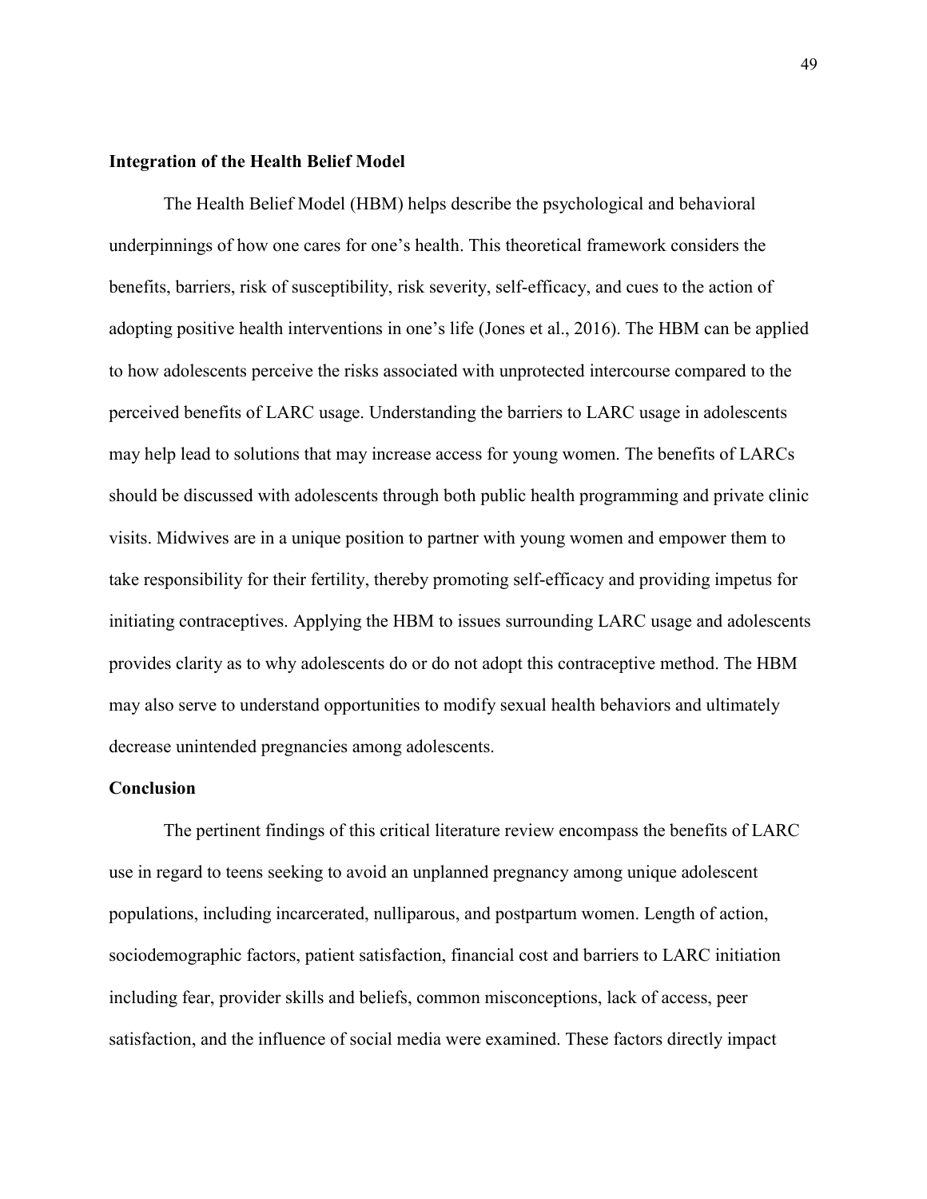## Integration of the Health Belief Model

The Health Belief Model (HBM) helps describe the psychological and behavioral underpinnings of how one cares for one's health. This theoretical framework considers the benefits, barriers, risk of susceptibility, risk severity, self-efficacy, and cues to the action of adopting positive health interventions in one's life (Jones et al., 2016). The HBM can be applied to how adolescents perceive the risks associated with unprotected intercourse compared to the perceived benefits of LARC usage. Understanding the barriers to LARC usage in adolescents may help lead to solutions that may increase access for young women. The benefits of LARCs should be discussed with adolescents through both public health programming and private clinic visits. Midwives are in a unique position to partner with young women and empower them to take responsibility for their fertility, thereby promoting self-efficacy and providing impetus for initiating contraceptives. Applying the HBM to issues surrounding LARC usage and adolescents provides clarity as to why adolescents do or do not adopt this contraceptive method. The HBM may also serve to understand opportunities to modify sexual health behaviors and ultimately decrease unintended pregnancies among adolescents.

## Conclusion

The pertinent findings of this critical literature review encompass the benefits of LARC use in regard to teens seeking to avoid an unplanned pregnancy among unique adolescent populations, including incarcerated, nulliparous, and postpartum women. Length of action, sociodemographic factors, patient satisfaction, financial cost and barriers to LARC initiation including fear, provider skills and beliefs, common misconceptions, lack of access, peer satisfaction, and the influence of social media were examined. These factors directly impact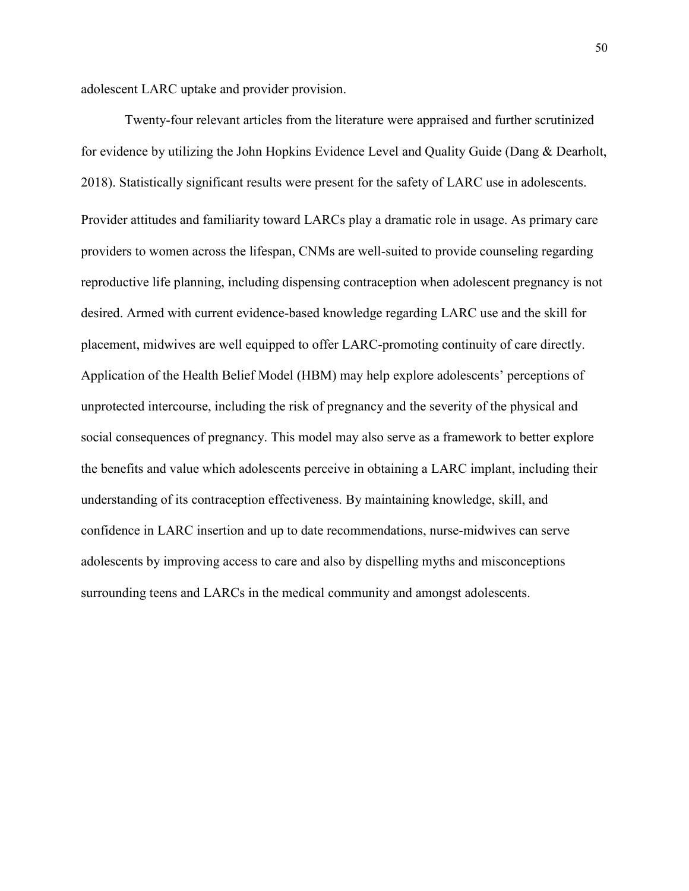adolescent LARC uptake and provider provision.

Twenty-four relevant articles from the literature were appraised and further scrutinized for evidence by utilizing the John Hopkins Evidence Level and Quality Guide (Dang & Dearholt, 2018). Statistically significant results were present for the safety of LARC use in adolescents. Provider attitudes and familiarity toward LARCs play a dramatic role in usage. As primary care providers to women across the lifespan, CNMs are well-suited to provide counseling regarding reproductive life planning, including dispensing contraception when adolescent pregnancy is not desired. Armed with current evidence-based knowledge regarding LARC use and the skill for placement, midwives are well equipped to offer LARC-promoting continuity of care directly. Application of the Health Belief Model (HBM) may help explore adolescents' perceptions of unprotected intercourse, including the risk of pregnancy and the severity of the physical and social consequences of pregnancy. This model may also serve as a framework to better explore the benefits and value which adolescents perceive in obtaining a LARC implant, including their understanding of its contraception effectiveness. By maintaining knowledge, skill, and confidence in LARC insertion and up to date recommendations, nurse-midwives can serve adolescents by improving access to care and also by dispelling myths and misconceptions surrounding teens and LARCs in the medical community and amongst adolescents.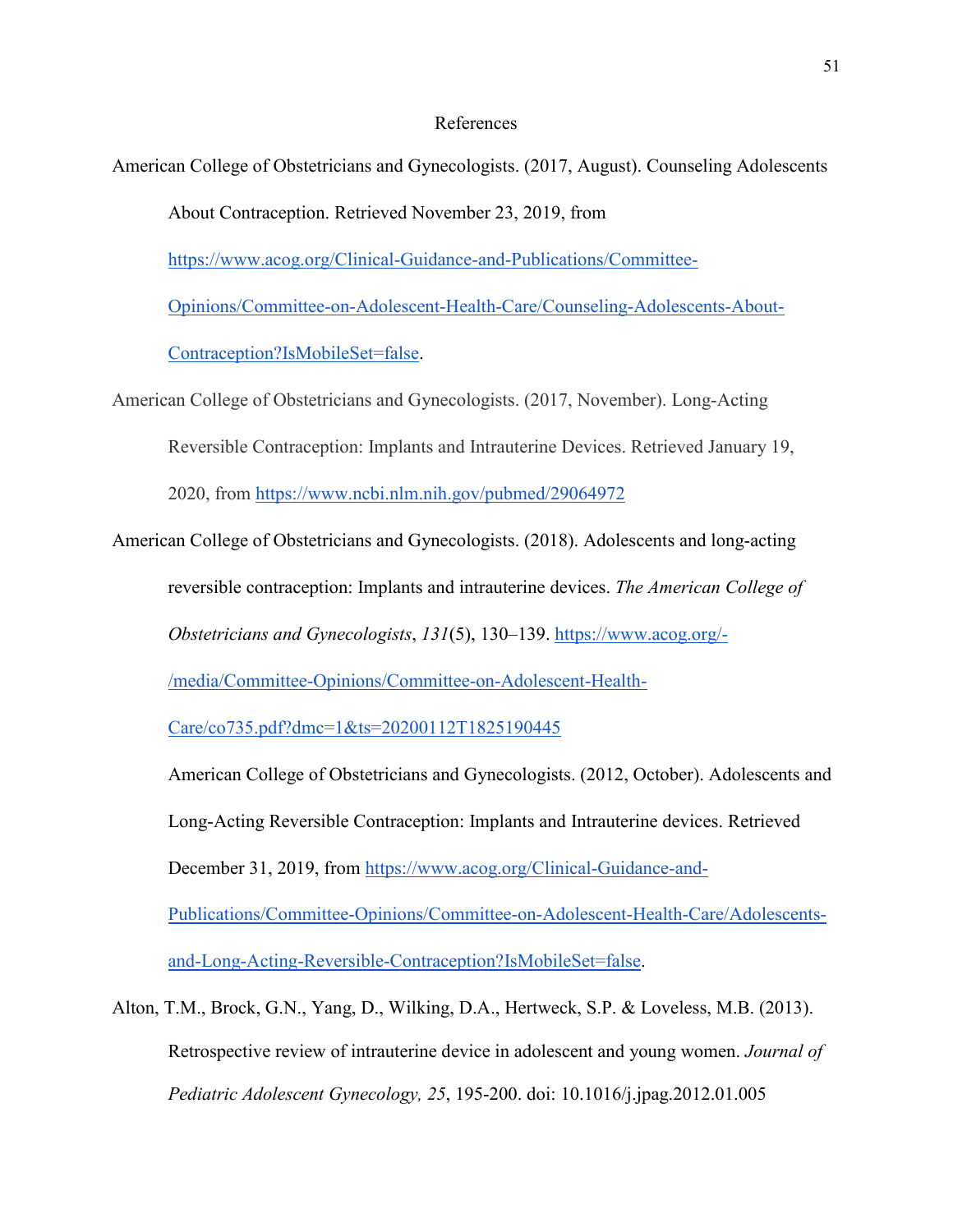# References

American College of Obstetricians and Gynecologists. (2017, August). Counseling Adolescents About Contraception. Retrieved November 23, 2019, from https://www.acog.org/Clinical-Guidance-and-Publications/Committee-Opinions/Committee-on-Adolescent-Health-Care/Counseling-Adolescents-About-Contraception?IsMobileSet=false.

American College of Obstetricians and Gynecologists. (2017, November). Long-Acting Reversible Contraception: Implants and Intrauterine Devices. Retrieved January 19, 2020, from https://www.ncbi.nlm.nih.gov/pubmed/29064972

American College of Obstetricians and Gynecologists. (2018). Adolescents and long-acting reversible contraception: Implants and intrauterine devices. *The American College of Obstetricians and Gynecologists*, *131*(5), 130–139. https://www.acog.org/-/media/Committee-Opinions/Committee-on-Adolescent-Health-Care/co735.pdf?dmc=1&ts=20200112T1825190445

American College of Obstetricians and Gynecologists. (2012, October). Adolescents and Long-Acting Reversible Contraception: Implants and Intrauterine devices. Retrieved December 31, 2019, from https://www.acog.org/Clinical-Guidance-and-Publications/Committee-Opinions/Committee-on-Adolescent-Health-Care/Adolescents-and-Long-Acting-Reversible-Contraception?IsMobileSet=false.

Alton, T.M., Brock, G.N., Yang, D., Wilking, D.A., Hertweck, S.P. & Loveless, M.B. (2013). Retrospective review of intrauterine device in adolescent and young women. *Journal of Pediatric Adolescent Gynecology, 25*, 195-200. doi: 10.1016/j.jpag.2012.01.005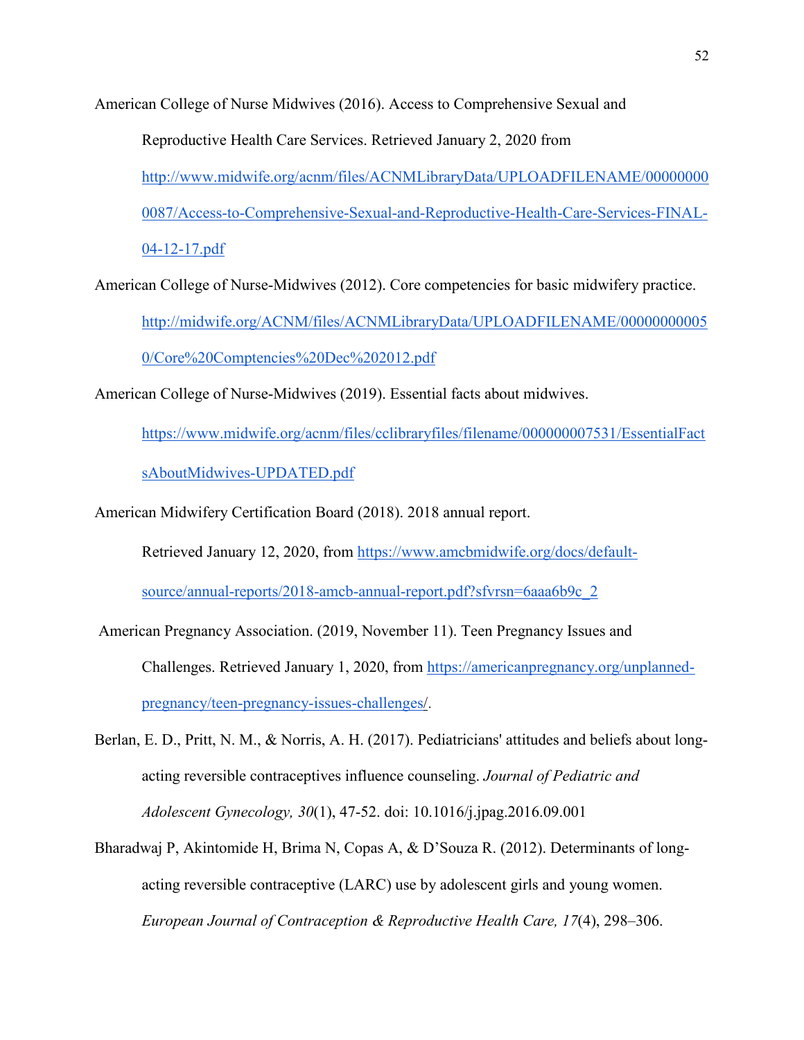American College of Nurse Midwives (2016). Access to Comprehensive Sexual and Reproductive Health Care Services. Retrieved January 2, 2020 from http://www.midwife.org/acnm/files/ACNMLibraryData/UPLOADFILENAME/000000000087/Access-to-Comprehensive-Sexual-and-Reproductive-Health-Care-Services-FINAL-04-12-17.pdf

American College of Nurse-Midwives (2012). Core competencies for basic midwifery practice. http://midwife.org/ACNM/files/ACNMLibraryData/UPLOADFILENAME/000000000050/Core%20Comptencies%20Dec%202012.pdf

American College of Nurse-Midwives (2019). Essential facts about midwives. https://www.midwife.org/acnm/files/cclibraryfiles/filename/000000007531/EssentialFactsAboutMidwives-UPDATED.pdf

American Midwifery Certification Board (2018). 2018 annual report. Retrieved January 12, 2020, from https://www.amcbmidwife.org/docs/default-source/annual-reports/2018-amcb-annual-report.pdf?sfvrsn=6aaa6b9c_2

American Pregnancy Association. (2019, November 11). Teen Pregnancy Issues and Challenges. Retrieved January 1, 2020, from https://americanpregnancy.org/unplanned-pregnancy/teen-pregnancy-issues-challenges/.

Berlan, E. D., Pritt, N. M., & Norris, A. H. (2017). Pediatricians' attitudes and beliefs about long-acting reversible contraceptives influence counseling. *Journal of Pediatric and Adolescent Gynecology, 30*(1), 47-52. doi: 10.1016/j.jpag.2016.09.001

Bharadwaj P, Akintomide H, Brima N, Copas A, & D'Souza R. (2012). Determinants of long-acting reversible contraceptive (LARC) use by adolescent girls and young women. *European Journal of Contraception & Reproductive Health Care, 17*(4), 298–306.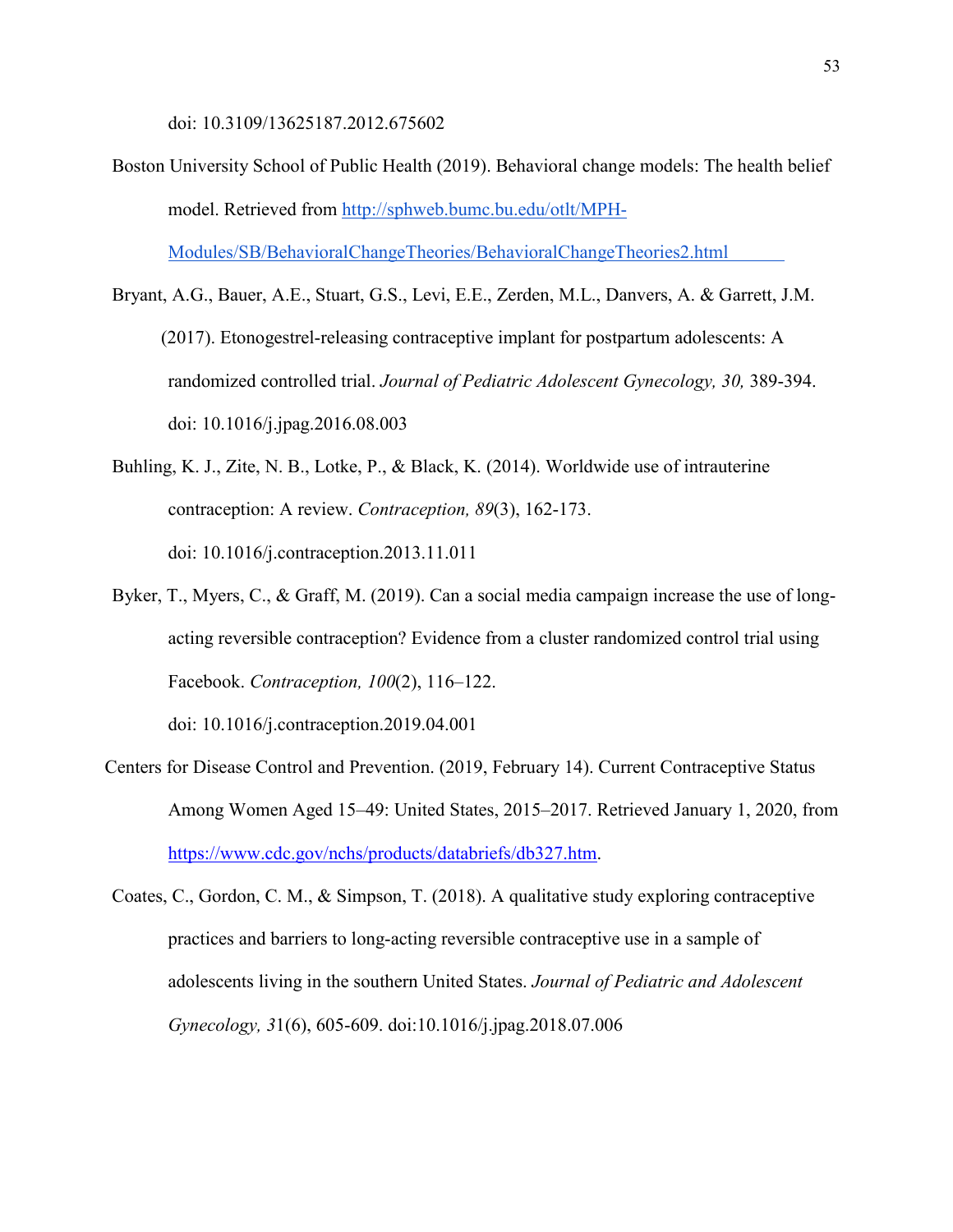doi: 10.3109/13625187.2012.675602

Boston University School of Public Health (2019). Behavioral change models: The health belief model. Retrieved from http://sphweb.bumc.bu.edu/otlt/MPH-Modules/SB/BehavioralChangeTheories/BehavioralChangeTheories2.html

Bryant, A.G., Bauer, A.E., Stuart, G.S., Levi, E.E., Zerden, M.L., Danvers, A. & Garrett, J.M. (2017). Etonogestrel-releasing contraceptive implant for postpartum adolescents: A randomized controlled trial. *Journal of Pediatric Adolescent Gynecology, 30,* 389-394. doi: 10.1016/j.jpag.2016.08.003

Buhling, K. J., Zite, N. B., Lotke, P., & Black, K. (2014). Worldwide use of intrauterine contraception: A review. *Contraception, 89*(3), 162-173. doi: 10.1016/j.contraception.2013.11.011

Byker, T., Myers, C., & Graff, M. (2019). Can a social media campaign increase the use of long-acting reversible contraception? Evidence from a cluster randomized control trial using Facebook. *Contraception, 100*(2), 116–122. doi: 10.1016/j.contraception.2019.04.001

Centers for Disease Control and Prevention. (2019, February 14). Current Contraceptive Status Among Women Aged 15–49: United States, 2015–2017. Retrieved January 1, 2020, from https://www.cdc.gov/nchs/products/databriefs/db327.htm.

Coates, C., Gordon, C. M., & Simpson, T. (2018). A qualitative study exploring contraceptive practices and barriers to long-acting reversible contraceptive use in a sample of adolescents living in the southern United States. *Journal of Pediatric and Adolescent Gynecology, 3*1(6), 605-609. doi:10.1016/j.jpag.2018.07.006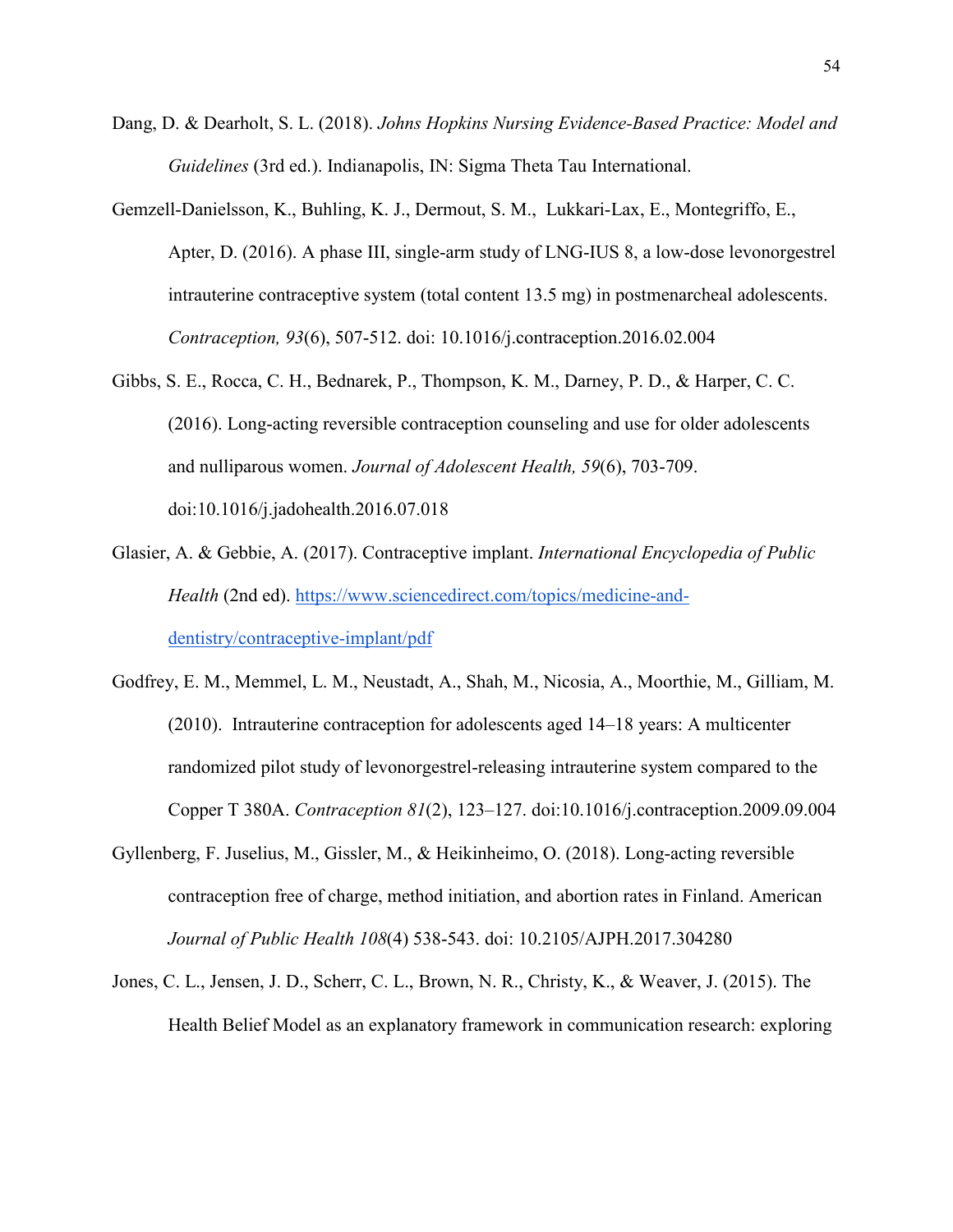Dang, D. & Dearholt, S. L. (2018). *Johns Hopkins Nursing Evidence-Based Practice: Model and Guidelines* (3rd ed.). Indianapolis, IN: Sigma Theta Tau International.

Gemzell-Danielsson, K., Buhling, K. J., Dermout, S. M., Lukkari-Lax, E., Montegriffo, E., Apter, D. (2016). A phase III, single-arm study of LNG-IUS 8, a low-dose levonorgestrel intrauterine contraceptive system (total content 13.5 mg) in postmenarcheal adolescents. *Contraception, 93*(6), 507-512. doi: 10.1016/j.contraception.2016.02.004

Gibbs, S. E., Rocca, C. H., Bednarek, P., Thompson, K. M., Darney, P. D., & Harper, C. C. (2016). Long-acting reversible contraception counseling and use for older adolescents and nulliparous women. *Journal of Adolescent Health, 59*(6), 703-709. doi:10.1016/j.jadohealth.2016.07.018

Glasier, A. & Gebbie, A. (2017). Contraceptive implant. *International Encyclopedia of Public Health* (2nd ed). [https://www.sciencedirect.com/topics/medicine-and-dentistry/contraceptive-implant/pdf](https://www.sciencedirect.com/topics/medicine-and-dentistry/contraceptive-implant/pdf)

Godfrey, E. M., Memmel, L. M., Neustadt, A., Shah, M., Nicosia, A., Moorthie, M., Gilliam, M. (2010). Intrauterine contraception for adolescents aged 14–18 years: A multicenter randomized pilot study of levonorgestrel-releasing intrauterine system compared to the Copper T 380A. *Contraception 81*(2), 123–127. doi:10.1016/j.contraception.2009.09.004

Gyllenberg, F. Juselius, M., Gissler, M., & Heikinheimo, O. (2018). Long-acting reversible contraception free of charge, method initiation, and abortion rates in Finland. American *Journal of Public Health 108*(4) 538-543. doi: 10.2105/AJPH.2017.304280

Jones, C. L., Jensen, J. D., Scherr, C. L., Brown, N. R., Christy, K., & Weaver, J. (2015). The Health Belief Model as an explanatory framework in communication research: exploring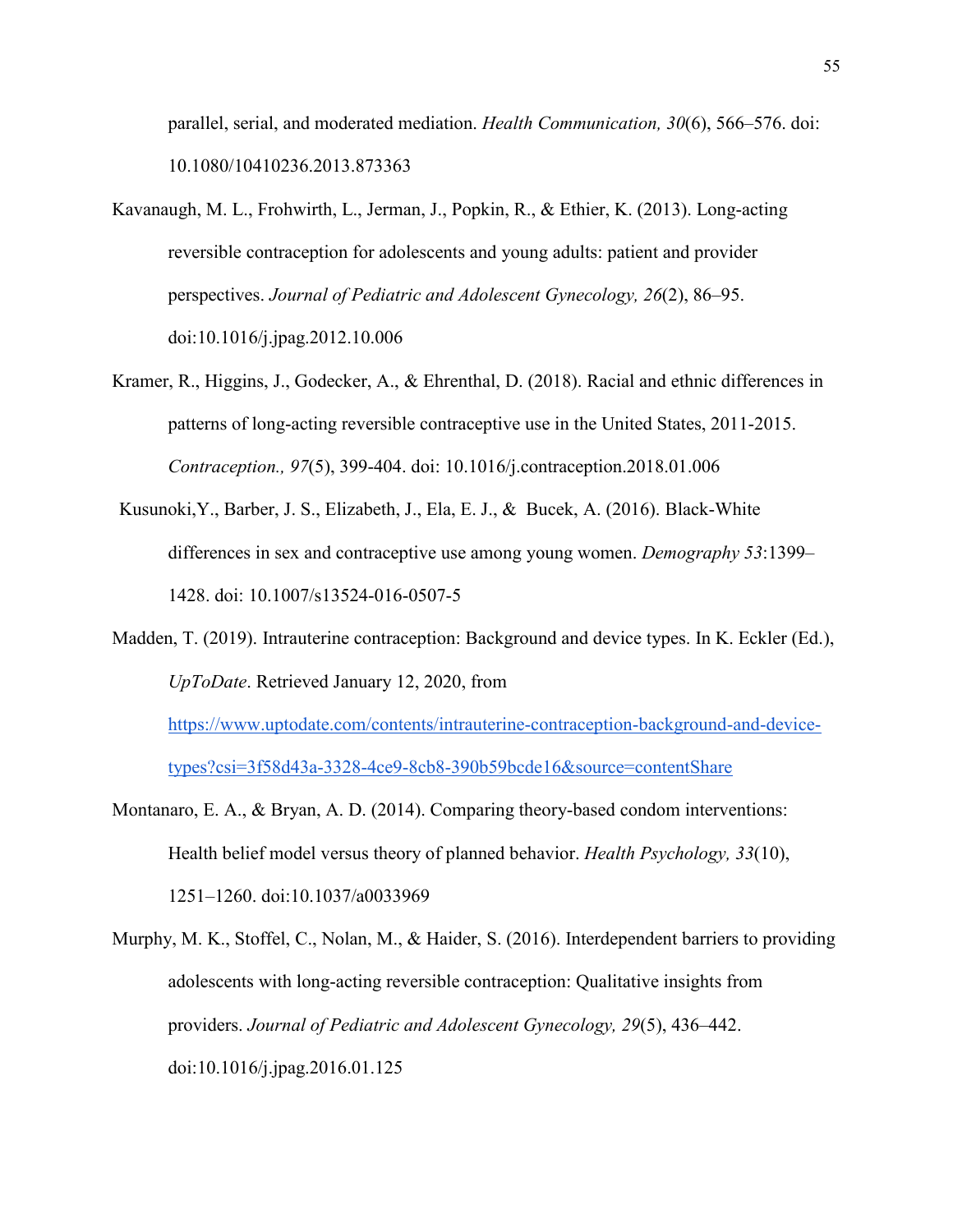parallel, serial, and moderated mediation. *Health Communication, 30*(6), 566–576. doi: 10.1080/10410236.2013.873363

Kavanaugh, M. L., Frohwirth, L., Jerman, J., Popkin, R., & Ethier, K. (2013). Long-acting reversible contraception for adolescents and young adults: patient and provider perspectives. *Journal of Pediatric and Adolescent Gynecology, 26*(2), 86–95. doi:10.1016/j.jpag.2012.10.006

Kramer, R., Higgins, J., Godecker, A., & Ehrenthal, D. (2018). Racial and ethnic differences in patterns of long-acting reversible contraceptive use in the United States, 2011-2015. *Contraception., 97*(5), 399-404. doi: 10.1016/j.contraception.2018.01.006

Kusunoki,Y., Barber, J. S., Elizabeth, J., Ela, E. J., & Bucek, A. (2016). Black-White differences in sex and contraceptive use among young women. *Demography 53*:1399–1428. doi: 10.1007/s13524-016-0507-5

Madden, T. (2019). Intrauterine contraception: Background and device types. In K. Eckler (Ed.), *UpToDate*. Retrieved January 12, 2020, from https://www.uptodate.com/contents/intrauterine-contraception-background-and-device-types?csi=3f58d43a-3328-4ce9-8cb8-390b59bcde16&source=contentShare

Montanaro, E. A., & Bryan, A. D. (2014). Comparing theory-based condom interventions: Health belief model versus theory of planned behavior. *Health Psychology, 33*(10), 1251–1260. doi:10.1037/a0033969

Murphy, M. K., Stoffel, C., Nolan, M., & Haider, S. (2016). Interdependent barriers to providing adolescents with long-acting reversible contraception: Qualitative insights from providers. *Journal of Pediatric and Adolescent Gynecology, 29*(5), 436–442. doi:10.1016/j.jpag.2016.01.125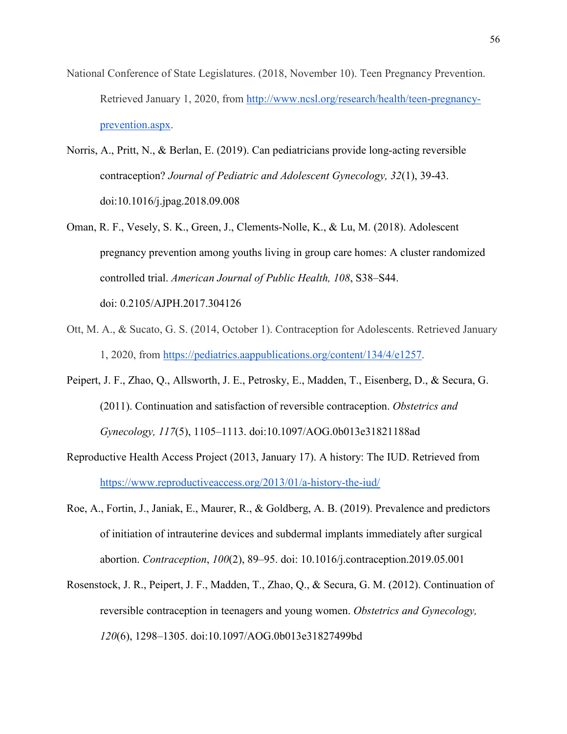National Conference of State Legislatures. (2018, November 10). Teen Pregnancy Prevention. Retrieved January 1, 2020, from http://www.ncsl.org/research/health/teen-pregnancy-prevention.aspx.

Norris, A., Pritt, N., & Berlan, E. (2019). Can pediatricians provide long-acting reversible contraception? *Journal of Pediatric and Adolescent Gynecology, 32*(1), 39-43. doi:10.1016/j.jpag.2018.09.008

Oman, R. F., Vesely, S. K., Green, J., Clements-Nolle, K., & Lu, M. (2018). Adolescent pregnancy prevention among youths living in group care homes: A cluster randomized controlled trial. *American Journal of Public Health, 108*, S38–S44. doi: 0.2105/AJPH.2017.304126

Ott, M. A., & Sucato, G. S. (2014, October 1). Contraception for Adolescents. Retrieved January 1, 2020, from https://pediatrics.aappublications.org/content/134/4/e1257.

Peipert, J. F., Zhao, Q., Allsworth, J. E., Petrosky, E., Madden, T., Eisenberg, D., & Secura, G. (2011). Continuation and satisfaction of reversible contraception. *Obstetrics and Gynecology, 117*(5), 1105–1113. doi:10.1097/AOG.0b013e31821188ad

Reproductive Health Access Project (2013, January 17). A history: The IUD. Retrieved from https://www.reproductiveaccess.org/2013/01/a-history-the-iud/

Roe, A., Fortin, J., Janiak, E., Maurer, R., & Goldberg, A. B. (2019). Prevalence and predictors of initiation of intrauterine devices and subdermal implants immediately after surgical abortion. *Contraception*, *100*(2), 89–95. doi: 10.1016/j.contraception.2019.05.001

Rosenstock, J. R., Peipert, J. F., Madden, T., Zhao, Q., & Secura, G. M. (2012). Continuation of reversible contraception in teenagers and young women. *Obstetrics and Gynecology, 120*(6), 1298–1305. doi:10.1097/AOG.0b013e31827499bd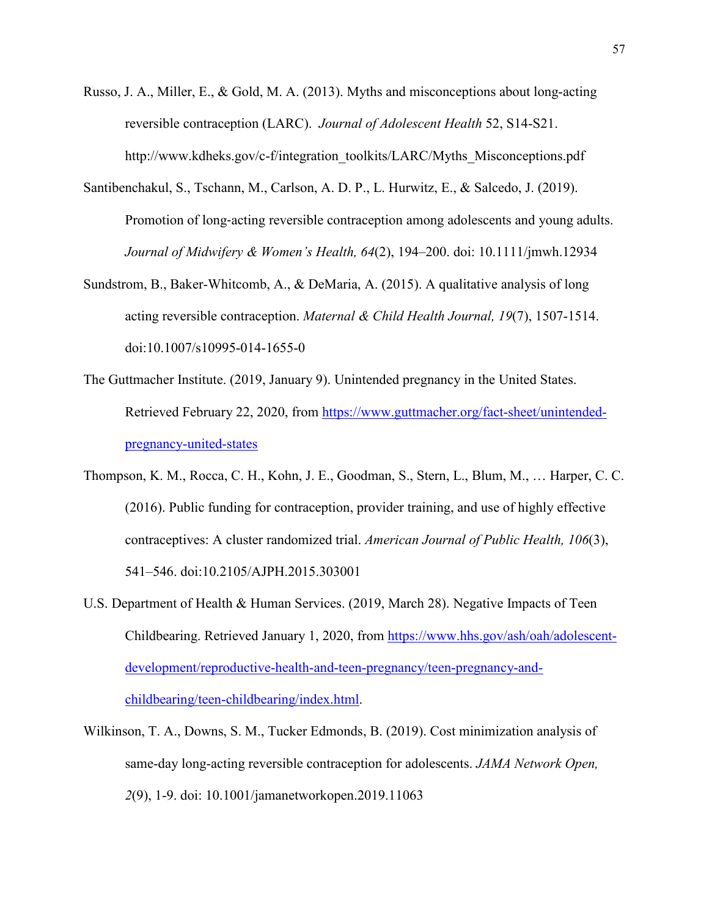Russo, J. A., Miller, E., & Gold, M. A. (2013). Myths and misconceptions about long-acting reversible contraception (LARC). *Journal of Adolescent Health* 52, S14-S21. http://www.kdheks.gov/c-f/integration_toolkits/LARC/Myths_Misconceptions.pdf

Santibenchakul, S., Tschann, M., Carlson, A. D. P., L. Hurwitz, E., & Salcedo, J. (2019). Promotion of long-acting reversible contraception among adolescents and young adults. *Journal of Midwifery & Women's Health, 64*(2), 194–200. doi: 10.1111/jmwh.12934

Sundstrom, B., Baker-Whitcomb, A., & DeMaria, A. (2015). A qualitative analysis of long acting reversible contraception. *Maternal & Child Health Journal, 19*(7), 1507-1514. doi:10.1007/s10995-014-1655-0

The Guttmacher Institute. (2019, January 9). Unintended pregnancy in the United States. Retrieved February 22, 2020, from https://www.guttmacher.org/fact-sheet/unintended-pregnancy-united-states

Thompson, K. M., Rocca, C. H., Kohn, J. E., Goodman, S., Stern, L., Blum, M., … Harper, C. C. (2016). Public funding for contraception, provider training, and use of highly effective contraceptives: A cluster randomized trial. *American Journal of Public Health, 106*(3), 541–546. doi:10.2105/AJPH.2015.303001

U.S. Department of Health & Human Services. (2019, March 28). Negative Impacts of Teen Childbearing. Retrieved January 1, 2020, from https://www.hhs.gov/ash/oah/adolescent-development/reproductive-health-and-teen-pregnancy/teen-pregnancy-and-childbearing/teen-childbearing/index.html.

Wilkinson, T. A., Downs, S. M., Tucker Edmonds, B. (2019). Cost minimization analysis of same-day long-acting reversible contraception for adolescents. *JAMA Network Open, 2*(9), 1-9. doi: 10.1001/jamanetworkopen.2019.11063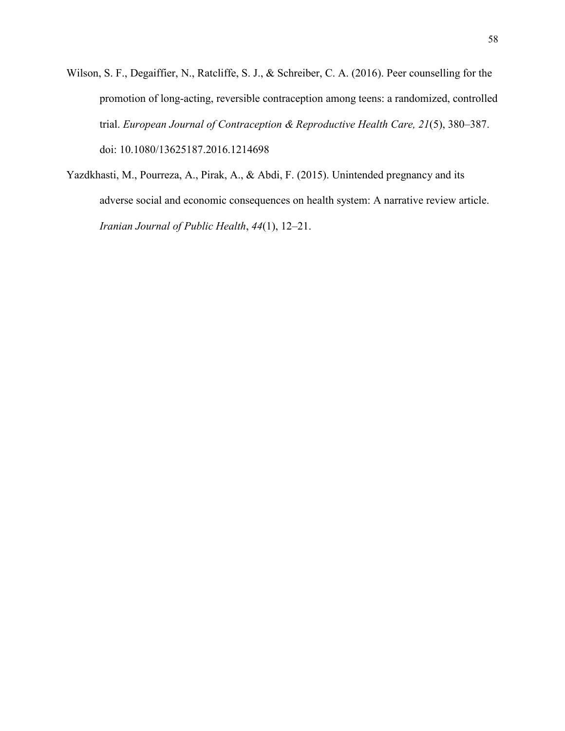Wilson, S. F., Degaiffier, N., Ratcliffe, S. J., & Schreiber, C. A. (2016). Peer counselling for the promotion of long-acting, reversible contraception among teens: a randomized, controlled trial. *European Journal of Contraception & Reproductive Health Care, 21*(5), 380–387. doi: 10.1080/13625187.2016.1214698

Yazdkhasti, M., Pourreza, A., Pirak, A., & Abdi, F. (2015). Unintended pregnancy and its adverse social and economic consequences on health system: A narrative review article. *Iranian Journal of Public Health*, *44*(1), 12–21.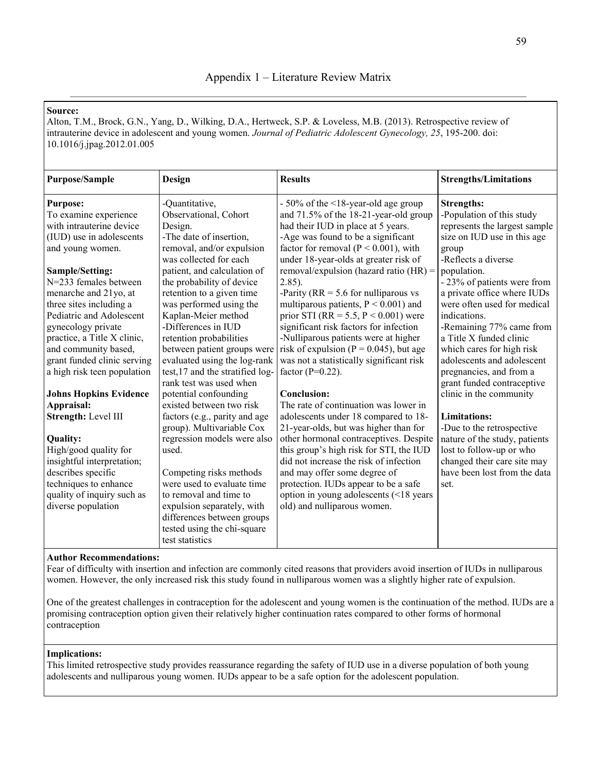# Appendix 1 – Literature Review Matrix

**Source:**
Alton, T.M., Brock, G.N., Yang, D., Wilking, D.A., Hertweck, S.P. & Loveless, M.B. (2013). Retrospective review of intrauterine device in adolescent and young women. *Journal of Pediatric Adolescent Gynecology, 25*, 195-200. doi: 10.1016/j.jpag.2012.01.005

| Purpose/Sample | Design | Results | Strengths/Limitations |
|---|---|---|---|
| **Purpose:**<br>To examine experience with intrauterine device (IUD) use in adolescents and young women.<br><br>**Sample/Setting:**<br>N=233 females between menarche and 21yo, at three sites including a Pediatric and Adolescent gynecology private practice, a Title X clinic, and community based, grant funded clinic serving a high risk teen population<br><br>**Johns Hopkins Evidence Appraisal:**<br>**Strength:** Level III<br><br>**Quality:**<br>High/good quality for insightful interpretation; describes specific techniques to enhance quality of inquiry such as diverse population | -Quantitative, Observational, Cohort Design.<br>-The date of insertion, removal, and/or expulsion was collected for each patient, and calculation of the probability of device retention to a given time was performed using the Kaplan-Meier method<br>-Differences in IUD retention probabilities between patient groups were evaluated using the log-rank test,17 and the stratified log-rank test was used when potential confounding existed between two risk factors (e.g., parity and age group). Multivariable Cox regression models were also used.<br><br>Competing risks methods were used to evaluate time to removal and time to expulsion separately, with differences between groups tested using the chi-square test statistics | - 50% of the <18-year-old age group and 71.5% of the 18-21-year-old group had their IUD in place at 5 years.<br>-Age was found to be a significant factor for removal ($P < 0.001$), with under 18-year-olds at greater risk of removal/expulsion (hazard ratio (HR) = 2.85).<br>-Parity (RR = 5.6 for nulliparous vs multiparous patients, $P < 0.001$) and prior STI (RR = 5.5, $P < 0.001$) were significant risk factors for infection<br>-Nulliparous patients were at higher risk of expulsion ($P = 0.045$), but age was not a statistically significant risk factor ($P$=0.22).<br><br>**Conclusion:**<br>The rate of continuation was lower in adolescents under 18 compared to 18-21-year-olds, but was higher than for other hormonal contraceptives. Despite this group's high risk for STI, the IUD did not increase the risk of infection and may offer some degree of protection. IUDs appear to be a safe option in young adolescents (<18 years old) and nulliparous women. | **Strengths:**<br>-Population of this study represents the largest sample size on IUD use in this age group<br>-Reflects a diverse population.<br>- 23% of patients were from a private office where IUDs were often used for medical indications.<br>-Remaining 77% came from a Title X funded clinic which cares for high risk adolescents and adolescent pregnancies, and from a grant funded contraceptive clinic in the community<br><br>**Limitations:**<br>-Due to the retrospective nature of the study, patients lost to follow-up or who changed their care site may have been lost from the data set. |

**Author Recommendations:**
Fear of difficulty with insertion and infection are commonly cited reasons that providers avoid insertion of IUDs in nulliparous women. However, the only increased risk this study found in nulliparous women was a slightly higher rate of expulsion.

One of the greatest challenges in contraception for the adolescent and young women is the continuation of the method. IUDs are a promising contraception option given their relatively higher continuation rates compared to other forms of hormonal contraception

**Implications:**
This limited retrospective study provides reassurance regarding the safety of IUD use in a diverse population of both young adolescents and nulliparous young women. IUDs appear to be a safe option for the adolescent population.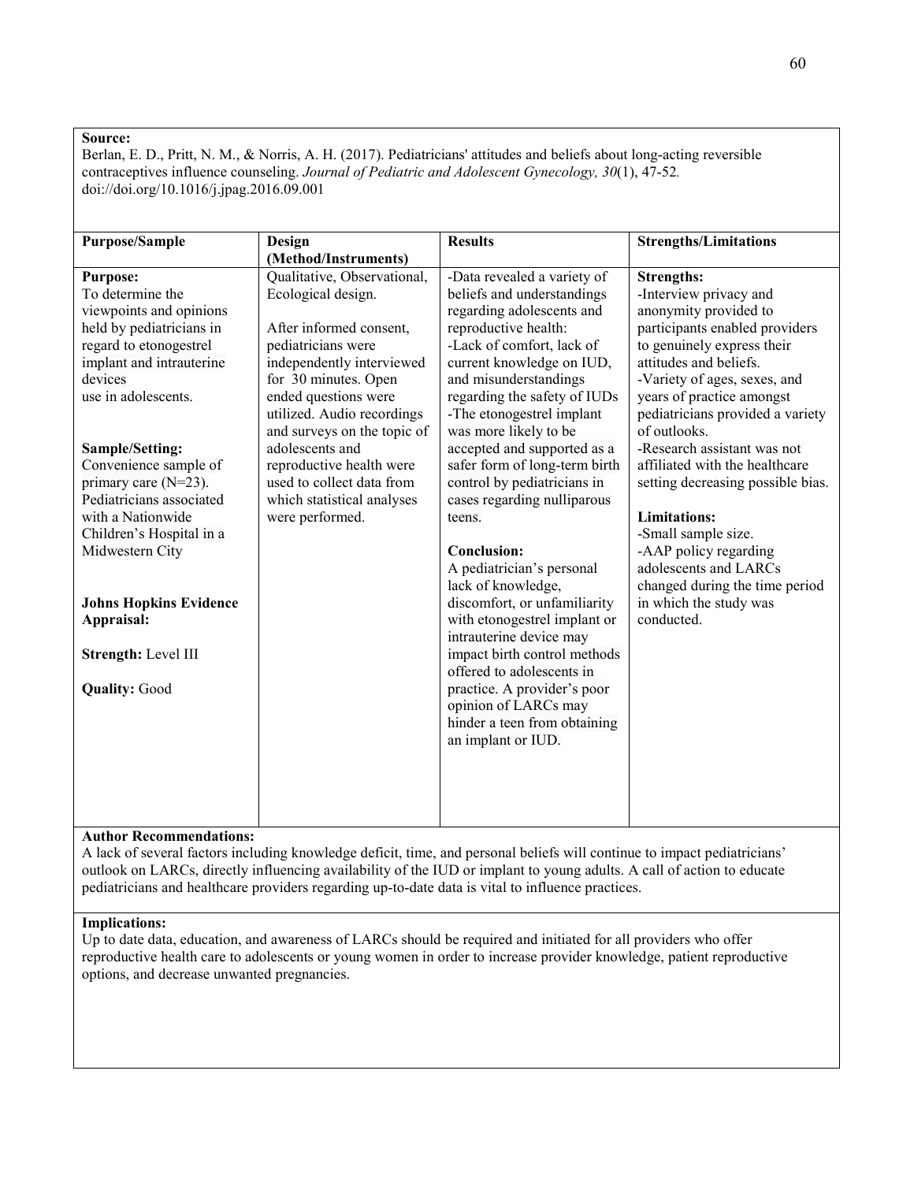**Source:**
Berlan, E. D., Pritt, N. M., & Norris, A. H. (2017). Pediatricians' attitudes and beliefs about long-acting reversible contraceptives influence counseling. *Journal of Pediatric and Adolescent Gynecology, 30*(1), 47-52. doi://doi.org/10.1016/j.jpag.2016.09.001

| Purpose/Sample | Design (Method/Instruments) | Results | Strengths/Limitations |
| --- | --- | --- | --- |
| **Purpose:**<br>To determine the viewpoints and opinions held by pediatricians in regard to etonogestrel implant and intrauterine devices use in adolescents.<br><br>**Sample/Setting:**<br>Convenience sample of primary care (N=23). Pediatricians associated with a Nationwide Children's Hospital in a Midwestern City<br><br>**Johns Hopkins Evidence Appraisal:**<br><br>**Strength:** Level III<br><br>**Quality:** Good | Qualitative, Observational, Ecological design.<br><br>After informed consent, pediatricians were independently interviewed for 30 minutes. Open ended questions were utilized. Audio recordings and surveys on the topic of adolescents and reproductive health were used to collect data from which statistical analyses were performed. | -Data revealed a variety of beliefs and understandings regarding adolescents and reproductive health:<br>-Lack of comfort, lack of current knowledge on IUD, and misunderstandings regarding the safety of IUDs<br>-The etonogestrel implant was more likely to be accepted and supported as a safer form of long-term birth control by pediatricians in cases regarding nulliparous teens.<br><br>**Conclusion:**<br>A pediatrician's personal lack of knowledge, discomfort, or unfamiliarity with etonogestrel implant or intrauterine device may impact birth control methods offered to adolescents in practice. A provider's poor opinion of LARCs may hinder a teen from obtaining an implant or IUD. | **Strengths:**<br>-Interview privacy and anonymity provided to participants enabled providers to genuinely express their attitudes and beliefs.<br>-Variety of ages, sexes, and years of practice amongst pediatricians provided a variety of outlooks.<br>-Research assistant was not affiliated with the healthcare setting decreasing possible bias.<br><br>**Limitations:**<br>-Small sample size.<br>-AAP policy regarding adolescents and LARCs changed during the time period in which the study was conducted. |

**Author Recommendations:**
A lack of several factors including knowledge deficit, time, and personal beliefs will continue to impact pediatricians' outlook on LARCs, directly influencing availability of the IUD or implant to young adults. A call of action to educate pediatricians and healthcare providers regarding up-to-date data is vital to influence practices.

**Implications:**
Up to date data, education, and awareness of LARCs should be required and initiated for all providers who offer reproductive health care to adolescents or young women in order to increase provider knowledge, patient reproductive options, and decrease unwanted pregnancies.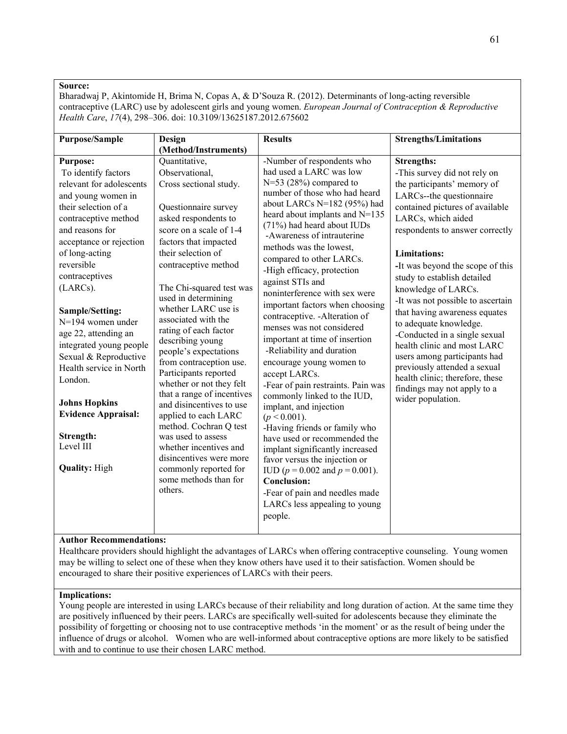**Source:**
Bharadwaj P, Akintomide H, Brima N, Copas A, & D'Souza R. (2012). Determinants of long-acting reversible contraceptive (LARC) use by adolescent girls and young women. *European Journal of Contraception & Reproductive Health Care*, *17*(4), 298–306. doi: 10.3109/13625187.2012.675602

| Purpose/Sample | Design (Method/Instruments) | Results | Strengths/Limitations |
|---|---|---|---|
| **Purpose:**<br>To identify factors relevant for adolescents and young women in their selection of a contraceptive method and reasons for acceptance or rejection of long-acting reversible contraceptives (LARCs).<br><br>**Sample/Setting:**<br>N=194 women under age 22, attending an integrated young people Sexual & Reproductive Health service in North London.<br><br>**Johns Hopkins Evidence Appraisal:**<br><br>**Strength:**<br>Level III<br><br>**Quality:** High | Quantitative,<br>Observational,<br>Cross sectional study.<br><br>Questionnaire survey asked respondents to score on a scale of 1-4 factors that impacted their selection of contraceptive method<br><br>The Chi-squared test was used in determining whether LARC use is associated with the rating of each factor describing young people's expectations from contraception use. Participants reported whether or not they felt that a range of incentives and disincentives to use applied to each LARC method. Cochran Q test was used to assess whether incentives and disincentives were more commonly reported for some methods than for others. | -Number of respondents who had used a LARC was low N=53 (28%) compared to number of those who had heard about LARCs N=182 (95%) had heard about implants and N=135 (71%) had heard about IUDs<br>-Awareness of intrauterine methods was the lowest, compared to other LARCs.<br>-High efficacy, protection against STIs and noninterference with sex were important factors when choosing contraceptive. -Alteration of menses was not considered important at time of insertion<br>-Reliability and duration encourage young women to accept LARCs.<br>-Fear of pain restraints. Pain was commonly linked to the IUD, implant, and injection ($p < 0.001$).<br>-Having friends or family who have used or recommended the implant significantly increased favor versus the injection or IUD ($p = 0.002$ and $p = 0.001$).<br>**Conclusion:**<br>-Fear of pain and needles made LARCs less appealing to young people. | **Strengths:**<br>-This survey did not rely on the participants' memory of LARCs--the questionnaire contained pictures of available LARCs, which aided respondents to answer correctly<br><br>**Limitations:**<br>-It was beyond the scope of this study to establish detailed knowledge of LARCs.<br>-It was not possible to ascertain that having awareness equates to adequate knowledge.<br>-Conducted in a single sexual health clinic and most LARC users among participants had previously attended a sexual health clinic; therefore, these findings may not apply to a wider population. |

**Author Recommendations:**
Healthcare providers should highlight the advantages of LARCs when offering contraceptive counseling. Young women may be willing to select one of these when they know others have used it to their satisfaction. Women should be encouraged to share their positive experiences of LARCs with their peers.

**Implications:**
Young people are interested in using LARCs because of their reliability and long duration of action. At the same time they are positively influenced by their peers. LARCs are specifically well-suited for adolescents because they eliminate the possibility of forgetting or choosing not to use contraceptive methods 'in the moment' or as the result of being under the influence of drugs or alcohol. Women who are well-informed about contraceptive options are more likely to be satisfied with and to continue to use their chosen LARC method.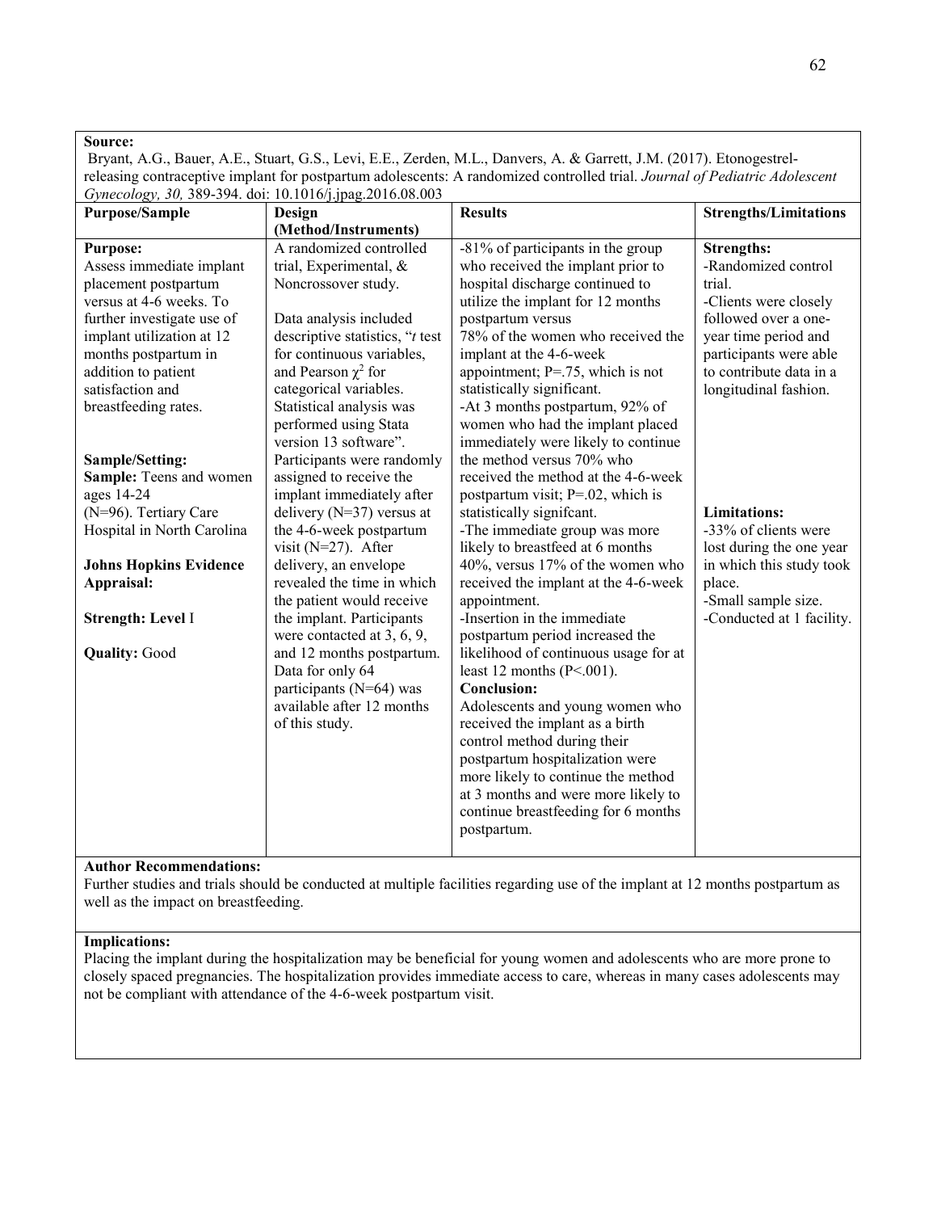**Source:**
Bryant, A.G., Bauer, A.E., Stuart, G.S., Levi, E.E., Zerden, M.L., Danvers, A. & Garrett, J.M. (2017). Etonogestrel-releasing contraceptive implant for postpartum adolescents: A randomized controlled trial. *Journal of Pediatric Adolescent Gynecology, 30,* 389-394. doi: 10.1016/j.jpag.2016.08.003

| Purpose/Sample | Design (Method/Instruments) | Results | Strengths/Limitations |
|---|---|---|---|
| **Purpose:**<br>Assess immediate implant placement postpartum versus at 4-6 weeks. To further investigate use of implant utilization at 12 months postpartum in addition to patient satisfaction and breastfeeding rates.<br><br>**Sample/Setting:**<br>**Sample:** Teens and women ages 14-24 (N=96). Tertiary Care Hospital in North Carolina<br><br>**Johns Hopkins Evidence Appraisal:**<br><br>**Strength: Level** I<br><br>**Quality:** Good | A randomized controlled trial, Experimental, & Noncrossover study.<br><br>Data analysis included descriptive statistics, "*t* test for continuous variables, and Pearson $\chi^2$ for categorical variables. Statistical analysis was performed using Stata version 13 software".<br>Participants were randomly assigned to receive the implant immediately after delivery (N=37) versus at the 4-6-week postpartum visit (N=27). After delivery, an envelope revealed the time in which the patient would receive the implant. Participants were contacted at 3, 6, 9, and 12 months postpartum. Data for only 64 participants (N=64) was available after 12 months of this study. | -81% of participants in the group who received the implant prior to hospital discharge continued to utilize the implant for 12 months postpartum versus 78% of the women who received the implant at the 4-6-week appointment; P=.75, which is not statistically significant.<br>-At 3 months postpartum, 92% of women who had the implant placed immediately were likely to continue the method versus 70% who received the method at the 4-6-week postpartum visit; P=.02, which is statistically signifcant.<br>-The immediate group was more likely to breastfeed at 6 months 40%, versus 17% of the women who received the implant at the 4-6-week appointment.<br>-Insertion in the immediate postpartum period increased the likelihood of continuous usage for at least 12 months (P<.001).<br>**Conclusion:**<br>Adolescents and young women who received the implant as a birth control method during their postpartum hospitalization were more likely to continue the method at 3 months and were more likely to continue breastfeeding for 6 months postpartum. | **Strengths:**<br>-Randomized control trial.<br>-Clients were closely followed over a one-year time period and participants were able to contribute data in a longitudinal fashion.<br><br>**Limitations:**<br>-33% of clients were lost during the one year in which this study took place.<br>-Small sample size.<br>-Conducted at 1 facility. |

**Author Recommendations:**
Further studies and trials should be conducted at multiple facilities regarding use of the implant at 12 months postpartum as well as the impact on breastfeeding.

**Implications:**
Placing the implant during the hospitalization may be beneficial for young women and adolescents who are more prone to closely spaced pregnancies. The hospitalization provides immediate access to care, whereas in many cases adolescents may not be compliant with attendance of the 4-6-week postpartum visit.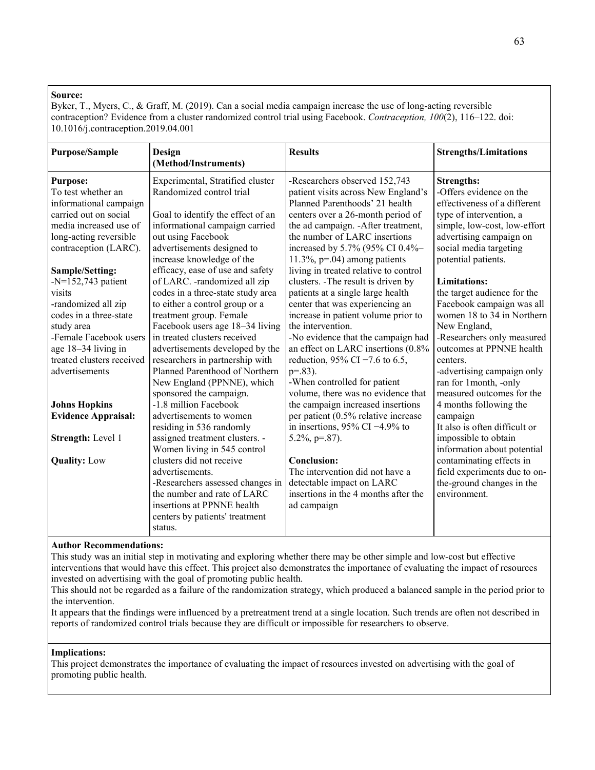**Source:**
Byker, T., Myers, C., & Graff, M. (2019). Can a social media campaign increase the use of long-acting reversible contraception? Evidence from a cluster randomized control trial using Facebook. *Contraception, 100*(2), 116–122. doi: 10.1016/j.contraception.2019.04.001

| Purpose/Sample | Design (Method/Instruments) | Results | Strengths/Limitations |
|---|---|---|---|
| **Purpose:**<br>To test whether an informational campaign carried out on social media increased use of long-acting reversible contraception (LARC).<br><br>**Sample/Setting:**<br>-N=152,743 patient visits<br>-randomized all zip codes in a three-state study area<br>-Female Facebook users age 18–34 living in treated clusters received advertisements<br><br>**Johns Hopkins Evidence Appraisal:**<br><br>**Strength:** Level 1<br><br>**Quality:** Low | Experimental, Stratified cluster Randomized control trial<br><br>Goal to identify the effect of an informational campaign carried out using Facebook advertisements designed to increase knowledge of the efficacy, ease of use and safety of LARC. -randomized all zip codes in a three-state study area to either a control group or a treatment group. Female Facebook users age 18–34 living in treated clusters received advertisements developed by the researchers in partnership with Planned Parenthood of Northern New England (PPNNE), which sponsored the campaign.<br>-1.8 million Facebook advertisements to women residing in 536 randomly assigned treatment clusters. -Women living in 545 control clusters did not receive advertisements.<br>-Researchers assessed changes in the number and rate of LARC insertions at PPNNE health centers by patients' treatment status. | -Researchers observed 152,743 patient visits across New England's Planned Parenthoods' 21 health centers over a 26-month period of the ad campaign. -After treatment, the number of LARC insertions increased by 5.7% (95% CI 0.4%–11.3%, p=.04) among patients living in treated relative to control clusters. -The result is driven by patients at a single large health center that was experiencing an increase in patient volume prior to the intervention.<br>-No evidence that the campaign had an effect on LARC insertions (0.8% reduction, 95% CI −7.6 to 6.5, p=.83).<br>-When controlled for patient volume, there was no evidence that the campaign increased insertions per patient (0.5% relative increase in insertions, 95% CI −4.9% to 5.2%, p=.87).<br><br>**Conclusion:**<br>The intervention did not have a detectable impact on LARC insertions in the 4 months after the ad campaign | **Strengths:**<br>-Offers evidence on the effectiveness of a different type of intervention, a simple, low-cost, low-effort advertising campaign on social media targeting potential patients.<br><br>**Limitations:**<br>the target audience for the Facebook campaign was all women 18 to 34 in Northern New England,<br>-Researchers only measured outcomes at PPNNE health centers.<br>-advertising campaign only ran for 1month, -only measured outcomes for the 4 months following the campaign<br>It also is often difficult or impossible to obtain information about potential contaminating effects in field experiments due to on-the-ground changes in the environment. |

**Author Recommendations:**
This study was an initial step in motivating and exploring whether there may be other simple and low-cost but effective interventions that would have this effect. This project also demonstrates the importance of evaluating the impact of resources invested on advertising with the goal of promoting public health.
This should not be regarded as a failure of the randomization strategy, which produced a balanced sample in the period prior to the intervention.
It appears that the findings were influenced by a pretreatment trend at a single location. Such trends are often not described in reports of randomized control trials because they are difficult or impossible for researchers to observe.

**Implications:**
This project demonstrates the importance of evaluating the impact of resources invested on advertising with the goal of promoting public health.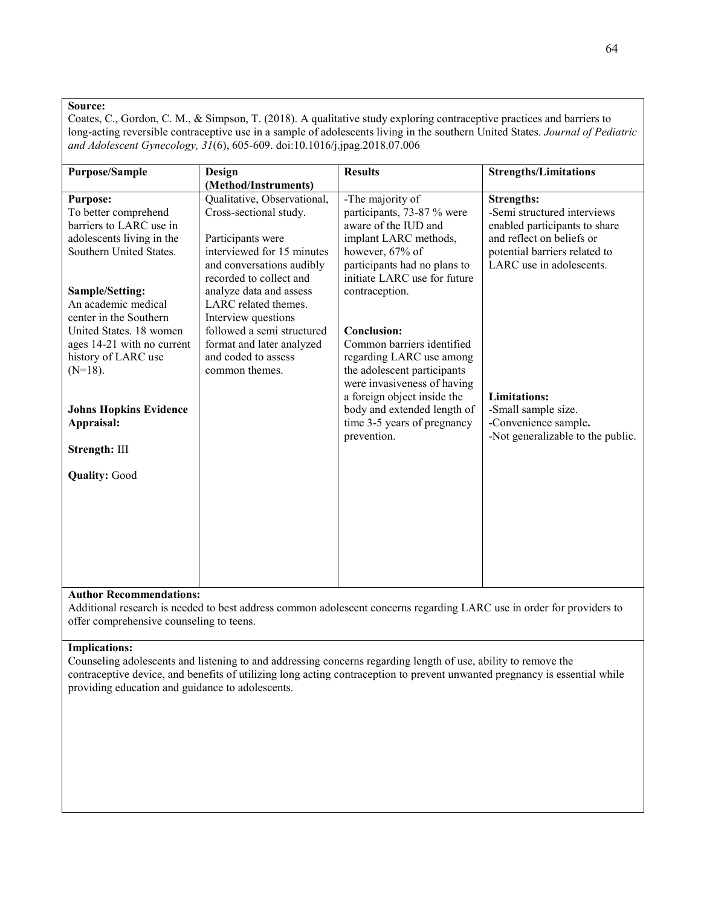**Source:**
Coates, C., Gordon, C. M., & Simpson, T. (2018). A qualitative study exploring contraceptive practices and barriers to long-acting reversible contraceptive use in a sample of adolescents living in the southern United States. *Journal of Pediatric and Adolescent Gynecology, 31*(6), 605-609. doi:10.1016/j.jpag.2018.07.006

| Purpose/Sample | Design (Method/Instruments) | Results | Strengths/Limitations |
|---|---|---|---|
| **Purpose:**<br>To better comprehend barriers to LARC use in adolescents living in the Southern United States.<br><br>**Sample/Setting:**<br>An academic medical center in the Southern United States. 18 women ages 14-21 with no current history of LARC use (N=18).<br><br>**Johns Hopkins Evidence Appraisal:**<br><br>**Strength:** III<br><br>**Quality:** Good | Qualitative, Observational, Cross-sectional study.<br><br>Participants were interviewed for 15 minutes and conversations audibly recorded to collect and analyze data and assess LARC related themes. Interview questions followed a semi structured format and later analyzed and coded to assess common themes. | -The majority of participants, 73-87 % were aware of the IUD and implant LARC methods, however, 67% of participants had no plans to initiate LARC use for future contraception.<br><br>**Conclusion:**<br>Common barriers identified regarding LARC use among the adolescent participants were invasiveness of having a foreign object inside the body and extended length of time 3-5 years of pregnancy prevention. | **Strengths:**<br>-Semi structured interviews enabled participants to share and reflect on beliefs or potential barriers related to LARC use in adolescents.<br><br>**Limitations:**<br>-Small sample size.<br>-Convenience sample.<br>-Not generalizable to the public. |

**Author Recommendations:**
Additional research is needed to best address common adolescent concerns regarding LARC use in order for providers to offer comprehensive counseling to teens.

**Implications:**
Counseling adolescents and listening to and addressing concerns regarding length of use, ability to remove the contraceptive device, and benefits of utilizing long acting contraception to prevent unwanted pregnancy is essential while providing education and guidance to adolescents.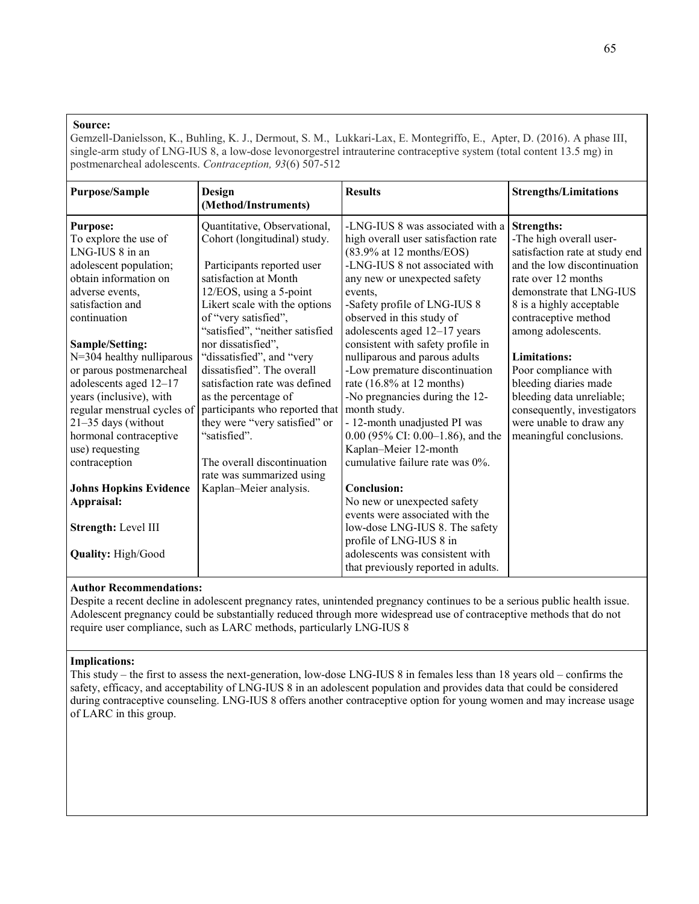**Source:**
Gemzell-Danielsson, K., Buhling, K. J., Dermout, S. M., Lukkari-Lax, E. Montegriffo, E., Apter, D. (2016). A phase III, single-arm study of LNG-IUS 8, a low-dose levonorgestrel intrauterine contraceptive system (total content 13.5 mg) in postmenarcheal adolescents. *Contraception, 93*(6) 507-512

| Purpose/Sample | Design (Method/Instruments) | Results | Strengths/Limitations |
|---|---|---|---|
| **Purpose:**<br>To explore the use of LNG-IUS 8 in an adolescent population; obtain information on adverse events, satisfaction and continuation<br><br>**Sample/Setting:**<br>N=304 healthy nulliparous or parous postmenarcheal adolescents aged 12–17 years (inclusive), with regular menstrual cycles of 21–35 days (without hormonal contraceptive use) requesting contraception<br><br>**Johns Hopkins Evidence Appraisal:**<br><br>**Strength:** Level III<br><br>**Quality:** High/Good | Quantitative, Observational, Cohort (longitudinal) study.<br><br>Participants reported user satisfaction at Month 12/EOS, using a 5-point Likert scale with the options of "very satisfied", "satisfied", "neither satisfied nor dissatisfied", "dissatisfied", and "very dissatisfied". The overall satisfaction rate was defined as the percentage of participants who reported that they were "very satisfied" or "satisfied".<br><br>The overall discontinuation rate was summarized using Kaplan–Meier analysis. | -LNG-IUS 8 was associated with a high overall user satisfaction rate (83.9% at 12 months/EOS)<br>-LNG-IUS 8 not associated with any new or unexpected safety events,<br>-Safety profile of LNG-IUS 8 observed in this study of adolescents aged 12–17 years consistent with safety profile in nulliparous and parous adults<br>-Low premature discontinuation rate (16.8% at 12 months)<br>-No pregnancies during the 12-month study.<br>- 12-month unadjusted PI was 0.00 (95% CI: 0.00–1.86), and the Kaplan–Meier 12-month cumulative failure rate was 0%.<br><br>**Conclusion:**<br>No new or unexpected safety events were associated with the low-dose LNG-IUS 8. The safety profile of LNG-IUS 8 in adolescents was consistent with that previously reported in adults. | **Strengths:**<br>-The high overall user-satisfaction rate at study end and the low discontinuation rate over 12 months demonstrate that LNG-IUS 8 is a highly acceptable contraceptive method among adolescents.<br><br>**Limitations:**<br>Poor compliance with bleeding diaries made bleeding data unreliable; consequently, investigators were unable to draw any meaningful conclusions. |

**Author Recommendations:**
Despite a recent decline in adolescent pregnancy rates, unintended pregnancy continues to be a serious public health issue. Adolescent pregnancy could be substantially reduced through more widespread use of contraceptive methods that do not require user compliance, such as LARC methods, particularly LNG-IUS 8

**Implications:**
This study – the first to assess the next-generation, low-dose LNG-IUS 8 in females less than 18 years old – confirms the safety, efficacy, and acceptability of LNG-IUS 8 in an adolescent population and provides data that could be considered during contraceptive counseling. LNG-IUS 8 offers another contraceptive option for young women and may increase usage of LARC in this group.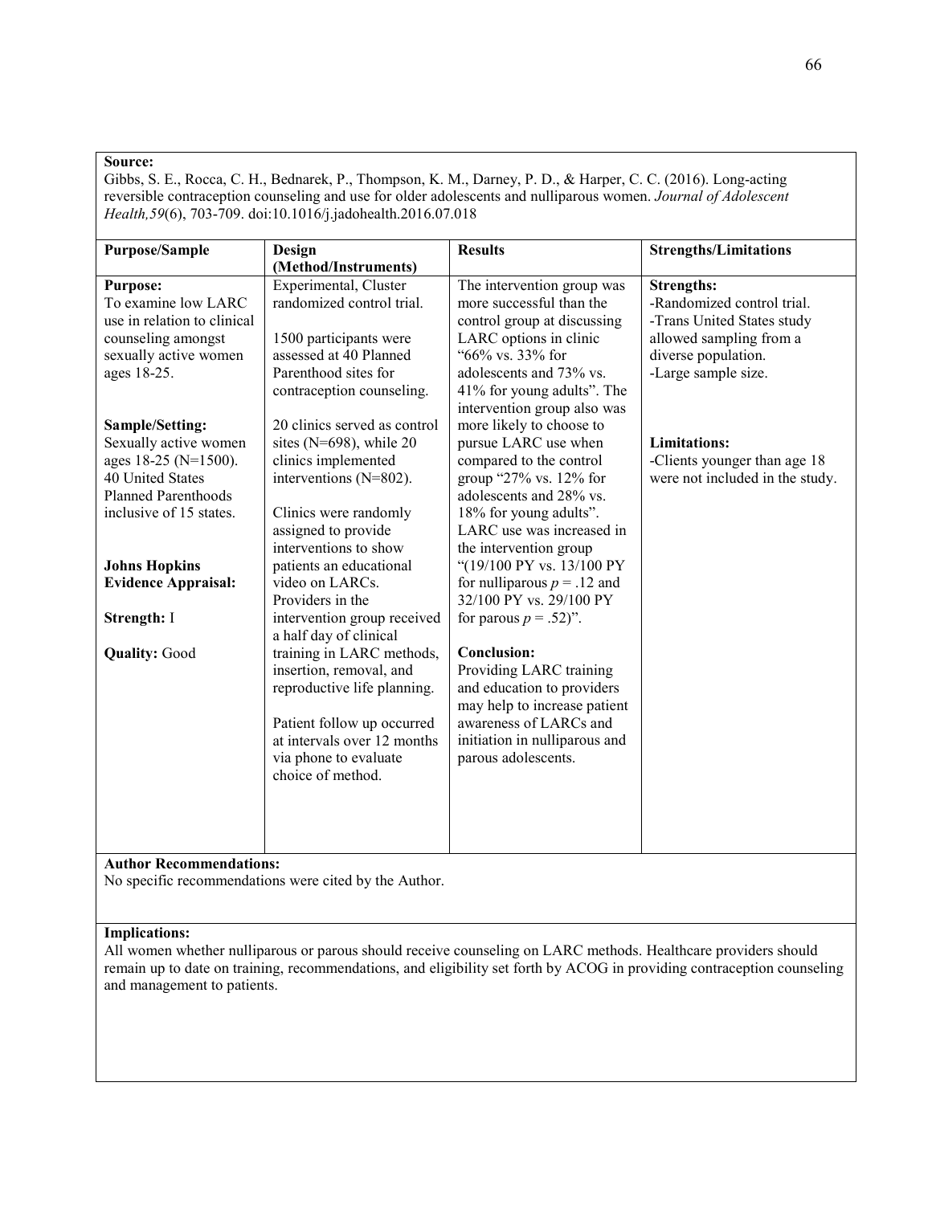**Source:**
Gibbs, S. E., Rocca, C. H., Bednarek, P., Thompson, K. M., Darney, P. D., & Harper, C. C. (2016). Long-acting reversible contraception counseling and use for older adolescents and nulliparous women. *Journal of Adolescent Health,59*(6), 703-709. doi:10.1016/j.jadohealth.2016.07.018

| Purpose/Sample | Design (Method/Instruments) | Results | Strengths/Limitations |
|---|---|---|---|
| **Purpose:**<br>To examine low LARC use in relation to clinical counseling amongst sexually active women ages 18-25.<br><br>**Sample/Setting:**<br>Sexually active women ages 18-25 (N=1500). 40 United States Planned Parenthoods inclusive of 15 states.<br><br>**Johns Hopkins Evidence Appraisal:**<br><br>**Strength:** I<br><br>**Quality:** Good | Experimental, Cluster randomized control trial.<br><br>1500 participants were assessed at 40 Planned Parenthood sites for contraception counseling.<br><br>20 clinics served as control sites (N=698), while 20 clinics implemented interventions (N=802).<br><br>Clinics were randomly assigned to provide interventions to show patients an educational video on LARCs. Providers in the intervention group received a half day of clinical training in LARC methods, insertion, removal, and reproductive life planning.<br><br>Patient follow up occurred at intervals over 12 months via phone to evaluate choice of method. | The intervention group was more successful than the control group at discussing LARC options in clinic "66% vs. 33% for adolescents and 73% vs. 41% for young adults". The intervention group also was more likely to choose to pursue LARC use when compared to the control group "27% vs. 12% for adolescents and 28% vs. 18% for young adults". LARC use was increased in the intervention group "(19/100 PY vs. 13/100 PY for nulliparous $p = .12$ and 32/100 PY vs. 29/100 PY for parous $p = .52$)".<br><br>**Conclusion:**<br>Providing LARC training and education to providers may help to increase patient awareness of LARCs and initiation in nulliparous and parous adolescents. | **Strengths:**<br>-Randomized control trial.<br>-Trans United States study allowed sampling from a diverse population.<br>-Large sample size.<br><br>**Limitations:**<br>-Clients younger than age 18 were not included in the study. |

**Author Recommendations:**
No specific recommendations were cited by the Author.

**Implications:**
All women whether nulliparous or parous should receive counseling on LARC methods. Healthcare providers should remain up to date on training, recommendations, and eligibility set forth by ACOG in providing contraception counseling and management to patients.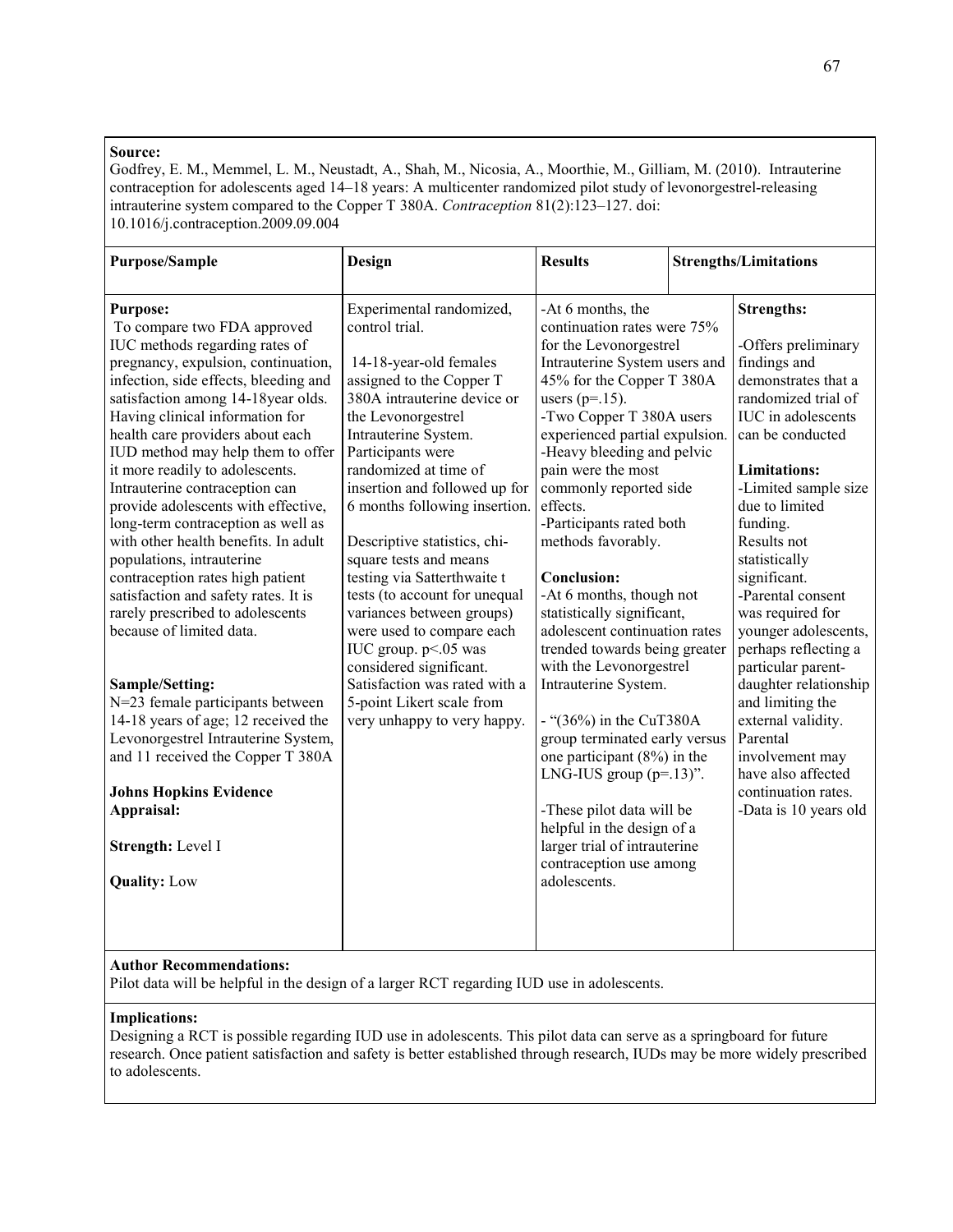**Source:**
Godfrey, E. M., Memmel, L. M., Neustadt, A., Shah, M., Nicosia, A., Moorthie, M., Gilliam, M. (2010). Intrauterine contraception for adolescents aged 14–18 years: A multicenter randomized pilot study of levonorgestrel-releasing intrauterine system compared to the Copper T 380A. *Contraception* 81(2):123–127. doi: 10.1016/j.contraception.2009.09.004

| Purpose/Sample | Design | Results | Strengths/Limitations |
|---|---|---|---|
| **Purpose:**<br>To compare two FDA approved IUC methods regarding rates of pregnancy, expulsion, continuation, infection, side effects, bleeding and satisfaction among 14-18year olds. Having clinical information for health care providers about each IUD method may help them to offer it more readily to adolescents. Intrauterine contraception can provide adolescents with effective, long-term contraception as well as with other health benefits. In adult populations, intrauterine contraception rates high patient satisfaction and safety rates. It is rarely prescribed to adolescents because of limited data.<br><br>**Sample/Setting:**<br>N=23 female participants between 14-18 years of age; 12 received the Levonorgestrel Intrauterine System, and 11 received the Copper T 380A<br><br>**Johns Hopkins Evidence Appraisal:**<br><br>**Strength:** Level I<br><br>**Quality:** Low | Experimental randomized, control trial.<br><br>14-18-year-old females assigned to the Copper T 380A intrauterine device or the Levonorgestrel Intrauterine System. Participants were randomized at time of insertion and followed up for 6 months following insertion.<br><br>Descriptive statistics, chi-square tests and means testing via Satterthwaite t tests (to account for unequal variances between groups) were used to compare each IUC group. p<.05 was considered significant. Satisfaction was rated with a 5-point Likert scale from very unhappy to very happy. | -At 6 months, the continuation rates were 75% for the Levonorgestrel Intrauterine System users and 45% for the Copper T 380A users (p=.15).<br>-Two Copper T 380A users experienced partial expulsion.<br>-Heavy bleeding and pelvic pain were the most commonly reported side effects.<br>-Participants rated both methods favorably.<br><br>**Conclusion:**<br>-At 6 months, though not statistically significant, adolescent continuation rates trended towards being greater with the Levonorgestrel Intrauterine System.<br><br>- "(36%) in the CuT380A group terminated early versus one participant (8%) in the LNG-IUS group (p=.13)".<br><br>-These pilot data will be helpful in the design of a larger trial of intrauterine contraception use among adolescents. | **Strengths:**<br><br>-Offers preliminary findings and demonstrates that a randomized trial of IUC in adolescents can be conducted<br><br>**Limitations:**<br>-Limited sample size due to limited funding.<br>Results not statistically significant.<br>-Parental consent was required for younger adolescents, perhaps reflecting a particular parent-daughter relationship and limiting the external validity. Parental involvement may have also affected continuation rates.<br>-Data is 10 years old |

**Author Recommendations:**
Pilot data will be helpful in the design of a larger RCT regarding IUD use in adolescents.

**Implications:**
Designing a RCT is possible regarding IUD use in adolescents. This pilot data can serve as a springboard for future research. Once patient satisfaction and safety is better established through research, IUDs may be more widely prescribed to adolescents.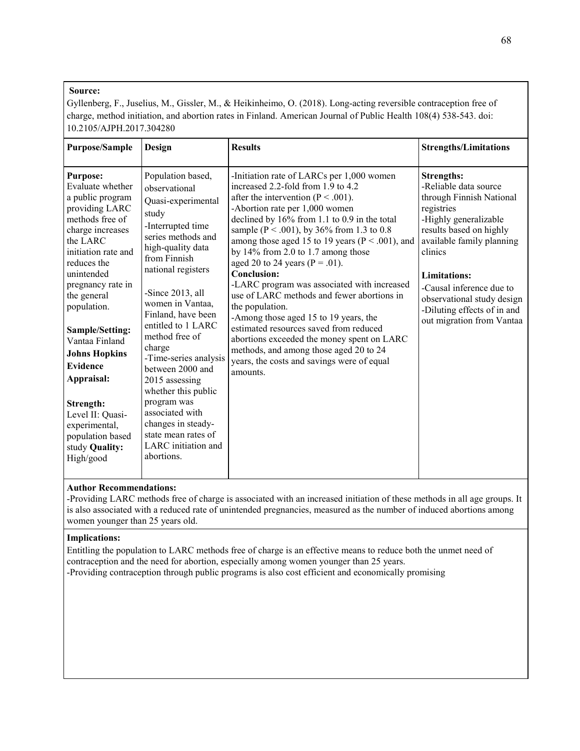**Source:**
Gyllenberg, F., Juselius, M., Gissler, M., & Heikinheimo, O. (2018). Long-acting reversible contraception free of charge, method initiation, and abortion rates in Finland. American Journal of Public Health 108(4) 538-543. doi: 10.2105/AJPH.2017.304280

| Purpose/Sample | Design | Results | Strengths/Limitations |
|---|---|---|---|
| **Purpose:** Evaluate whether a public program providing LARC methods free of charge increases the LARC initiation rate and reduces the unintended pregnancy rate in the general population.<br><br>**Sample/Setting:** Vantaa Finland<br>**Johns Hopkins Evidence Appraisal:**<br><br>**Strength:** Level II: Quasi-experimental, population based study **Quality:** High/good | Population based, observational Quasi-experimental study<br>-Interrupted time series methods and high-quality data from Finnish national registers<br><br>-Since 2013, all women in Vantaa, Finland, have been entitled to 1 LARC method free of charge<br>-Time-series analysis between 2000 and 2015 assessing whether this public program was associated with changes in steady-state mean rates of LARC initiation and abortions. | -Initiation rate of LARCs per 1,000 women increased 2.2-fold from 1.9 to 4.2 after the intervention ($P < .001$).<br>-Abortion rate per 1,000 women declined by 16% from 1.1 to 0.9 in the total sample ($P < .001$), by 36% from 1.3 to 0.8 among those aged 15 to 19 years ($P < .001$), and by 14% from 2.0 to 1.7 among those aged 20 to 24 years ($P = .01$).<br>**Conclusion:**<br>-LARC program was associated with increased use of LARC methods and fewer abortions in the population.<br>-Among those aged 15 to 19 years, the estimated resources saved from reduced abortions exceeded the money spent on LARC methods, and among those aged 20 to 24 years, the costs and savings were of equal amounts. | **Strengths:**<br>-Reliable data source through Finnish National registries<br>-Highly generalizable results based on highly available family planning clinics<br><br>**Limitations:**<br>-Causal inference due to observational study design<br>-Diluting effects of in and out migration from Vantaa |

**Author Recommendations:**
-Providing LARC methods free of charge is associated with an increased initiation of these methods in all age groups. It is also associated with a reduced rate of unintended pregnancies, measured as the number of induced abortions among women younger than 25 years old.

**Implications:**
Entitling the population to LARC methods free of charge is an effective means to reduce both the unmet need of contraception and the need for abortion, especially among women younger than 25 years.
-Providing contraception through public programs is also cost efficient and economically promising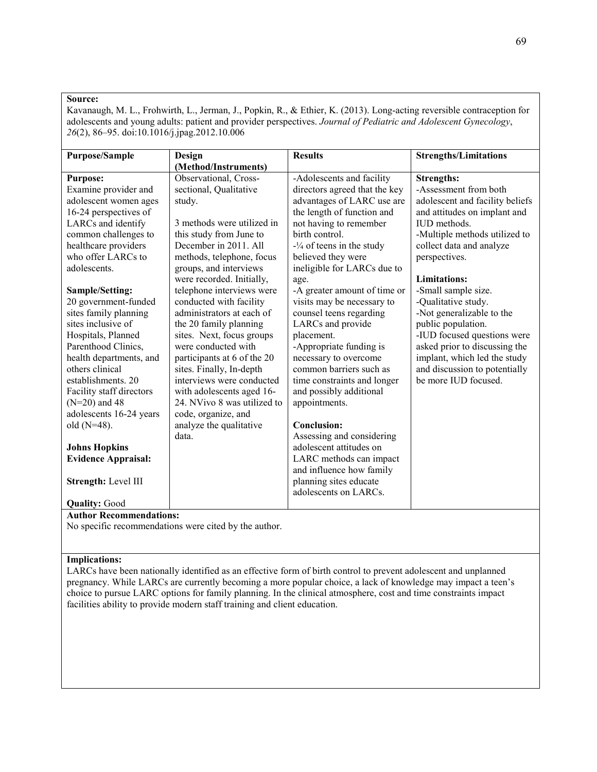**Source:**
Kavanaugh, M. L., Frohwirth, L., Jerman, J., Popkin, R., & Ethier, K. (2013). Long-acting reversible contraception for adolescents and young adults: patient and provider perspectives. *Journal of Pediatric and Adolescent Gynecology*, *26*(2), 86–95. doi:10.1016/j.jpag.2012.10.006

| Purpose/Sample | Design (Method/Instruments) | Results | Strengths/Limitations |
|---|---|---|---|
| **Purpose:**<br>Examine provider and adolescent women ages 16-24 perspectives of LARCs and identify common challenges to healthcare providers who offer LARCs to adolescents.<br><br>**Sample/Setting:**<br>20 government-funded sites family planning sites inclusive of Hospitals, Planned Parenthood Clinics, health departments, and others clinical establishments. 20 Facility staff directors (N=20) and 48 adolescents 16-24 years old (N=48).<br><br>**Johns Hopkins Evidence Appraisal:**<br><br>**Strength:** Level III<br><br>**Quality:** Good | Observational, Cross-sectional, Qualitative study.<br><br>3 methods were utilized in this study from June to December in 2011. All methods, telephone, focus groups, and interviews were recorded. Initially, telephone interviews were conducted with facility administrators at each of the 20 family planning sites. Next, focus groups were conducted with participants at 6 of the 20 sites. Finally, In-depth interviews were conducted with adolescents aged 16-24. NVivo 8 was utilized to code, organize, and analyze the qualitative data. | -Adolescents and facility directors agreed that the key advantages of LARC use are the length of function and not having to remember birth control.<br>-¼ of teens in the study believed they were ineligible for LARCs due to age.<br>-A greater amount of time or visits may be necessary to counsel teens regarding LARCs and provide placement.<br>-Appropriate funding is necessary to overcome common barriers such as time constraints and longer and possibly additional appointments.<br><br>**Conclusion:**<br>Assessing and considering adolescent attitudes on LARC methods can impact and influence how family planning sites educate adolescents on LARCs. | **Strengths:**<br>-Assessment from both adolescent and facility beliefs and attitudes on implant and IUD methods.<br>-Multiple methods utilized to collect data and analyze perspectives.<br><br>**Limitations:**<br>-Small sample size.<br>-Qualitative study.<br>-Not generalizable to the public population.<br>-IUD focused questions were asked prior to discussing the implant, which led the study and discussion to potentially be more IUD focused. |

**Author Recommendations:**
No specific recommendations were cited by the author.

**Implications:**
LARCs have been nationally identified as an effective form of birth control to prevent adolescent and unplanned pregnancy. While LARCs are currently becoming a more popular choice, a lack of knowledge may impact a teen's choice to pursue LARC options for family planning. In the clinical atmosphere, cost and time constraints impact facilities ability to provide modern staff training and client education.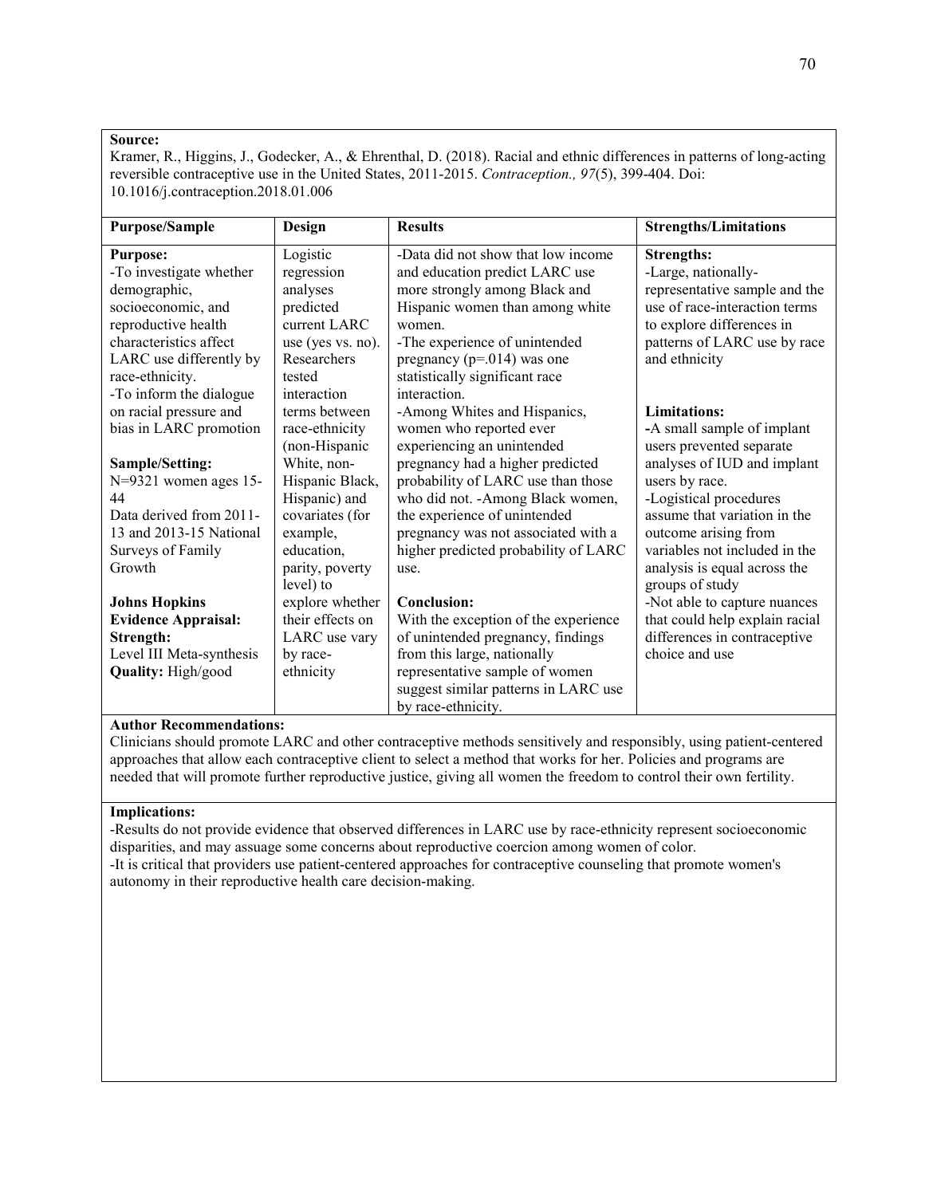**Source:**
Kramer, R., Higgins, J., Godecker, A., & Ehrenthal, D. (2018). Racial and ethnic differences in patterns of long-acting reversible contraceptive use in the United States, 2011-2015. *Contraception., 97*(5), 399-404. Doi: 10.1016/j.contraception.2018.01.006

| Purpose/Sample | Design | Results | Strengths/Limitations |
|---|---|---|---|
| **Purpose:**<br>-To investigate whether demographic, socioeconomic, and reproductive health characteristics affect LARC use differently by race-ethnicity.<br>-To inform the dialogue on racial pressure and bias in LARC promotion<br><br>**Sample/Setting:**<br>N=9321 women ages 15-44<br>Data derived from 2011-13 and 2013-15 National Surveys of Family Growth<br><br>**Johns Hopkins Evidence Appraisal:**<br>**Strength:**<br>Level III Meta-synthesis<br>**Quality:** High/good | Logistic regression analyses predicted current LARC use (yes vs. no). Researchers tested interaction terms between race-ethnicity (non-Hispanic White, non-Hispanic Black, Hispanic) and covariates (for example, education, parity, poverty level) to explore whether their effects on LARC use vary by race-ethnicity | -Data did not show that low income and education predict LARC use more strongly among Black and Hispanic women than among white women.<br>-The experience of unintended pregnancy (p=.014) was one statistically significant race interaction.<br>-Among Whites and Hispanics, women who reported ever experiencing an unintended pregnancy had a higher predicted probability of LARC use than those who did not. -Among Black women, the experience of unintended pregnancy was not associated with a higher predicted probability of LARC use.<br><br>**Conclusion:**<br>With the exception of the experience of unintended pregnancy, findings from this large, nationally representative sample of women suggest similar patterns in LARC use by race-ethnicity. | **Strengths:**<br>-Large, nationally-representative sample and the use of race-interaction terms to explore differences in patterns of LARC use by race and ethnicity<br><br>**Limitations:**<br>-A small sample of implant users prevented separate analyses of IUD and implant users by race.<br>-Logistical procedures assume that variation in the outcome arising from variables not included in the analysis is equal across the groups of study<br>-Not able to capture nuances that could help explain racial differences in contraceptive choice and use |

**Author Recommendations:**
Clinicians should promote LARC and other contraceptive methods sensitively and responsibly, using patient-centered approaches that allow each contraceptive client to select a method that works for her. Policies and programs are needed that will promote further reproductive justice, giving all women the freedom to control their own fertility.

**Implications:**
-Results do not provide evidence that observed differences in LARC use by race-ethnicity represent socioeconomic disparities, and may assuage some concerns about reproductive coercion among women of color.
-It is critical that providers use patient-centered approaches for contraceptive counseling that promote women's autonomy in their reproductive health care decision-making.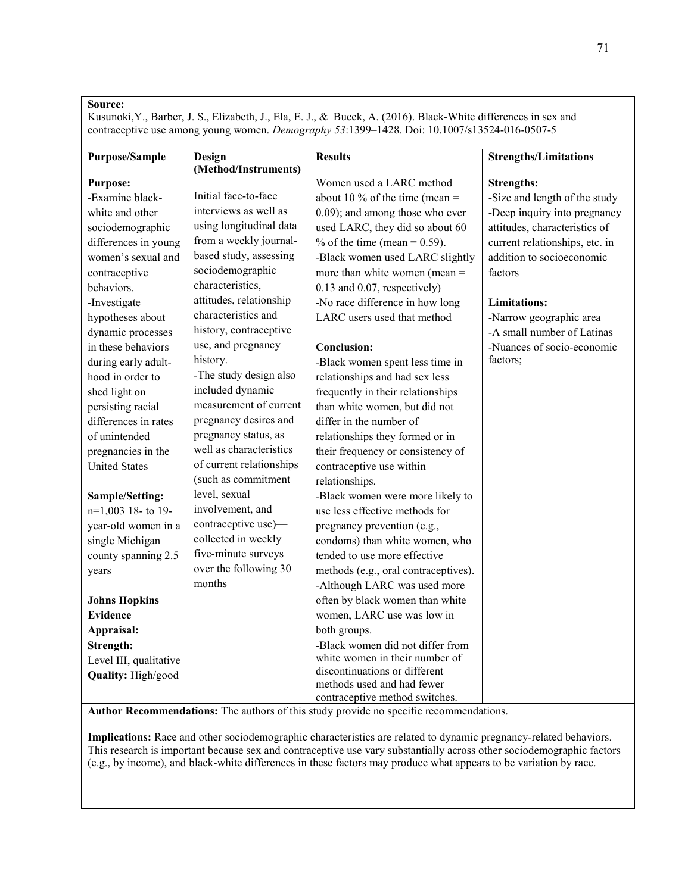**Source:**
Kusunoki,Y., Barber, J. S., Elizabeth, J., Ela, E. J., & Bucek, A. (2016). Black-White differences in sex and contraceptive use among young women. *Demography 53*:1399–1428. Doi: 10.1007/s13524-016-0507-5

| Purpose/Sample | Design (Method/Instruments) | Results | Strengths/Limitations |
|---|---|---|---|
| **Purpose:**<br>-Examine black-white and other sociodemographic differences in young women's sexual and contraceptive behaviors.<br>-Investigate hypotheses about dynamic processes in these behaviors during early adult-hood in order to shed light on persisting racial differences in rates of unintended pregnancies in the United States<br><br>**Sample/Setting:**<br>n=1,003 18- to 19-year-old women in a single Michigan county spanning 2.5 years<br><br>**Johns Hopkins Evidence Appraisal:**<br>**Strength:**<br>Level III, qualitative<br>**Quality:** High/good | Initial face-to-face interviews as well as using longitudinal data from a weekly journal-based study, assessing sociodemographic characteristics, attitudes, relationship characteristics and history, contraceptive use, and pregnancy history.<br>-The study design also included dynamic measurement of current pregnancy desires and pregnancy status, as well as characteristics of current relationships (such as commitment level, sexual involvement, and contraceptive use)—collected in weekly five-minute surveys over the following 30 months | Women used a LARC method about 10 % of the time (mean = 0.09); and among those who ever used LARC, they did so about 60 % of the time (mean = 0.59).<br>-Black women used LARC slightly more than white women (mean = 0.13 and 0.07, respectively)<br>-No race difference in how long LARC users used that method<br><br>**Conclusion:**<br>-Black women spent less time in relationships and had sex less frequently in their relationships than white women, but did not differ in the number of relationships they formed or in their frequency or consistency of contraceptive use within relationships.<br>-Black women were more likely to use less effective methods for pregnancy prevention (e.g., condoms) than white women, who tended to use more effective methods (e.g., oral contraceptives).<br>-Although LARC was used more often by black women than white women, LARC use was low in both groups.<br>-Black women did not differ from white women in their number of discontinuations or different methods used and had fewer contraceptive method switches. | **Strengths:**<br>-Size and length of the study<br>-Deep inquiry into pregnancy attitudes, characteristics of current relationships, etc. in addition to socioeconomic factors<br><br>**Limitations:**<br>-Narrow geographic area<br>-A small number of Latinas<br>-Nuances of socio-economic factors; |

**Author Recommendations:** The authors of this study provide no specific recommendations.

**Implications:** Race and other sociodemographic characteristics are related to dynamic pregnancy-related behaviors. This research is important because sex and contraceptive use vary substantially across other sociodemographic factors (e.g., by income), and black-white differences in these factors may produce what appears to be variation by race.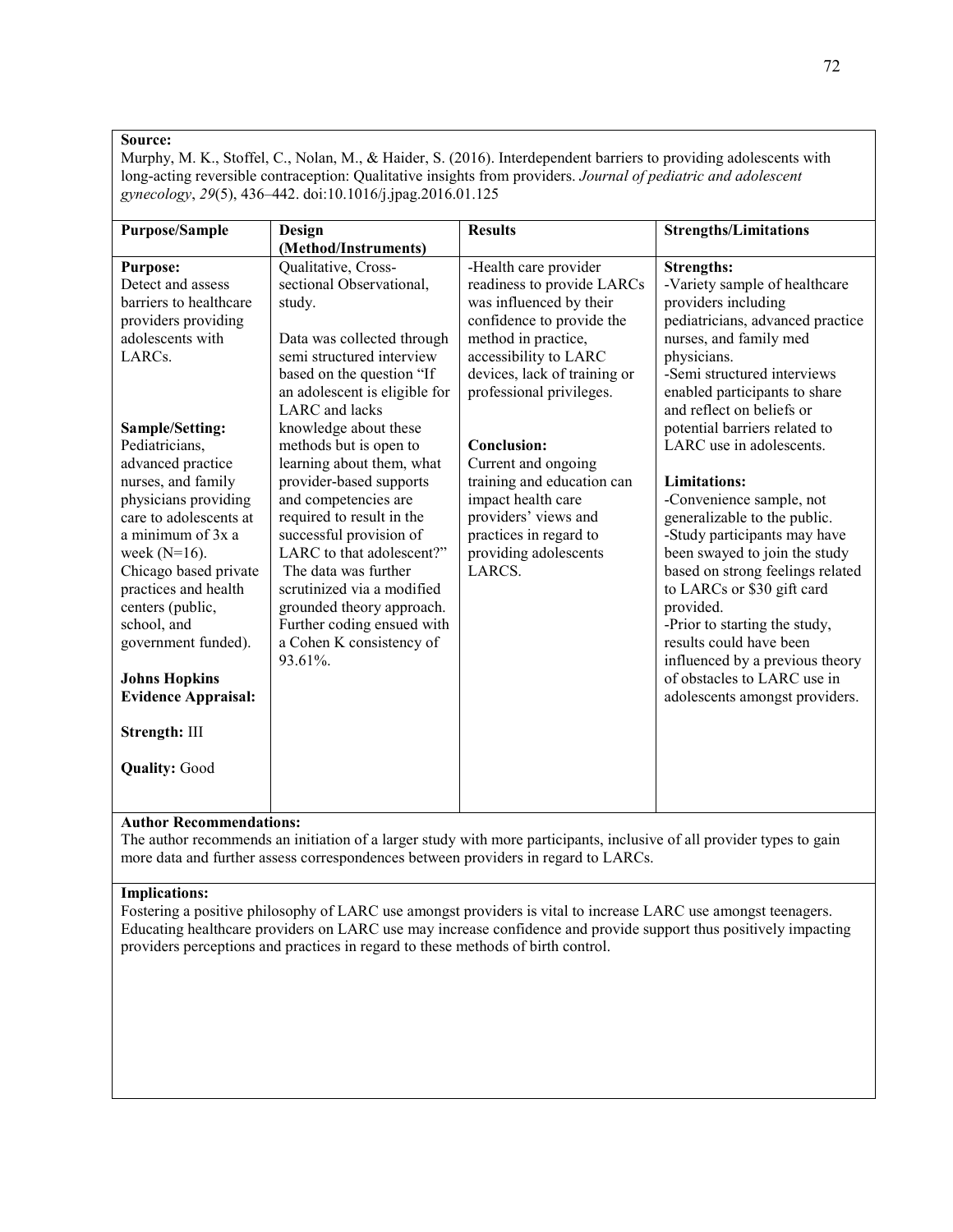**Source:**
Murphy, M. K., Stoffel, C., Nolan, M., & Haider, S. (2016). Interdependent barriers to providing adolescents with long-acting reversible contraception: Qualitative insights from providers. *Journal of pediatric and adolescent gynecology*, *29*(5), 436–442. doi:10.1016/j.jpag.2016.01.125

| Purpose/Sample | Design (Method/Instruments) | Results | Strengths/Limitations |
|---|---|---|---|
| **Purpose:**<br>Detect and assess barriers to healthcare providers providing adolescents with LARCs.<br><br>**Sample/Setting:**<br>Pediatricians, advanced practice nurses, and family physicians providing care to adolescents at a minimum of 3x a week (N=16).<br>Chicago based private practices and health centers (public, school, and government funded).<br><br>**Johns Hopkins Evidence Appraisal:**<br><br>**Strength:** III<br><br>**Quality:** Good | Qualitative, Cross-sectional Observational, study.<br><br>Data was collected through semi structured interview based on the question "If an adolescent is eligible for LARC and lacks knowledge about these methods but is open to learning about them, what provider-based supports and competencies are required to result in the successful provision of LARC to that adolescent?" The data was further scrutinized via a modified grounded theory approach. Further coding ensued with a Cohen K consistency of 93.61%. | -Health care provider readiness to provide LARCs was influenced by their confidence to provide the method in practice, accessibility to LARC devices, lack of training or professional privileges.<br><br>**Conclusion:**<br>Current and ongoing training and education can impact health care providers' views and practices in regard to providing adolescents LARCS. | **Strengths:**<br>-Variety sample of healthcare providers including pediatricians, advanced practice nurses, and family med physicians.<br>-Semi structured interviews enabled participants to share and reflect on beliefs or potential barriers related to LARC use in adolescents.<br><br>**Limitations:**<br>-Convenience sample, not generalizable to the public.<br>-Study participants may have been swayed to join the study based on strong feelings related to LARCs or $30 gift card provided.<br>-Prior to starting the study, results could have been influenced by a previous theory of obstacles to LARC use in adolescents amongst providers. |

**Author Recommendations:**
The author recommends an initiation of a larger study with more participants, inclusive of all provider types to gain more data and further assess correspondences between providers in regard to LARCs.

**Implications:**
Fostering a positive philosophy of LARC use amongst providers is vital to increase LARC use amongst teenagers. Educating healthcare providers on LARC use may increase confidence and provide support thus positively impacting providers perceptions and practices in regard to these methods of birth control.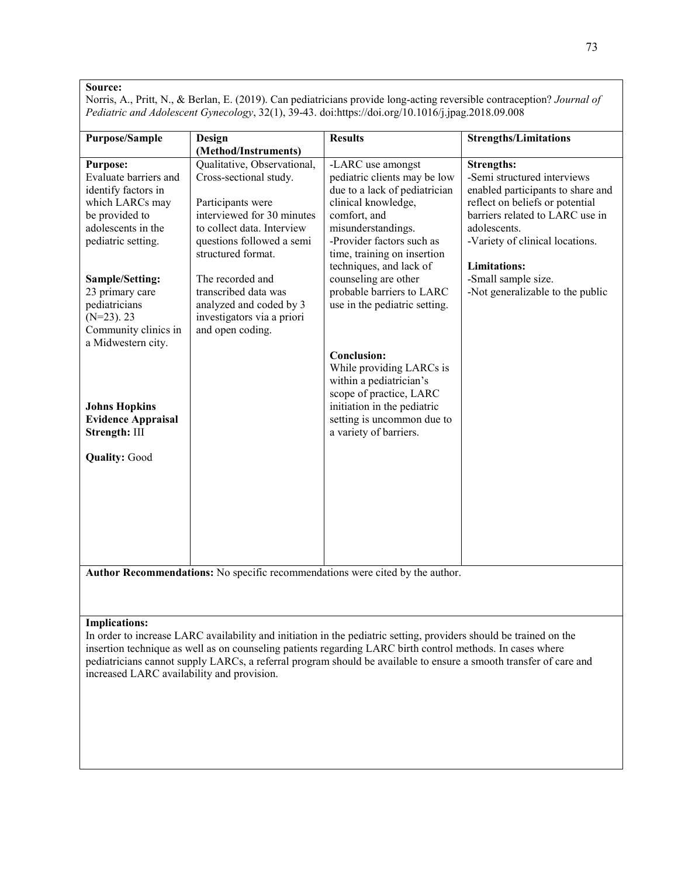**Source:**

Norris, A., Pritt, N., & Berlan, E. (2019). Can pediatricians provide long-acting reversible contraception? *Journal of Pediatric and Adolescent Gynecology*, 32(1), 39-43. doi:https://doi.org/10.1016/j.jpag.2018.09.008

| Purpose/Sample | Design (Method/Instruments) | Results | Strengths/Limitations |
|---|---|---|---|
| **Purpose:**<br>Evaluate barriers and identify factors in which LARCs may be provided to adolescents in the pediatric setting.<br><br>**Sample/Setting:**<br>23 primary care pediatricians (N=23). 23 Community clinics in a Midwestern city.<br><br>**Johns Hopkins Evidence Appraisal Strength:** III<br><br>**Quality:** Good | Qualitative, Observational, Cross-sectional study.<br><br>Participants were interviewed for 30 minutes to collect data. Interview questions followed a semi structured format.<br><br>The recorded and transcribed data was analyzed and coded by 3 investigators via a priori and open coding. | -LARC use amongst pediatric clients may be low due to a lack of pediatrician clinical knowledge, comfort, and misunderstandings.<br>-Provider factors such as time, training on insertion techniques, and lack of counseling are other probable barriers to LARC use in the pediatric setting.<br><br>**Conclusion:**<br>While providing LARCs is within a pediatrician's scope of practice, LARC initiation in the pediatric setting is uncommon due to a variety of barriers. | **Strengths:**<br>-Semi structured interviews enabled participants to share and reflect on beliefs or potential barriers related to LARC use in adolescents.<br>-Variety of clinical locations.<br><br>**Limitations:**<br>-Small sample size.<br>-Not generalizable to the public |

**Author Recommendations:** No specific recommendations were cited by the author.

**Implications:**

In order to increase LARC availability and initiation in the pediatric setting, providers should be trained on the insertion technique as well as on counseling patients regarding LARC birth control methods. In cases where pediatricians cannot supply LARCs, a referral program should be available to ensure a smooth transfer of care and increased LARC availability and provision.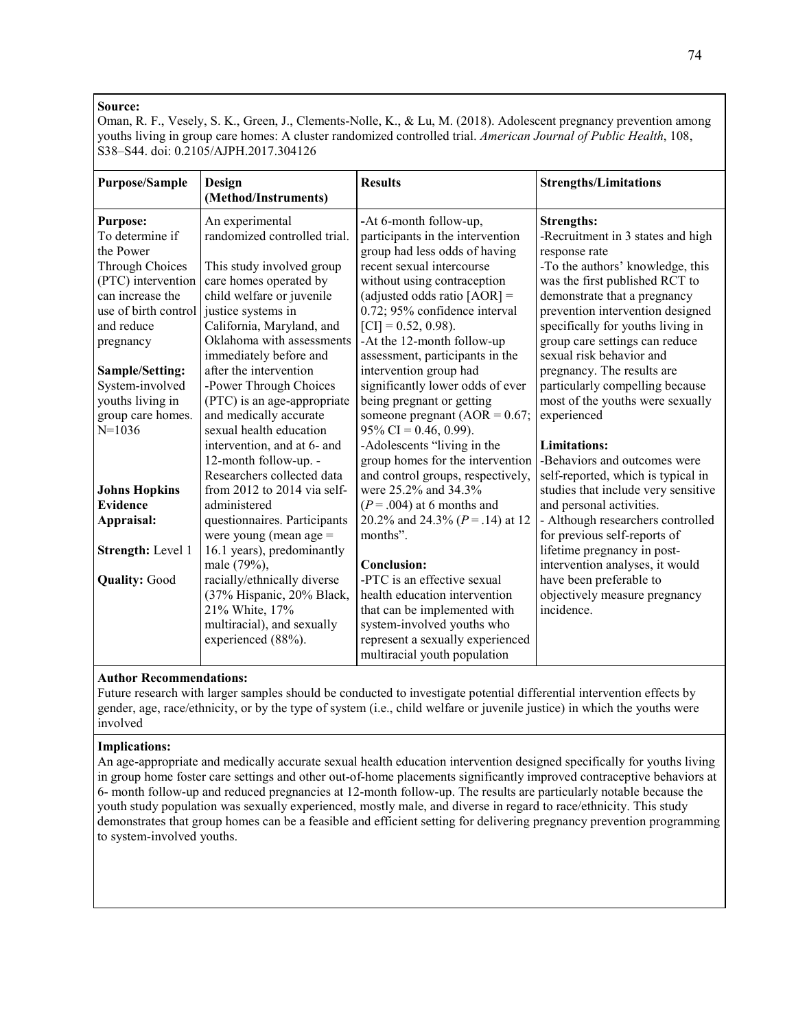**Source:**
Oman, R. F., Vesely, S. K., Green, J., Clements-Nolle, K., & Lu, M. (2018). Adolescent pregnancy prevention among youths living in group care homes: A cluster randomized controlled trial. *American Journal of Public Health*, 108, S38–S44. doi: 0.2105/AJPH.2017.304126

| Purpose/Sample | Design (Method/Instruments) | Results | Strengths/Limitations |
|---|---|---|---|
| **Purpose:** To determine if the Power Through Choices (PTC) intervention can increase the use of birth control and reduce pregnancy<br><br>**Sample/Setting:** System-involved youths living in group care homes. N=1036<br><br>**Johns Hopkins Evidence Appraisal:**<br><br>**Strength:** Level 1<br><br>**Quality:** Good | An experimental randomized controlled trial.<br><br>This study involved group care homes operated by child welfare or juvenile justice systems in California, Maryland, and Oklahoma with assessments immediately before and after the intervention<br>-Power Through Choices (PTC) is an age-appropriate and medically accurate sexual health education intervention, and at 6- and 12-month follow-up. -Researchers collected data from 2012 to 2014 via self-administered questionnaires. Participants were young (mean age = 16.1 years), predominantly male (79%), racially/ethnically diverse (37% Hispanic, 20% Black, 21% White, 17% multiracial), and sexually experienced (88%). | -At 6-month follow-up, participants in the intervention group had less odds of having recent sexual intercourse without using contraception (adjusted odds ratio [AOR] = 0.72; 95% confidence interval [CI] = 0.52, 0.98).<br>-At the 12-month follow-up assessment, participants in the intervention group had significantly lower odds of ever being pregnant or getting someone pregnant (AOR = 0.67; 95% CI = 0.46, 0.99).<br>-Adolescents "living in the group homes for the intervention and control groups, respectively, were 25.2% and 34.3% ($P = .004$) at 6 months and 20.2% and 24.3% ($P = .14$) at 12 months".<br><br>**Conclusion:**<br>-PTC is an effective sexual health education intervention that can be implemented with system-involved youths who represent a sexually experienced multiracial youth population | **Strengths:**<br>-Recruitment in 3 states and high response rate<br>-To the authors' knowledge, this was the first published RCT to demonstrate that a pregnancy prevention intervention designed specifically for youths living in group care settings can reduce sexual risk behavior and pregnancy. The results are particularly compelling because most of the youths were sexually experienced<br><br>**Limitations:**<br>-Behaviors and outcomes were self-reported, which is typical in studies that include very sensitive and personal activities.<br>- Although researchers controlled for previous self-reports of lifetime pregnancy in post-intervention analyses, it would have been preferable to objectively measure pregnancy incidence. |

**Author Recommendations:**
Future research with larger samples should be conducted to investigate potential differential intervention effects by gender, age, race/ethnicity, or by the type of system (i.e., child welfare or juvenile justice) in which the youths were involved

**Implications:**
An age-appropriate and medically accurate sexual health education intervention designed specifically for youths living in group home foster care settings and other out-of-home placements significantly improved contraceptive behaviors at 6- month follow-up and reduced pregnancies at 12-month follow-up. The results are particularly notable because the youth study population was sexually experienced, mostly male, and diverse in regard to race/ethnicity. This study demonstrates that group homes can be a feasible and efficient setting for delivering pregnancy prevention programming to system-involved youths.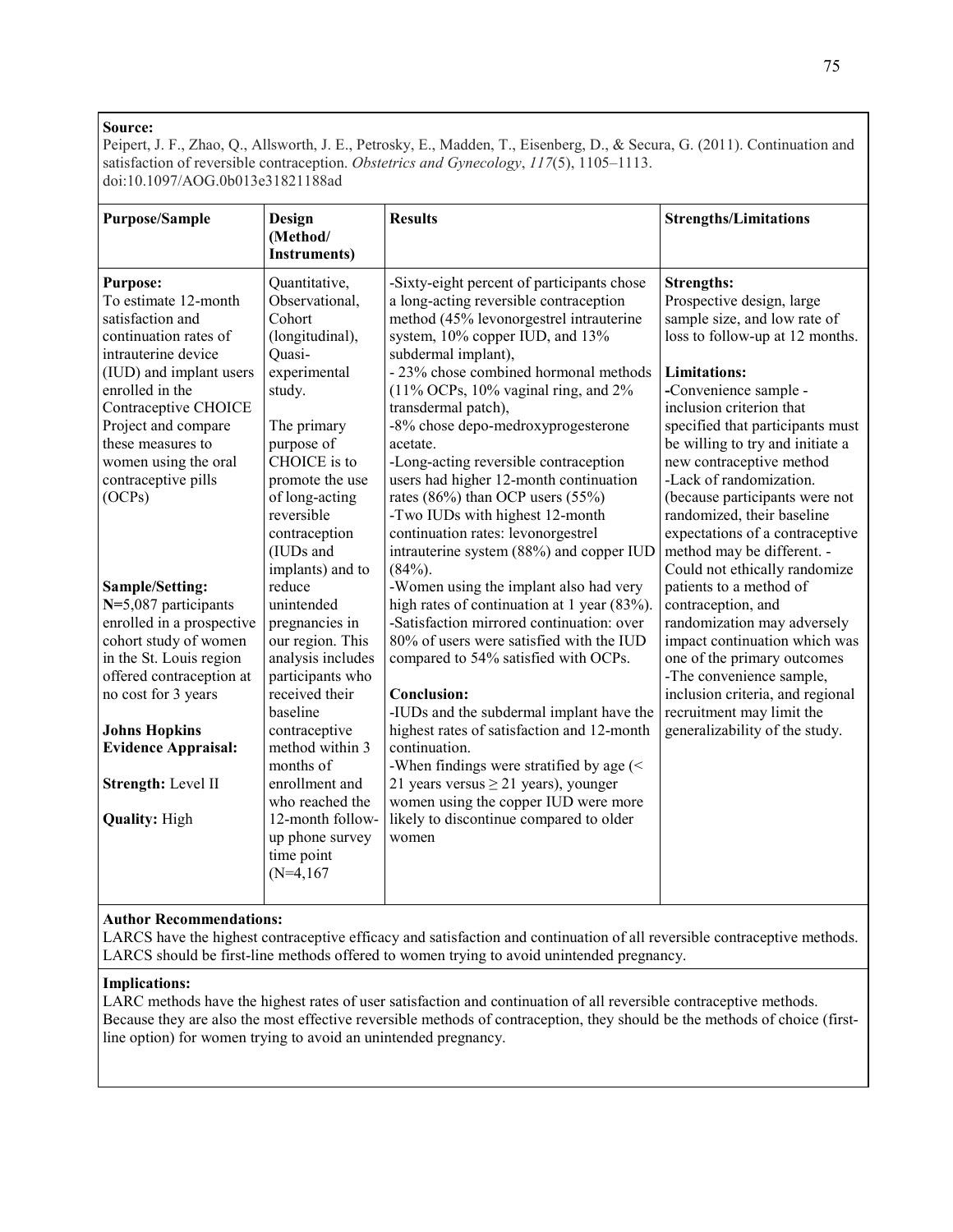**Source:**
Peipert, J. F., Zhao, Q., Allsworth, J. E., Petrosky, E., Madden, T., Eisenberg, D., & Secura, G. (2011). Continuation and satisfaction of reversible contraception. *Obstetrics and Gynecology*, *117*(5), 1105–1113. doi:10.1097/AOG.0b013e31821188ad

| Purpose/Sample | Design (Method/ Instruments) | Results | Strengths/Limitations |
|---|---|---|---|
| **Purpose:**<br>To estimate 12-month satisfaction and continuation rates of intrauterine device (IUD) and implant users enrolled in the Contraceptive CHOICE Project and compare these measures to women using the oral contraceptive pills (OCPs)<br><br>**Sample/Setting:**<br>N=5,087 participants enrolled in a prospective cohort study of women in the St. Louis region offered contraception at no cost for 3 years<br><br>**Johns Hopkins Evidence Appraisal:**<br><br>**Strength:** Level II<br><br>**Quality:** High | Quantitative, Observational, Cohort (longitudinal), Quasi-experimental study.<br><br>The primary purpose of CHOICE is to promote the use of long-acting reversible contraception (IUDs and implants) and to reduce unintended pregnancies in our region. This analysis includes participants who received their baseline contraceptive method within 3 months of enrollment and who reached the 12-month follow-up phone survey time point (N=4,167 | -Sixty-eight percent of participants chose a long-acting reversible contraception method (45% levonorgestrel intrauterine system, 10% copper IUD, and 13% subdermal implant),<br>- 23% chose combined hormonal methods (11% OCPs, 10% vaginal ring, and 2% transdermal patch),<br>-8% chose depo-medroxyprogesterone acetate.<br>-Long-acting reversible contraception users had higher 12-month continuation rates (86%) than OCP users (55%)<br>-Two IUDs with highest 12-month continuation rates: levonorgestrel intrauterine system (88%) and copper IUD (84%).<br>-Women using the implant also had very high rates of continuation at 1 year (83%).<br>-Satisfaction mirrored continuation: over 80% of users were satisfied with the IUD compared to 54% satisfied with OCPs.<br><br>**Conclusion:**<br>-IUDs and the subdermal implant have the highest rates of satisfaction and 12-month continuation.<br>-When findings were stratified by age (< 21 years versus ≥ 21 years), younger women using the copper IUD were more likely to discontinue compared to older women | **Strengths:**<br>Prospective design, large sample size, and low rate of loss to follow-up at 12 months.<br><br>**Limitations:**<br>-Convenience sample - inclusion criterion that specified that participants must be willing to try and initiate a new contraceptive method<br>-Lack of randomization. (because participants were not randomized, their baseline expectations of a contraceptive method may be different. -Could not ethically randomize patients to a method of contraception, and randomization may adversely impact continuation which was one of the primary outcomes<br>-The convenience sample, inclusion criteria, and regional recruitment may limit the generalizability of the study. |

**Author Recommendations:**
LARCS have the highest contraceptive efficacy and satisfaction and continuation of all reversible contraceptive methods. LARCS should be first-line methods offered to women trying to avoid unintended pregnancy.

**Implications:**
LARC methods have the highest rates of user satisfaction and continuation of all reversible contraceptive methods. Because they are also the most effective reversible methods of contraception, they should be the methods of choice (first-line option) for women trying to avoid an unintended pregnancy.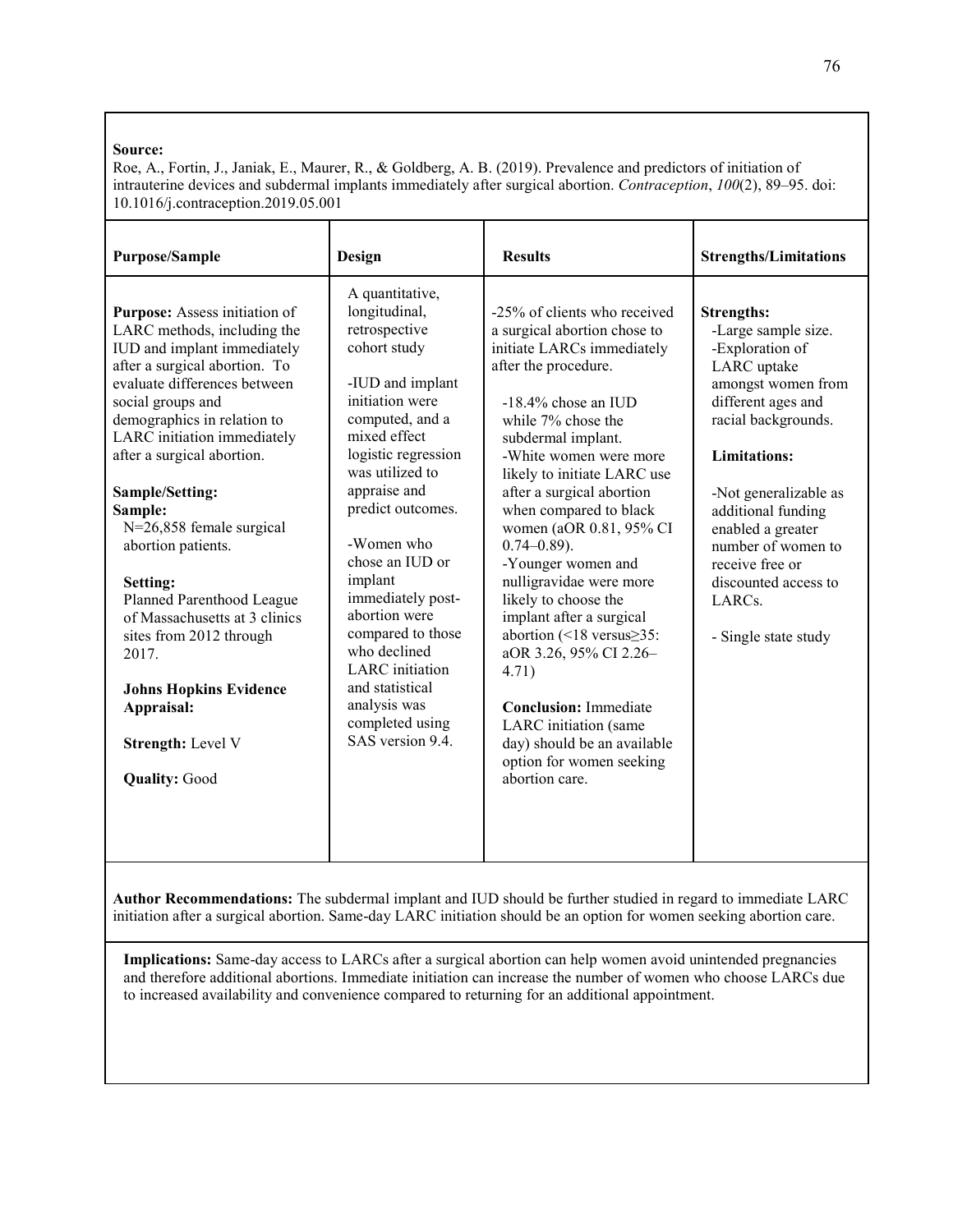**Source:**
Roe, A., Fortin, J., Janiak, E., Maurer, R., & Goldberg, A. B. (2019). Prevalence and predictors of initiation of intrauterine devices and subdermal implants immediately after surgical abortion. *Contraception*, *100*(2), 89–95. doi: 10.1016/j.contraception.2019.05.001

| Purpose/Sample | Design | Results | Strengths/Limitations |
|---|---|---|---|
| **Purpose:** Assess initiation of LARC methods, including the IUD and implant immediately after a surgical abortion. To evaluate differences between social groups and demographics in relation to LARC initiation immediately after a surgical abortion.<br><br>**Sample/Setting:**<br>**Sample:**<br>N=26,858 female surgical abortion patients.<br><br>**Setting:**<br>Planned Parenthood League of Massachusetts at 3 clinics sites from 2012 through 2017.<br><br>**Johns Hopkins Evidence Appraisal:**<br><br>**Strength:** Level V<br><br>**Quality:** Good | A quantitative, longitudinal, retrospective cohort study<br><br>-IUD and implant initiation were computed, and a mixed effect logistic regression was utilized to appraise and predict outcomes.<br><br>-Women who chose an IUD or implant immediately post-abortion were compared to those who declined LARC initiation and statistical analysis was completed using SAS version 9.4. | -25% of clients who received a surgical abortion chose to initiate LARCs immediately after the procedure.<br><br>-18.4% chose an IUD while 7% chose the subdermal implant.<br>-White women were more likely to initiate LARC use after a surgical abortion when compared to black women (aOR 0.81, 95% CI 0.74–0.89).<br>-Younger women and nulligravidae were more likely to choose the implant after a surgical abortion (<18 versus≥35: aOR 3.26, 95% CI 2.26–4.71)<br><br>**Conclusion:** Immediate LARC initiation (same day) should be an available option for women seeking abortion care. | **Strengths:**<br>-Large sample size.<br>-Exploration of LARC uptake amongst women from different ages and racial backgrounds.<br><br>**Limitations:**<br><br>-Not generalizable as additional funding enabled a greater number of women to receive free or discounted access to LARCs.<br><br>- Single state study |

**Author Recommendations:** The subdermal implant and IUD should be further studied in regard to immediate LARC initiation after a surgical abortion. Same-day LARC initiation should be an option for women seeking abortion care.

**Implications:** Same-day access to LARCs after a surgical abortion can help women avoid unintended pregnancies and therefore additional abortions. Immediate initiation can increase the number of women who choose LARCs due to increased availability and convenience compared to returning for an additional appointment.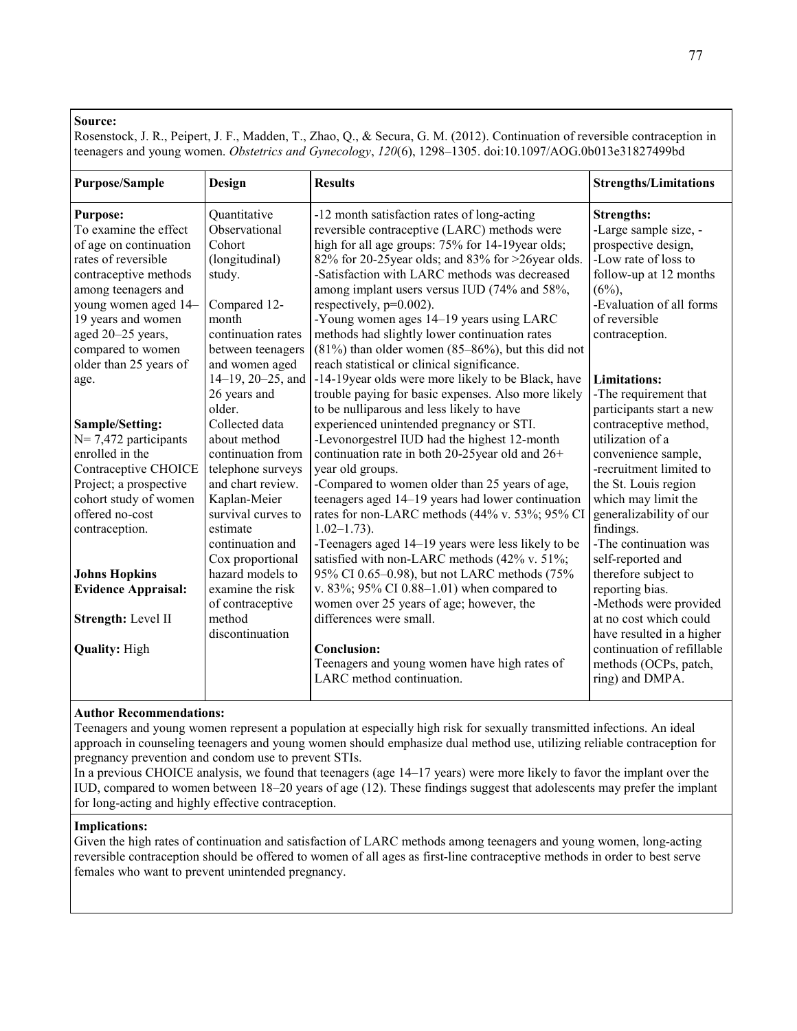**Source:**
Rosenstock, J. R., Peipert, J. F., Madden, T., Zhao, Q., & Secura, G. M. (2012). Continuation of reversible contraception in teenagers and young women. *Obstetrics and Gynecology*, *120*(6), 1298–1305. doi:10.1097/AOG.0b013e31827499bd

| Purpose/Sample | Design | Results | Strengths/Limitations |
|---|---|---|---|
| **Purpose:**<br>To examine the effect of age on continuation rates of reversible contraceptive methods among teenagers and young women aged 14–19 years and women aged 20–25 years, compared to women older than 25 years of age.<br><br>**Sample/Setting:**<br>N= 7,472 participants enrolled in the Contraceptive CHOICE Project; a prospective cohort study of women offered no-cost contraception.<br><br>**Johns Hopkins Evidence Appraisal:**<br><br>**Strength:** Level II<br><br>**Quality:** High | Quantitative Observational Cohort (longitudinal) study.<br><br>Compared 12-month continuation rates between teenagers and women aged 14–19, 20–25, and 26 years and older.<br>Collected data about method continuation from telephone surveys and chart review.<br>Kaplan-Meier survival curves to estimate continuation and Cox proportional hazard models to examine the risk of contraceptive method discontinuation | -12 month satisfaction rates of long-acting reversible contraceptive (LARC) methods were high for all age groups: 75% for 14-19year olds; 82% for 20-25year olds; and 83% for >26year olds.<br>-Satisfaction with LARC methods was decreased among implant users versus IUD (74% and 58%, respectively, p=0.002).<br>-Young women ages 14–19 years using LARC methods had slightly lower continuation rates (81%) than older women (85–86%), but this did not reach statistical or clinical significance.<br>-14-19year olds were more likely to be Black, have trouble paying for basic expenses. Also more likely to be nulliparous and less likely to have experienced unintended pregnancy or STI.<br>-Levonorgestrel IUD had the highest 12-month continuation rate in both 20-25year old and 26+ year old groups.<br>-Compared to women older than 25 years of age, teenagers aged 14–19 years had lower continuation rates for non-LARC methods (44% v. 53%; 95% CI 1.02–1.73).<br>-Teenagers aged 14–19 years were less likely to be satisfied with non-LARC methods (42% v. 51%; 95% CI 0.65–0.98), but not LARC methods (75% v. 83%; 95% CI 0.88–1.01) when compared to women over 25 years of age; however, the differences were small.<br><br>**Conclusion:**<br>Teenagers and young women have high rates of LARC method continuation. | **Strengths:**<br>-Large sample size, -prospective design,<br>-Low rate of loss to follow-up at 12 months (6%),<br>-Evaluation of all forms of reversible contraception.<br><br>**Limitations:**<br>-The requirement that participants start a new contraceptive method, utilization of a convenience sample,<br>-recruitment limited to the St. Louis region which may limit the generalizability of our findings.<br>-The continuation was self-reported and therefore subject to reporting bias.<br>-Methods were provided at no cost which could have resulted in a higher continuation of refillable methods (OCPs, patch, ring) and DMPA. |

**Author Recommendations:**
Teenagers and young women represent a population at especially high risk for sexually transmitted infections. An ideal approach in counseling teenagers and young women should emphasize dual method use, utilizing reliable contraception for pregnancy prevention and condom use to prevent STIs.
In a previous CHOICE analysis, we found that teenagers (age 14–17 years) were more likely to favor the implant over the IUD, compared to women between 18–20 years of age (12). These findings suggest that adolescents may prefer the implant for long-acting and highly effective contraception.

**Implications:**
Given the high rates of continuation and satisfaction of LARC methods among teenagers and young women, long-acting reversible contraception should be offered to women of all ages as first-line contraceptive methods in order to best serve females who want to prevent unintended pregnancy.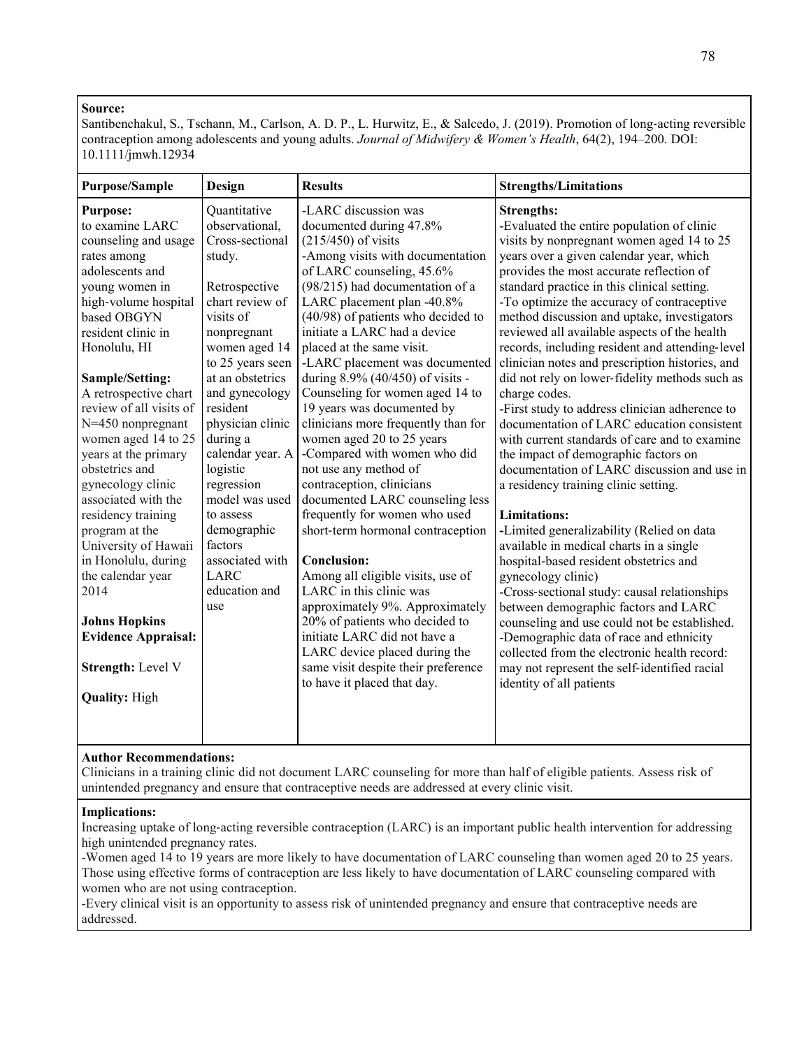**Source:**
Santibenchakul, S., Tschann, M., Carlson, A. D. P., L. Hurwitz, E., & Salcedo, J. (2019). Promotion of long-acting reversible contraception among adolescents and young adults. *Journal of Midwifery & Women's Health*, 64(2), 194–200. DOI: 10.1111/jmwh.12934

| Purpose/Sample | Design | Results | Strengths/Limitations |
|---|---|---|---|
| **Purpose:** to examine LARC counseling and usage rates among adolescents and young women in high-volume hospital based OBGYN resident clinic in Honolulu, HI<br><br>**Sample/Setting:** A retrospective chart review of all visits of N=450 nonpregnant women aged 14 to 25 years at the primary obstetrics and gynecology clinic associated with the residency training program at the University of Hawaii in Honolulu, during the calendar year 2014<br><br>**Johns Hopkins Evidence Appraisal:**<br><br>**Strength:** Level V<br><br>**Quality:** High | Quantitative observational, Cross-sectional study.<br><br>Retrospective chart review of visits of nonpregnant women aged 14 to 25 years seen at an obstetrics and gynecology resident physician clinic during a calendar year. A logistic regression model was used to assess demographic factors associated with LARC education and use | -LARC discussion was documented during 47.8% (215/450) of visits<br>-Among visits with documentation of LARC counseling, 45.6% (98/215) had documentation of a LARC placement plan -40.8% (40/98) of patients who decided to initiate a LARC had a device placed at the same visit.<br>-LARC placement was documented during 8.9% (40/450) of visits - Counseling for women aged 14 to 19 years was documented by clinicians more frequently than for women aged 20 to 25 years<br>-Compared with women who did not use any method of contraception, clinicians documented LARC counseling less frequently for women who used short-term hormonal contraception<br><br>**Conclusion:**<br>Among all eligible visits, use of LARC in this clinic was approximately 9%. Approximately 20% of patients who decided to initiate LARC did not have a LARC device placed during the same visit despite their preference to have it placed that day. | **Strengths:**<br>-Evaluated the entire population of clinic visits by nonpregnant women aged 14 to 25 years over a given calendar year, which provides the most accurate reflection of standard practice in this clinical setting.<br>-To optimize the accuracy of contraceptive method discussion and uptake, investigators reviewed all available aspects of the health records, including resident and attending-level clinician notes and prescription histories, and did not rely on lower-fidelity methods such as charge codes.<br>-First study to address clinician adherence to documentation of LARC education consistent with current standards of care and to examine the impact of demographic factors on documentation of LARC discussion and use in a residency training clinic setting.<br><br>**Limitations:**<br>-Limited generalizability (Relied on data available in medical charts in a single hospital-based resident obstetrics and gynecology clinic)<br>-Cross-sectional study: causal relationships between demographic factors and LARC counseling and use could not be established.<br>-Demographic data of race and ethnicity collected from the electronic health record: may not represent the self-identified racial identity of all patients |

**Author Recommendations:**
Clinicians in a training clinic did not document LARC counseling for more than half of eligible patients. Assess risk of unintended pregnancy and ensure that contraceptive needs are addressed at every clinic visit.

**Implications:**
Increasing uptake of long-acting reversible contraception (LARC) is an important public health intervention for addressing high unintended pregnancy rates.
-Women aged 14 to 19 years are more likely to have documentation of LARC counseling than women aged 20 to 25 years. Those using effective forms of contraception are less likely to have documentation of LARC counseling compared with women who are not using contraception.
-Every clinical visit is an opportunity to assess risk of unintended pregnancy and ensure that contraceptive needs are addressed.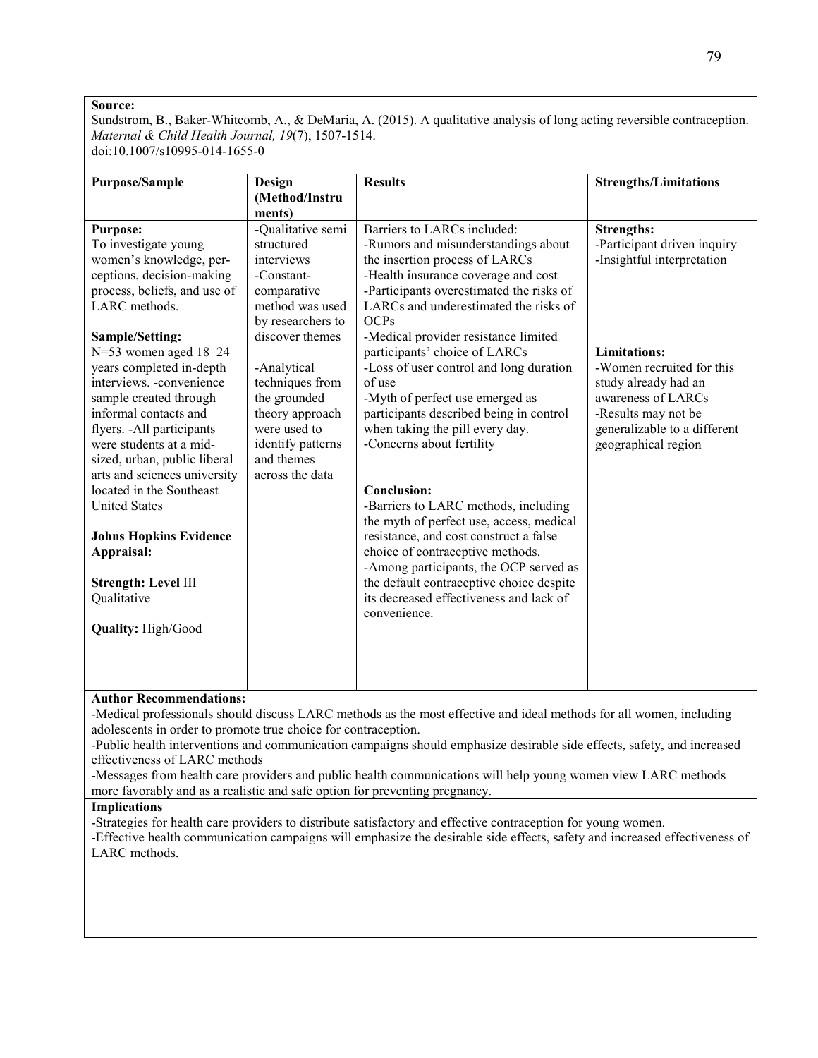**Source:**
Sundstrom, B., Baker-Whitcomb, A., & DeMaria, A. (2015). A qualitative analysis of long acting reversible contraception. *Maternal & Child Health Journal, 19*(7), 1507-1514.
doi:10.1007/s10995-014-1655-0

| Purpose/Sample | Design (Method/Instruments) | Results | Strengths/Limitations |
|---|---|---|---|
| **Purpose:**<br>To investigate young women's knowledge, perceptions, decision-making process, beliefs, and use of LARC methods.<br><br>**Sample/Setting:**<br>N=53 women aged 18–24 years completed in-depth interviews. -convenience sample created through informal contacts and flyers. -All participants were students at a mid-sized, urban, public liberal arts and sciences university located in the Southeast United States<br><br>**Johns Hopkins Evidence Appraisal:**<br><br>**Strength: Level** III Qualitative<br><br>**Quality:** High/Good | -Qualitative semi structured interviews<br>-Constant-comparative method was used by researchers to discover themes<br><br>-Analytical techniques from the grounded theory approach were used to identify patterns and themes across the data | Barriers to LARCs included:<br>-Rumors and misunderstandings about the insertion process of LARCs<br>-Health insurance coverage and cost<br>-Participants overestimated the risks of LARCs and underestimated the risks of OCPs<br>-Medical provider resistance limited participants' choice of LARCs<br>-Loss of user control and long duration of use<br>-Myth of perfect use emerged as participants described being in control when taking the pill every day.<br>-Concerns about fertility<br><br>**Conclusion:**<br>-Barriers to LARC methods, including the myth of perfect use, access, medical resistance, and cost construct a false choice of contraceptive methods.<br>-Among participants, the OCP served as the default contraceptive choice despite its decreased effectiveness and lack of convenience. | **Strengths:**<br>-Participant driven inquiry<br>-Insightful interpretation<br><br>**Limitations:**<br>-Women recruited for this study already had an awareness of LARCs<br>-Results may not be generalizable to a different geographical region |

**Author Recommendations:**
-Medical professionals should discuss LARC methods as the most effective and ideal methods for all women, including adolescents in order to promote true choice for contraception.
-Public health interventions and communication campaigns should emphasize desirable side effects, safety, and increased effectiveness of LARC methods
-Messages from health care providers and public health communications will help young women view LARC methods more favorably and as a realistic and safe option for preventing pregnancy.

**Implications**
-Strategies for health care providers to distribute satisfactory and effective contraception for young women.
-Effective health communication campaigns will emphasize the desirable side effects, safety and increased effectiveness of LARC methods.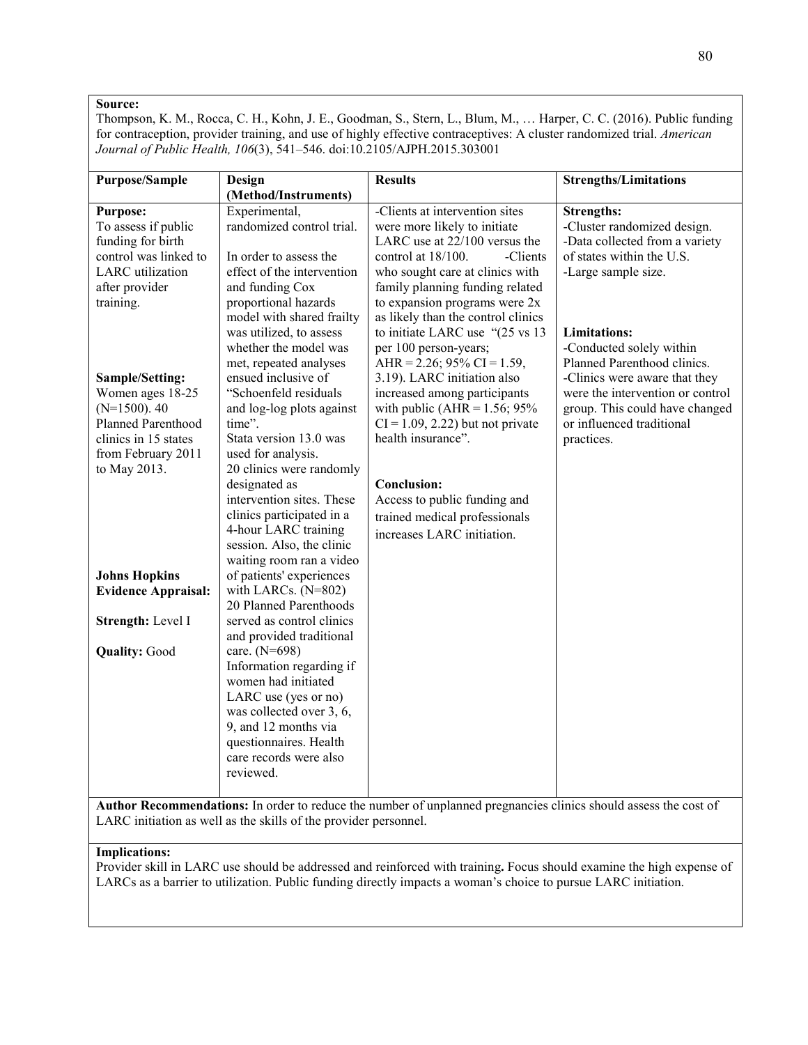**Source:**
Thompson, K. M., Rocca, C. H., Kohn, J. E., Goodman, S., Stern, L., Blum, M., … Harper, C. C. (2016). Public funding for contraception, provider training, and use of highly effective contraceptives: A cluster randomized trial. *American Journal of Public Health, 106*(3), 541–546. doi:10.2105/AJPH.2015.303001

| Purpose/Sample | Design (Method/Instruments) | Results | Strengths/Limitations |
|---|---|---|---|
| **Purpose:**<br>To assess if public funding for birth control was linked to LARC utilization after provider training.<br><br>**Sample/Setting:**<br>Women ages 18-25 (N=1500). 40 Planned Parenthood clinics in 15 states from February 2011 to May 2013.<br><br>**Johns Hopkins Evidence Appraisal:**<br><br>**Strength:** Level I<br><br>**Quality:** Good | Experimental, randomized control trial.<br><br>In order to assess the effect of the intervention and funding Cox proportional hazards model with shared frailty was utilized, to assess whether the model was met, repeated analyses ensued inclusive of "Schoenfeld residuals and log-log plots against time".<br>Stata version 13.0 was used for analysis.<br>20 clinics were randomly designated as intervention sites. These clinics participated in a 4-hour LARC training session. Also, the clinic waiting room ran a video of patients' experiences with LARCs. (N=802)<br>20 Planned Parenthoods served as control clinics and provided traditional care. (N=698)<br>Information regarding if women had initiated LARC use (yes or no) was collected over 3, 6, 9, and 12 months via questionnaires. Health care records were also reviewed. | -Clients at intervention sites were more likely to initiate LARC use at 22/100 versus the control at 18/100. -Clients who sought care at clinics with family planning funding related to expansion programs were 2x as likely than the control clinics to initiate LARC use "(25 vs 13 per 100 person-years; AHR = 2.26; 95% CI = 1.59, 3.19). LARC initiation also increased among participants with public (AHR = 1.56; 95% CI = 1.09, 2.22) but not private health insurance".<br><br>**Conclusion:**<br>Access to public funding and trained medical professionals increases LARC initiation. | **Strengths:**<br>-Cluster randomized design.<br>-Data collected from a variety of states within the U.S.<br>-Large sample size.<br><br>**Limitations:**<br>-Conducted solely within Planned Parenthood clinics.<br>-Clinics were aware that they were the intervention or control group. This could have changed or influenced traditional practices. |

**Author Recommendations:** In order to reduce the number of unplanned pregnancies clinics should assess the cost of LARC initiation as well as the skills of the provider personnel.

**Implications:**
Provider skill in LARC use should be addressed and reinforced with training**.** Focus should examine the high expense of LARCs as a barrier to utilization. Public funding directly impacts a woman's choice to pursue LARC initiation.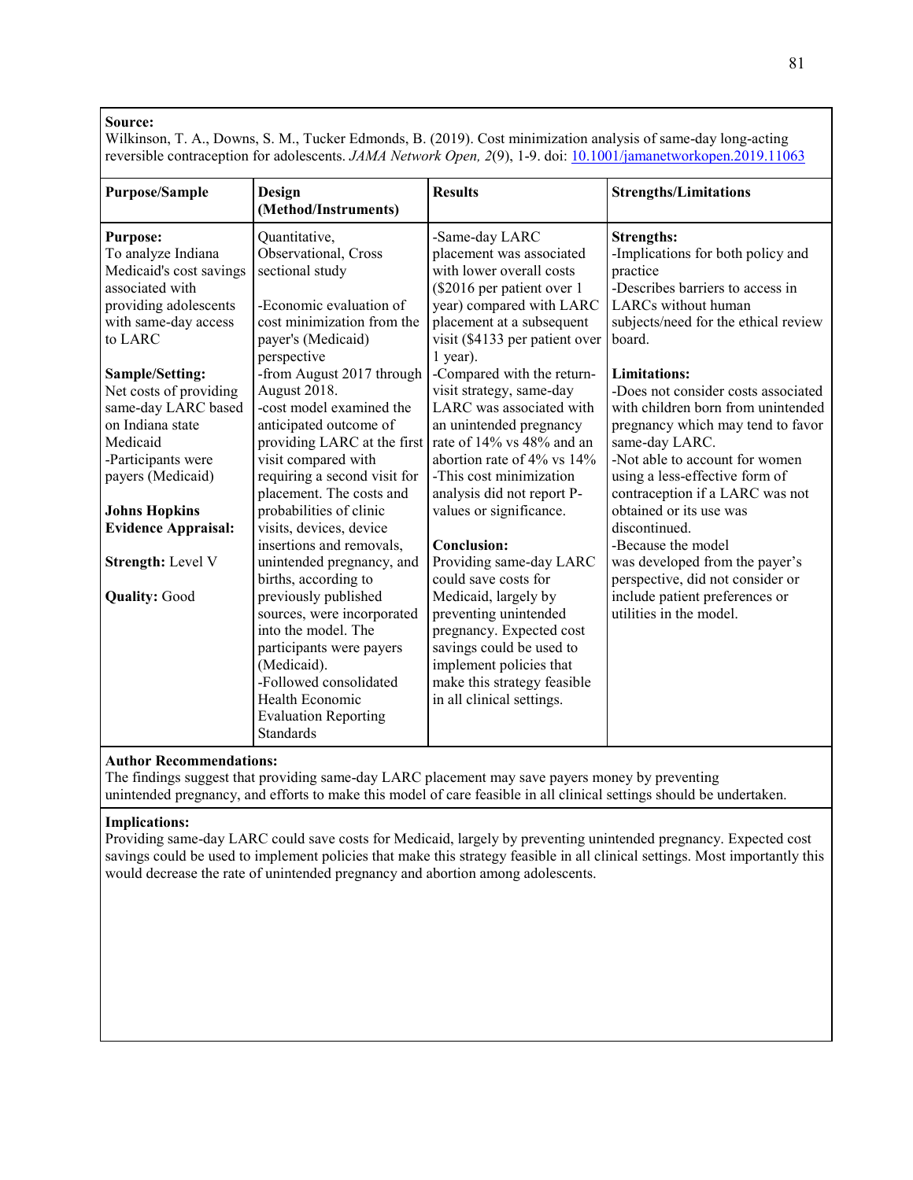**Source:**
Wilkinson, T. A., Downs, S. M., Tucker Edmonds, B. (2019). Cost minimization analysis of same-day long-acting reversible contraception for adolescents. *JAMA Network Open, 2*(9), 1-9. doi: 10.1001/jamanetworkopen.2019.11063

| Purpose/Sample | Design (Method/Instruments) | Results | Strengths/Limitations |
|---|---|---|---|
| **Purpose:**<br>To analyze Indiana Medicaid's cost savings associated with providing adolescents with same-day access to LARC<br><br>**Sample/Setting:**<br>Net costs of providing same-day LARC based on Indiana state Medicaid<br>-Participants were payers (Medicaid)<br><br>**Johns Hopkins Evidence Appraisal:**<br><br>**Strength:** Level V<br><br>**Quality:** Good | Quantitative, Observational, Cross sectional study<br><br>-Economic evaluation of cost minimization from the payer's (Medicaid) perspective<br>-from August 2017 through August 2018.<br>-cost model examined the anticipated outcome of providing LARC at the first visit compared with requiring a second visit for placement. The costs and probabilities of clinic visits, devices, device insertions and removals, unintended pregnancy, and births, according to previously published sources, were incorporated into the model. The participants were payers (Medicaid).<br>-Followed consolidated Health Economic Evaluation Reporting Standards | -Same-day LARC placement was associated with lower overall costs ($2016 per patient over 1 year) compared with LARC placement at a subsequent visit ($4133 per patient over 1 year).<br>-Compared with the return-visit strategy, same-day LARC was associated with an unintended pregnancy rate of 14% vs 48% and an abortion rate of 4% vs 14%<br>-This cost minimization analysis did not report P-values or significance.<br><br>**Conclusion:**<br>Providing same-day LARC could save costs for Medicaid, largely by preventing unintended pregnancy. Expected cost savings could be used to implement policies that make this strategy feasible in all clinical settings. | **Strengths:**<br>-Implications for both policy and practice<br>-Describes barriers to access in LARCs without human subjects/need for the ethical review board.<br><br>**Limitations:**<br>-Does not consider costs associated with children born from unintended pregnancy which may tend to favor same-day LARC.<br>-Not able to account for women using a less-effective form of contraception if a LARC was not obtained or its use was discontinued.<br>-Because the model was developed from the payer's perspective, did not consider or include patient preferences or utilities in the model. |

**Author Recommendations:**
The findings suggest that providing same-day LARC placement may save payers money by preventing unintended pregnancy, and efforts to make this model of care feasible in all clinical settings should be undertaken.

**Implications:**
Providing same-day LARC could save costs for Medicaid, largely by preventing unintended pregnancy. Expected cost savings could be used to implement policies that make this strategy feasible in all clinical settings. Most importantly this would decrease the rate of unintended pregnancy and abortion among adolescents.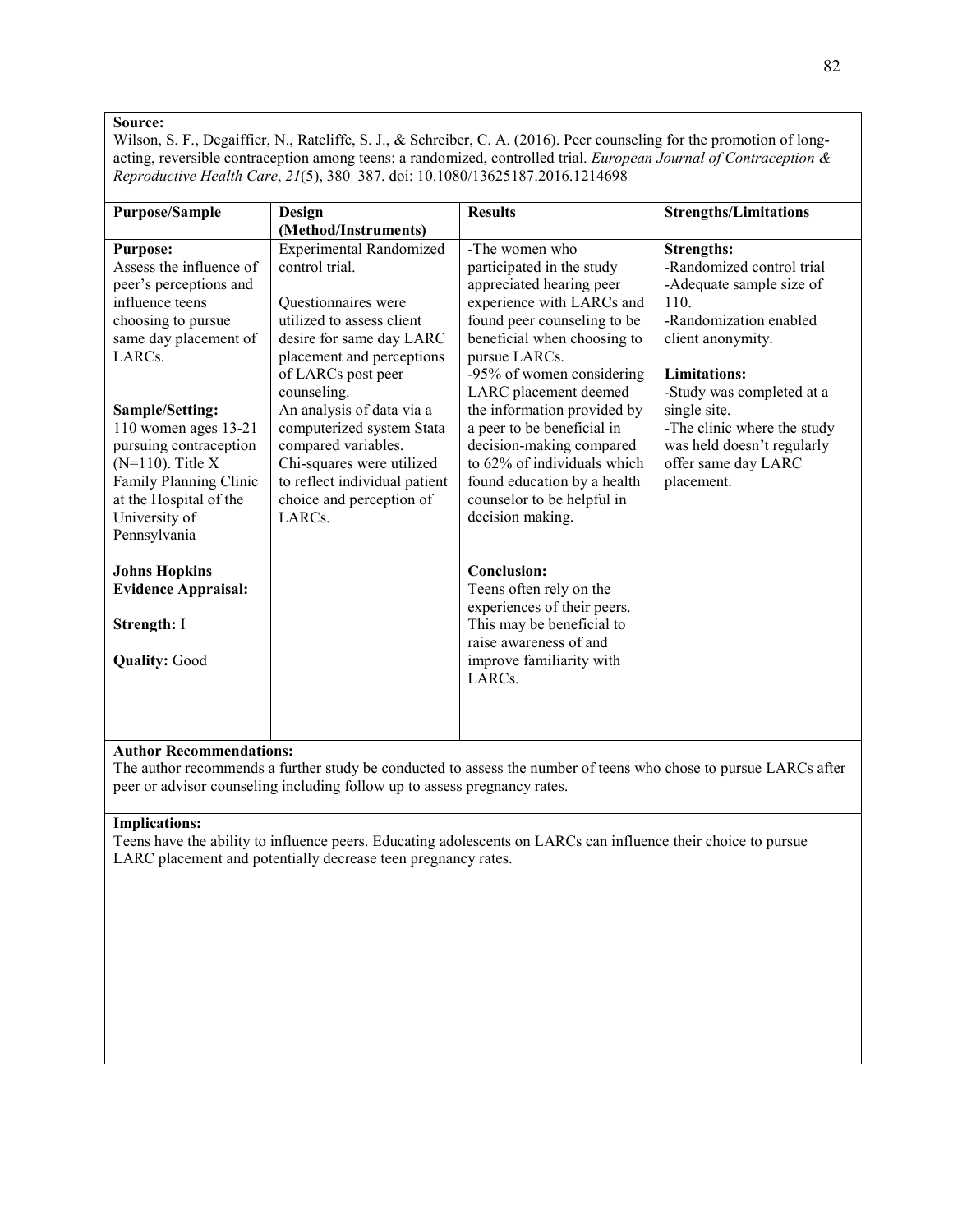**Source:**
Wilson, S. F., Degaiffier, N., Ratcliffe, S. J., & Schreiber, C. A. (2016). Peer counseling for the promotion of long-acting, reversible contraception among teens: a randomized, controlled trial. *European Journal of Contraception & Reproductive Health Care*, *21*(5), 380–387. doi: 10.1080/13625187.2016.1214698

| Purpose/Sample | Design (Method/Instruments) | Results | Strengths/Limitations |
|---|---|---|---|
| **Purpose:**<br>Assess the influence of peer's perceptions and influence teens choosing to pursue same day placement of LARCs.<br><br>**Sample/Setting:**<br>110 women ages 13-21 pursuing contraception (N=110). Title X Family Planning Clinic at the Hospital of the University of Pennsylvania<br><br>**Johns Hopkins Evidence Appraisal:**<br><br>**Strength:** I<br><br>**Quality:** Good | Experimental Randomized control trial.<br><br>Questionnaires were utilized to assess client desire for same day LARC placement and perceptions of LARCs post peer counseling.<br>An analysis of data via a computerized system Stata compared variables.<br>Chi-squares were utilized to reflect individual patient choice and perception of LARCs. | -The women who participated in the study appreciated hearing peer experience with LARCs and found peer counseling to be beneficial when choosing to pursue LARCs.<br>-95% of women considering LARC placement deemed the information provided by a peer to be beneficial in decision-making compared to 62% of individuals which found education by a health counselor to be helpful in decision making.<br><br>**Conclusion:**<br>Teens often rely on the experiences of their peers. This may be beneficial to raise awareness of and improve familiarity with LARCs. | **Strengths:**<br>-Randomized control trial<br>-Adequate sample size of 110.<br>-Randomization enabled client anonymity.<br><br>**Limitations:**<br>-Study was completed at a single site.<br>-The clinic where the study was held doesn't regularly offer same day LARC placement. |

**Author Recommendations:**
The author recommends a further study be conducted to assess the number of teens who chose to pursue LARCs after peer or advisor counseling including follow up to assess pregnancy rates.

**Implications:**
Teens have the ability to influence peers. Educating adolescents on LARCs can influence their choice to pursue LARC placement and potentially decrease teen pregnancy rates.